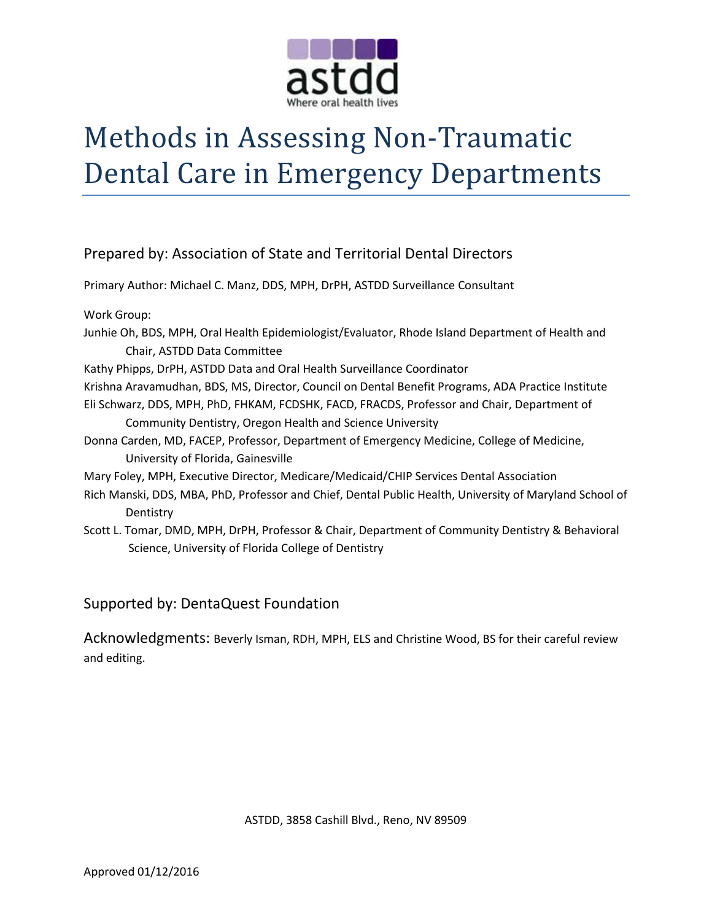astdd

Where oral health lives

# Methods in Assessing Non-Traumatic Dental Care in Emergency Departments

## Prepared by: Association of State and Territorial Dental Directors

Primary Author: Michael C. Manz, DDS, MPH, DrPH, ASTDD Surveillance Consultant

Work Group:

Junhie Oh, BDS, MPH, Oral Health Epidemiologist/Evaluator, Rhode Island Department of Health and Chair, ASTDD Data Committee

Kathy Phipps, DrPH, ASTDD Data and Oral Health Surveillance Coordinator

Krishna Aravamudhan, BDS, MS, Director, Council on Dental Benefit Programs, ADA Practice Institute

Eli Schwarz, DDS, MPH, PhD, FHKAM, FCDSHK, FACD, FRACDS, Professor and Chair, Department of Community Dentistry, Oregon Health and Science University

Donna Carden, MD, FACEP, Professor, Department of Emergency Medicine, College of Medicine, University of Florida, Gainesville

Mary Foley, MPH, Executive Director, Medicare/Medicaid/CHIP Services Dental Association

Rich Manski, DDS, MBA, PhD, Professor and Chief, Dental Public Health, University of Maryland School of Dentistry

Scott L. Tomar, DMD, MPH, DrPH, Professor & Chair, Department of Community Dentistry & Behavioral Science, University of Florida College of Dentistry

## Supported by: DentaQuest Foundation

**Acknowledgments:** Beverly Isman, RDH, MPH, ELS and Christine Wood, BS for their careful review and editing.

ASTDD, 3858 Cashill Blvd., Reno, NV 89509

Approved 01/12/2016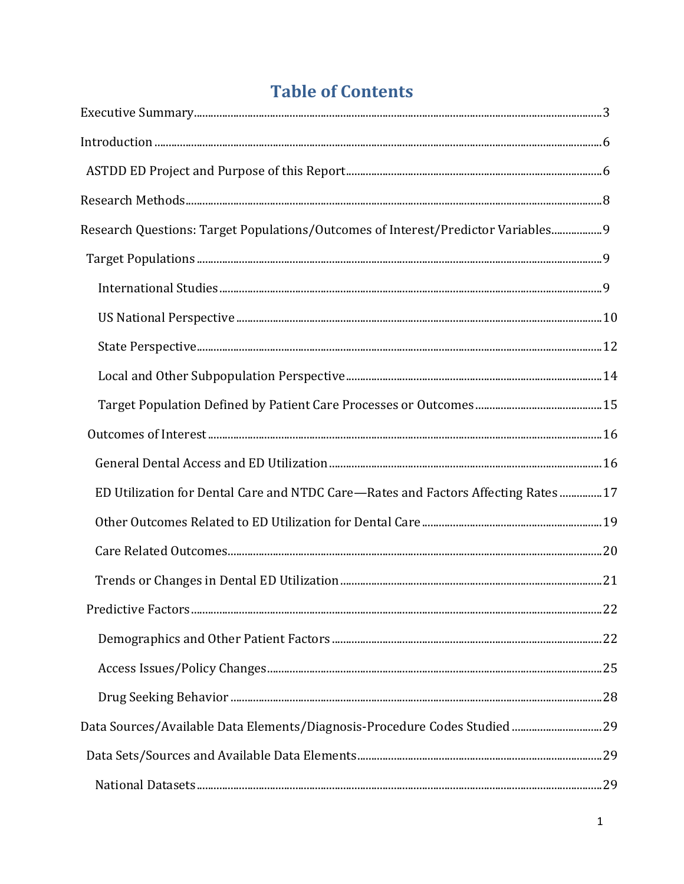# Table of Contents

Executive Summary....................3

Introduction....................6

- ASTDD ED Project and Purpose of this Report....................6

Research Methods....................8

Research Questions: Target Populations/Outcomes of Interest/Predictor Variables....................9

- Target Populations....................9
  - International Studies....................9
  - US National Perspective....................10
  - State Perspective....................12
  - Local and Other Subpopulation Perspective....................14
  - Target Population Defined by Patient Care Processes or Outcomes....................15
- Outcomes of Interest....................16
  - General Dental Access and ED Utilization....................16
  - ED Utilization for Dental Care and NTDC Care—Rates and Factors Affecting Rates....................17
  - Other Outcomes Related to ED Utilization for Dental Care....................19
  - Care Related Outcomes....................20
  - Trends or Changes in Dental ED Utilization....................21
- Predictive Factors....................22
  - Demographics and Other Patient Factors....................22
  - Access Issues/Policy Changes....................25
  - Drug Seeking Behavior....................28

Data Sources/Available Data Elements/Diagnosis-Procedure Codes Studied....................29

- Data Sets/Sources and Available Data Elements....................29
  - National Datasets....................29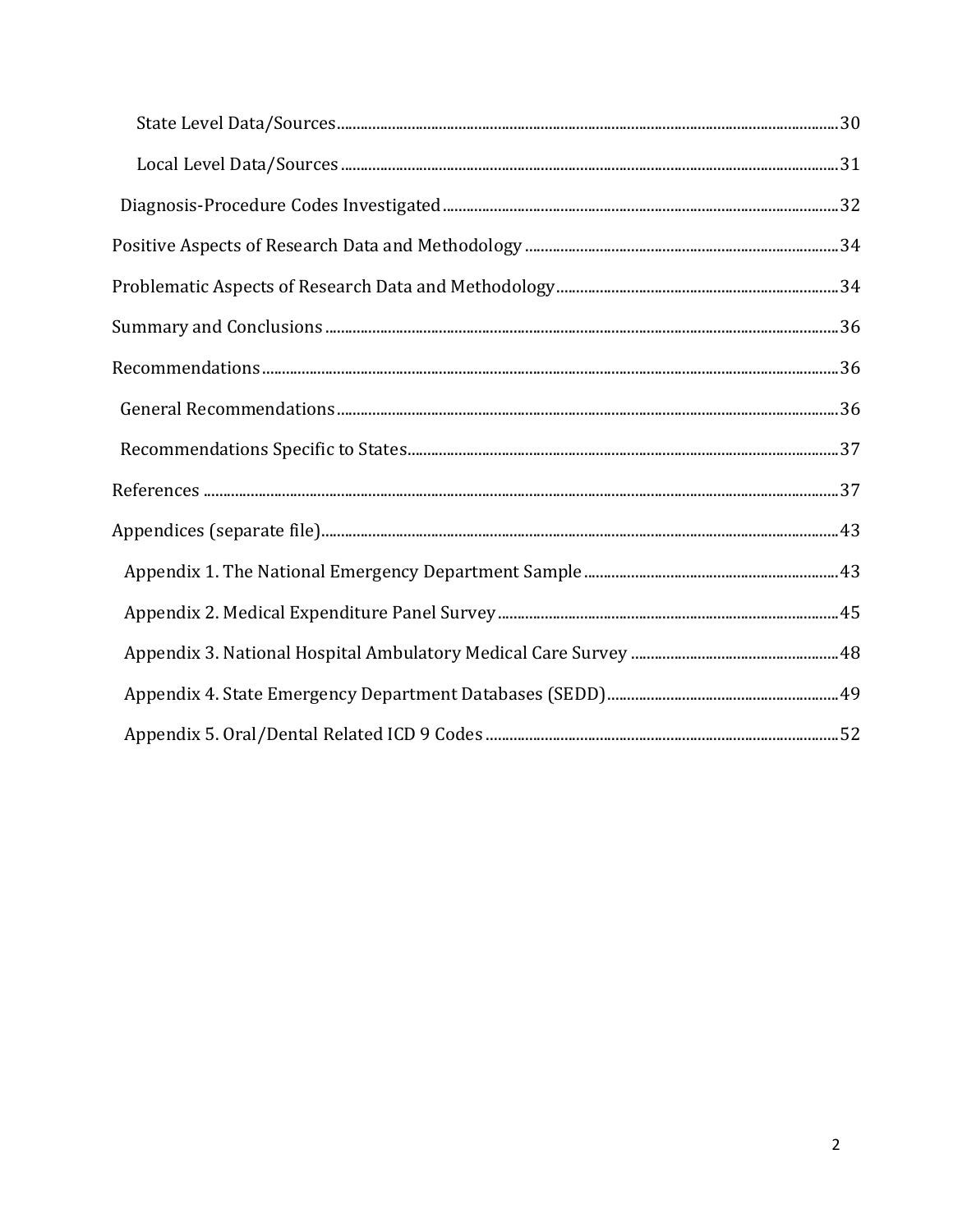State Level Data/Sources ........................................ 30

Local Level Data/Sources ........................................ 31

Diagnosis-Procedure Codes Investigated ........................................ 32

Positive Aspects of Research Data and Methodology ........................................ 34

Problematic Aspects of Research Data and Methodology ........................................ 34

Summary and Conclusions ........................................ 36

Recommendations ........................................ 36

General Recommendations ........................................ 36

Recommendations Specific to States ........................................ 37

References ........................................ 37

Appendices (separate file) ........................................ 43

Appendix 1. The National Emergency Department Sample ........................................ 43

Appendix 2. Medical Expenditure Panel Survey ........................................ 45

Appendix 3. National Hospital Ambulatory Medical Care Survey ........................................ 48

Appendix 4. State Emergency Department Databases (SEDD) ........................................ 49

Appendix 5. Oral/Dental Related ICD 9 Codes ........................................ 52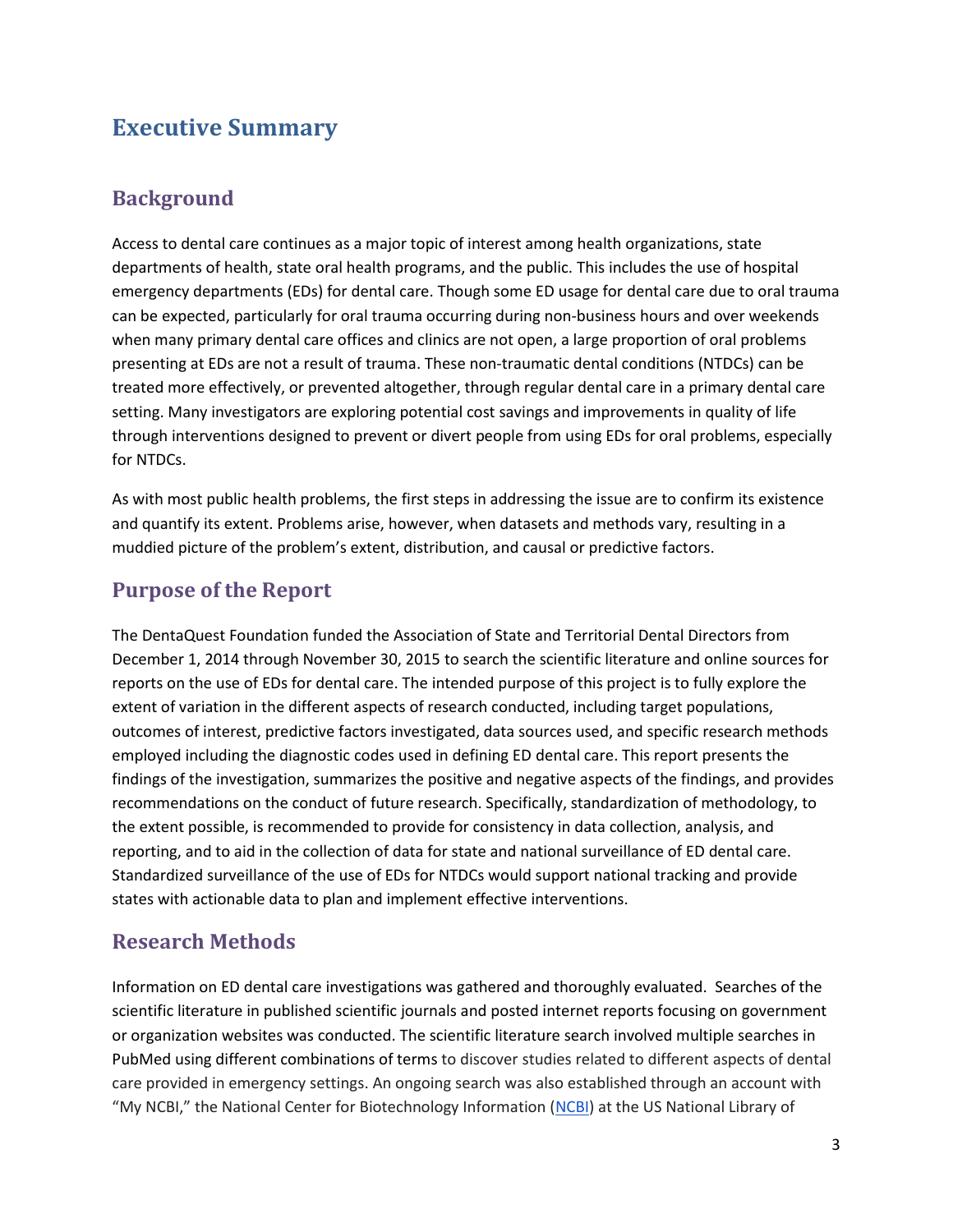# Executive Summary

## Background

Access to dental care continues as a major topic of interest among health organizations, state departments of health, state oral health programs, and the public. This includes the use of hospital emergency departments (EDs) for dental care. Though some ED usage for dental care due to oral trauma can be expected, particularly for oral trauma occurring during non-business hours and over weekends when many primary dental care offices and clinics are not open, a large proportion of oral problems presenting at EDs are not a result of trauma. These non-traumatic dental conditions (NTDCs) can be treated more effectively, or prevented altogether, through regular dental care in a primary dental care setting. Many investigators are exploring potential cost savings and improvements in quality of life through interventions designed to prevent or divert people from using EDs for oral problems, especially for NTDCs.

As with most public health problems, the first steps in addressing the issue are to confirm its existence and quantify its extent. Problems arise, however, when datasets and methods vary, resulting in a muddied picture of the problem's extent, distribution, and causal or predictive factors.

## Purpose of the Report

The DentaQuest Foundation funded the Association of State and Territorial Dental Directors from December 1, 2014 through November 30, 2015 to search the scientific literature and online sources for reports on the use of EDs for dental care. The intended purpose of this project is to fully explore the extent of variation in the different aspects of research conducted, including target populations, outcomes of interest, predictive factors investigated, data sources used, and specific research methods employed including the diagnostic codes used in defining ED dental care. This report presents the findings of the investigation, summarizes the positive and negative aspects of the findings, and provides recommendations on the conduct of future research. Specifically, standardization of methodology, to the extent possible, is recommended to provide for consistency in data collection, analysis, and reporting, and to aid in the collection of data for state and national surveillance of ED dental care. Standardized surveillance of the use of EDs for NTDCs would support national tracking and provide states with actionable data to plan and implement effective interventions.

## Research Methods

Information on ED dental care investigations was gathered and thoroughly evaluated. Searches of the scientific literature in published scientific journals and posted internet reports focusing on government or organization websites was conducted. The scientific literature search involved multiple searches in PubMed using different combinations of terms to discover studies related to different aspects of dental care provided in emergency settings. An ongoing search was also established through an account with "My NCBI," the National Center for Biotechnology Information (NCBI) at the US National Library of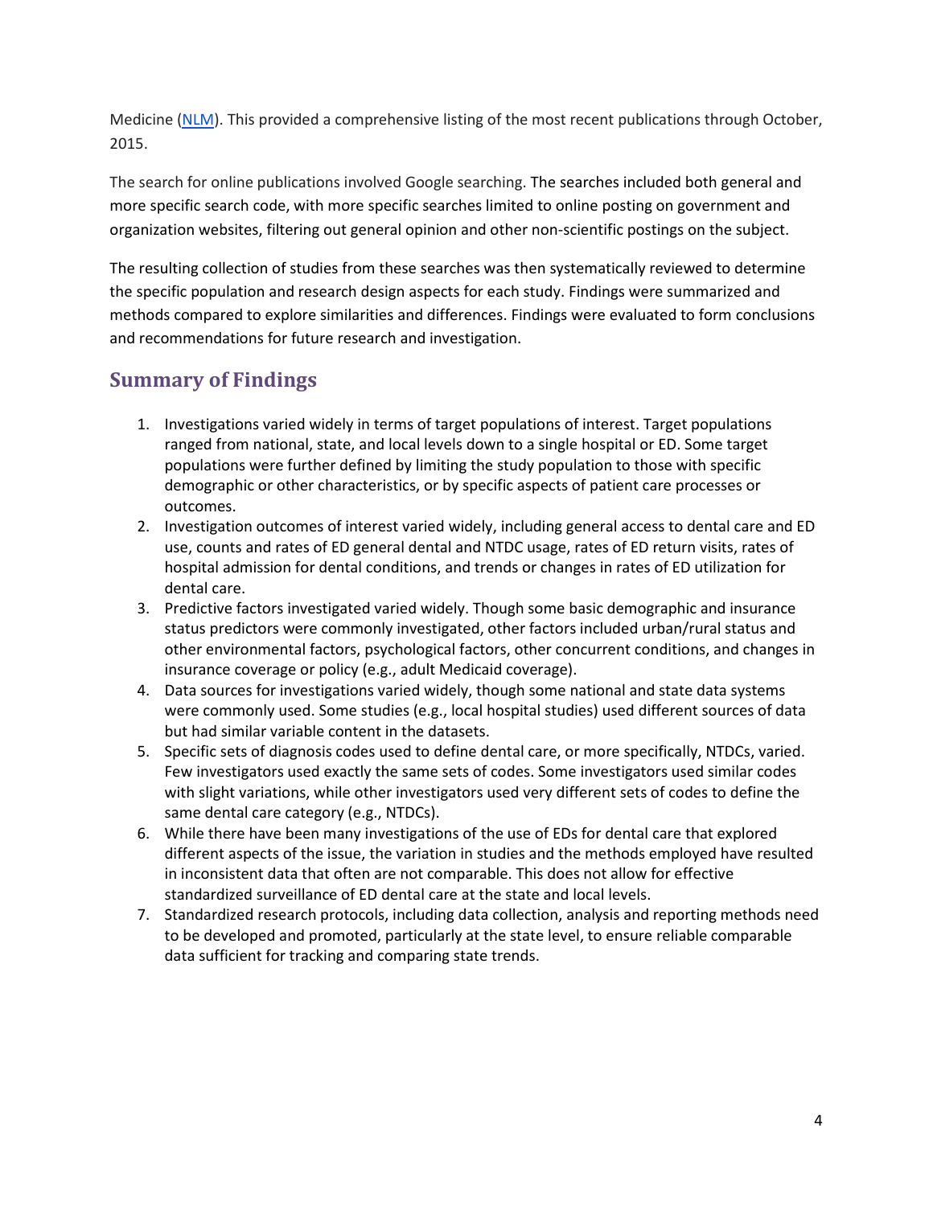Medicine (NLM). This provided a comprehensive listing of the most recent publications through October, 2015.

The search for online publications involved Google searching. The searches included both general and more specific search code, with more specific searches limited to online posting on government and organization websites, filtering out general opinion and other non-scientific postings on the subject.

The resulting collection of studies from these searches was then systematically reviewed to determine the specific population and research design aspects for each study. Findings were summarized and methods compared to explore similarities and differences. Findings were evaluated to form conclusions and recommendations for future research and investigation.

## Summary of Findings

1. Investigations varied widely in terms of target populations of interest. Target populations ranged from national, state, and local levels down to a single hospital or ED. Some target populations were further defined by limiting the study population to those with specific demographic or other characteristics, or by specific aspects of patient care processes or outcomes.
2. Investigation outcomes of interest varied widely, including general access to dental care and ED use, counts and rates of ED general dental and NTDC usage, rates of ED return visits, rates of hospital admission for dental conditions, and trends or changes in rates of ED utilization for dental care.
3. Predictive factors investigated varied widely. Though some basic demographic and insurance status predictors were commonly investigated, other factors included urban/rural status and other environmental factors, psychological factors, other concurrent conditions, and changes in insurance coverage or policy (e.g., adult Medicaid coverage).
4. Data sources for investigations varied widely, though some national and state data systems were commonly used. Some studies (e.g., local hospital studies) used different sources of data but had similar variable content in the datasets.
5. Specific sets of diagnosis codes used to define dental care, or more specifically, NTDCs, varied. Few investigators used exactly the same sets of codes. Some investigators used similar codes with slight variations, while other investigators used very different sets of codes to define the same dental care category (e.g., NTDCs).
6. While there have been many investigations of the use of EDs for dental care that explored different aspects of the issue, the variation in studies and the methods employed have resulted in inconsistent data that often are not comparable. This does not allow for effective standardized surveillance of ED dental care at the state and local levels.
7. Standardized research protocols, including data collection, analysis and reporting methods need to be developed and promoted, particularly at the state level, to ensure reliable comparable data sufficient for tracking and comparing state trends.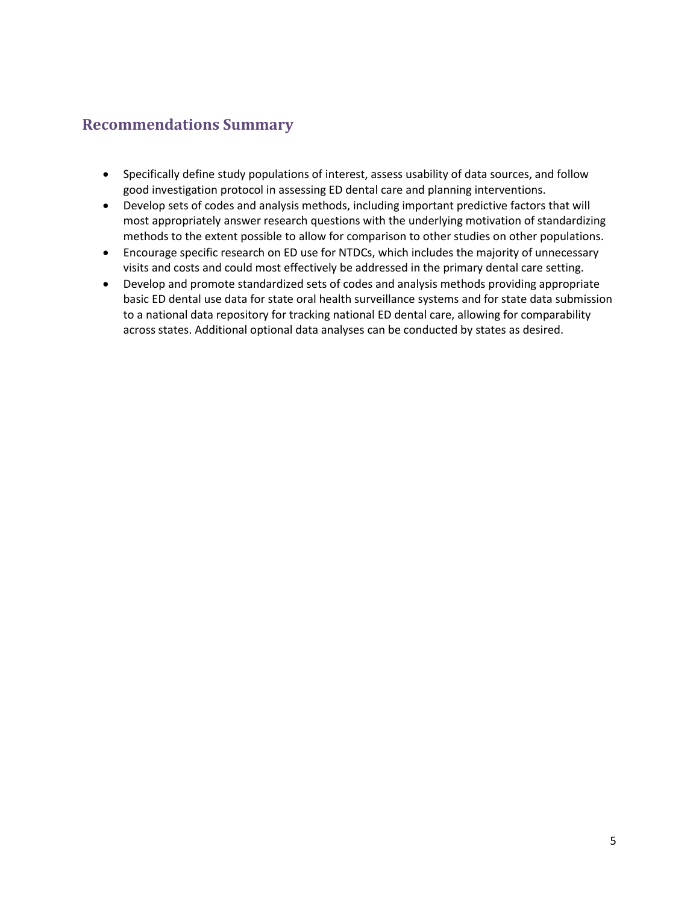## Recommendations Summary

- Specifically define study populations of interest, assess usability of data sources, and follow good investigation protocol in assessing ED dental care and planning interventions.
- Develop sets of codes and analysis methods, including important predictive factors that will most appropriately answer research questions with the underlying motivation of standardizing methods to the extent possible to allow for comparison to other studies on other populations.
- Encourage specific research on ED use for NTDCs, which includes the majority of unnecessary visits and costs and could most effectively be addressed in the primary dental care setting.
- Develop and promote standardized sets of codes and analysis methods providing appropriate basic ED dental use data for state oral health surveillance systems and for state data submission to a national data repository for tracking national ED dental care, allowing for comparability across states. Additional optional data analyses can be conducted by states as desired.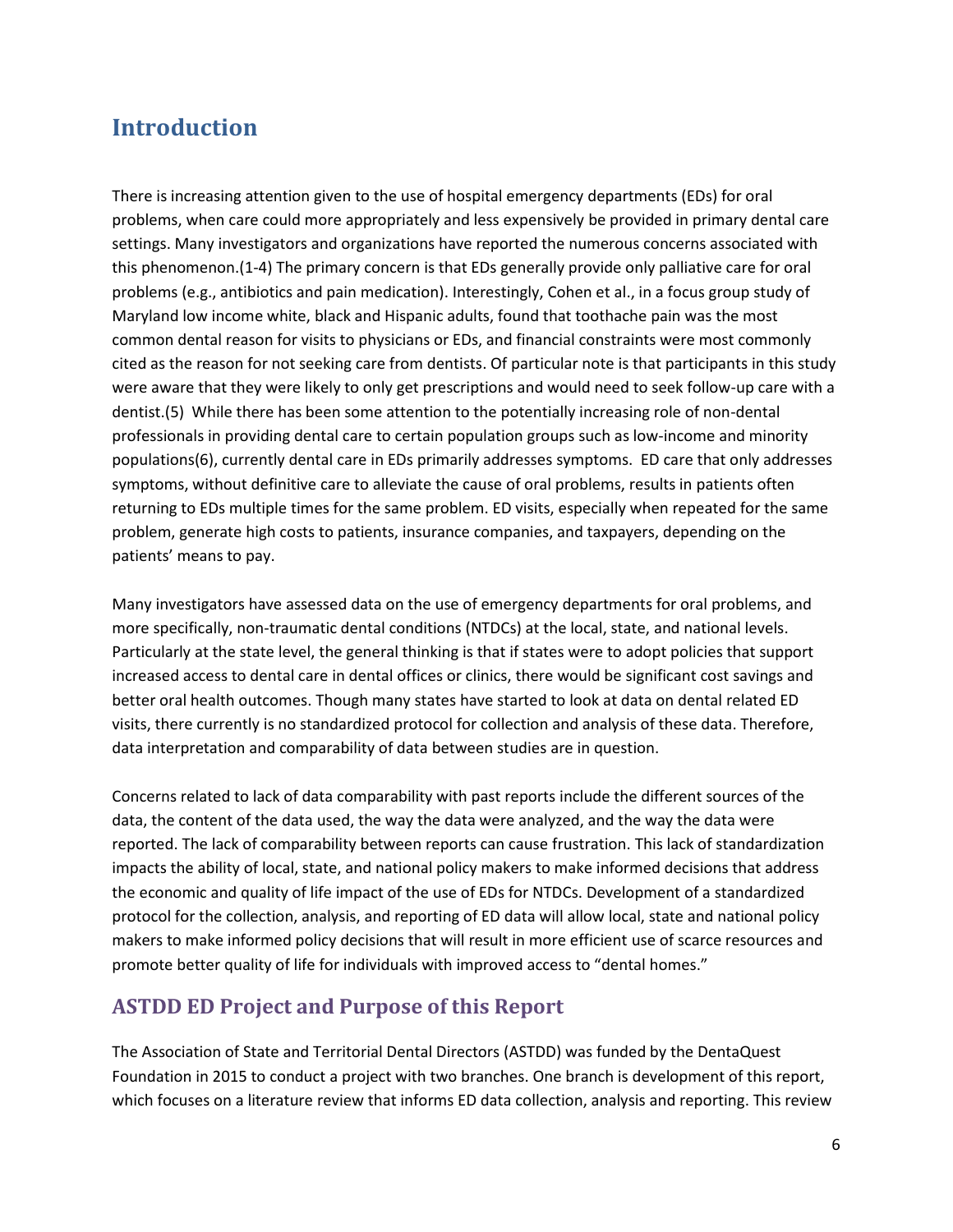## Introduction

There is increasing attention given to the use of hospital emergency departments (EDs) for oral problems, when care could more appropriately and less expensively be provided in primary dental care settings. Many investigators and organizations have reported the numerous concerns associated with this phenomenon.(1-4) The primary concern is that EDs generally provide only palliative care for oral problems (e.g., antibiotics and pain medication). Interestingly, Cohen et al., in a focus group study of Maryland low income white, black and Hispanic adults, found that toothache pain was the most common dental reason for visits to physicians or EDs, and financial constraints were most commonly cited as the reason for not seeking care from dentists. Of particular note is that participants in this study were aware that they were likely to only get prescriptions and would need to seek follow-up care with a dentist.(5) While there has been some attention to the potentially increasing role of non-dental professionals in providing dental care to certain population groups such as low-income and minority populations(6), currently dental care in EDs primarily addresses symptoms. ED care that only addresses symptoms, without definitive care to alleviate the cause of oral problems, results in patients often returning to EDs multiple times for the same problem. ED visits, especially when repeated for the same problem, generate high costs to patients, insurance companies, and taxpayers, depending on the patients' means to pay.

Many investigators have assessed data on the use of emergency departments for oral problems, and more specifically, non-traumatic dental conditions (NTDCs) at the local, state, and national levels. Particularly at the state level, the general thinking is that if states were to adopt policies that support increased access to dental care in dental offices or clinics, there would be significant cost savings and better oral health outcomes. Though many states have started to look at data on dental related ED visits, there currently is no standardized protocol for collection and analysis of these data. Therefore, data interpretation and comparability of data between studies are in question.

Concerns related to lack of data comparability with past reports include the different sources of the data, the content of the data used, the way the data were analyzed, and the way the data were reported. The lack of comparability between reports can cause frustration. This lack of standardization impacts the ability of local, state, and national policy makers to make informed decisions that address the economic and quality of life impact of the use of EDs for NTDCs. Development of a standardized protocol for the collection, analysis, and reporting of ED data will allow local, state and national policy makers to make informed policy decisions that will result in more efficient use of scarce resources and promote better quality of life for individuals with improved access to "dental homes."

### ASTDD ED Project and Purpose of this Report

The Association of State and Territorial Dental Directors (ASTDD) was funded by the DentaQuest Foundation in 2015 to conduct a project with two branches. One branch is development of this report, which focuses on a literature review that informs ED data collection, analysis and reporting. This review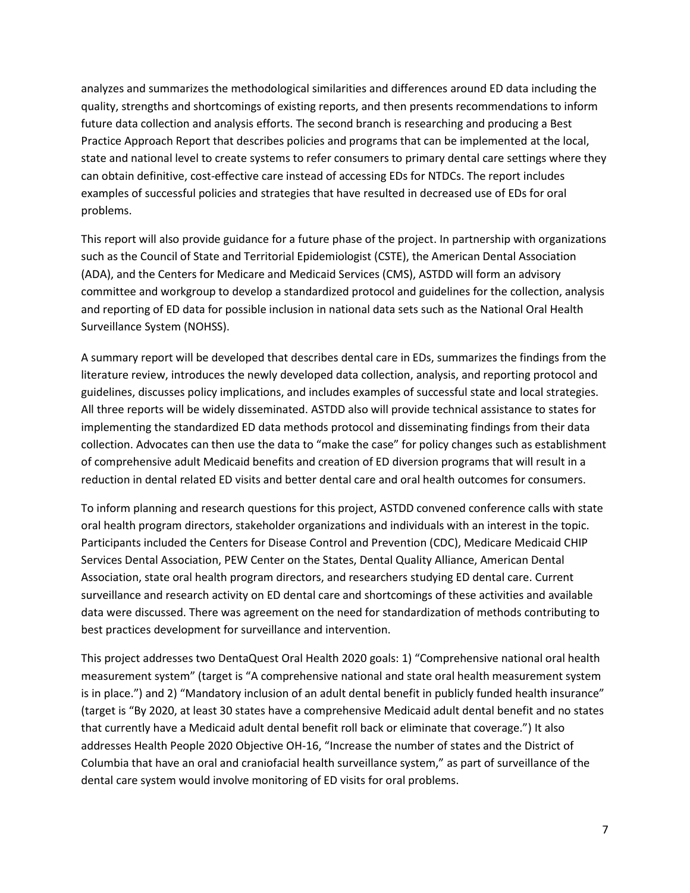analyzes and summarizes the methodological similarities and differences around ED data including the quality, strengths and shortcomings of existing reports, and then presents recommendations to inform future data collection and analysis efforts. The second branch is researching and producing a Best Practice Approach Report that describes policies and programs that can be implemented at the local, state and national level to create systems to refer consumers to primary dental care settings where they can obtain definitive, cost-effective care instead of accessing EDs for NTDCs. The report includes examples of successful policies and strategies that have resulted in decreased use of EDs for oral problems.

This report will also provide guidance for a future phase of the project. In partnership with organizations such as the Council of State and Territorial Epidemiologist (CSTE), the American Dental Association (ADA), and the Centers for Medicare and Medicaid Services (CMS), ASTDD will form an advisory committee and workgroup to develop a standardized protocol and guidelines for the collection, analysis and reporting of ED data for possible inclusion in national data sets such as the National Oral Health Surveillance System (NOHSS).

A summary report will be developed that describes dental care in EDs, summarizes the findings from the literature review, introduces the newly developed data collection, analysis, and reporting protocol and guidelines, discusses policy implications, and includes examples of successful state and local strategies. All three reports will be widely disseminated. ASTDD also will provide technical assistance to states for implementing the standardized ED data methods protocol and disseminating findings from their data collection. Advocates can then use the data to "make the case" for policy changes such as establishment of comprehensive adult Medicaid benefits and creation of ED diversion programs that will result in a reduction in dental related ED visits and better dental care and oral health outcomes for consumers.

To inform planning and research questions for this project, ASTDD convened conference calls with state oral health program directors, stakeholder organizations and individuals with an interest in the topic. Participants included the Centers for Disease Control and Prevention (CDC), Medicare Medicaid CHIP Services Dental Association, PEW Center on the States, Dental Quality Alliance, American Dental Association, state oral health program directors, and researchers studying ED dental care. Current surveillance and research activity on ED dental care and shortcomings of these activities and available data were discussed. There was agreement on the need for standardization of methods contributing to best practices development for surveillance and intervention.

This project addresses two DentaQuest Oral Health 2020 goals: 1) "Comprehensive national oral health measurement system" (target is "A comprehensive national and state oral health measurement system is in place.") and 2) "Mandatory inclusion of an adult dental benefit in publicly funded health insurance" (target is "By 2020, at least 30 states have a comprehensive Medicaid adult dental benefit and no states that currently have a Medicaid adult dental benefit roll back or eliminate that coverage.") It also addresses Health People 2020 Objective OH-16, "Increase the number of states and the District of Columbia that have an oral and craniofacial health surveillance system," as part of surveillance of the dental care system would involve monitoring of ED visits for oral problems.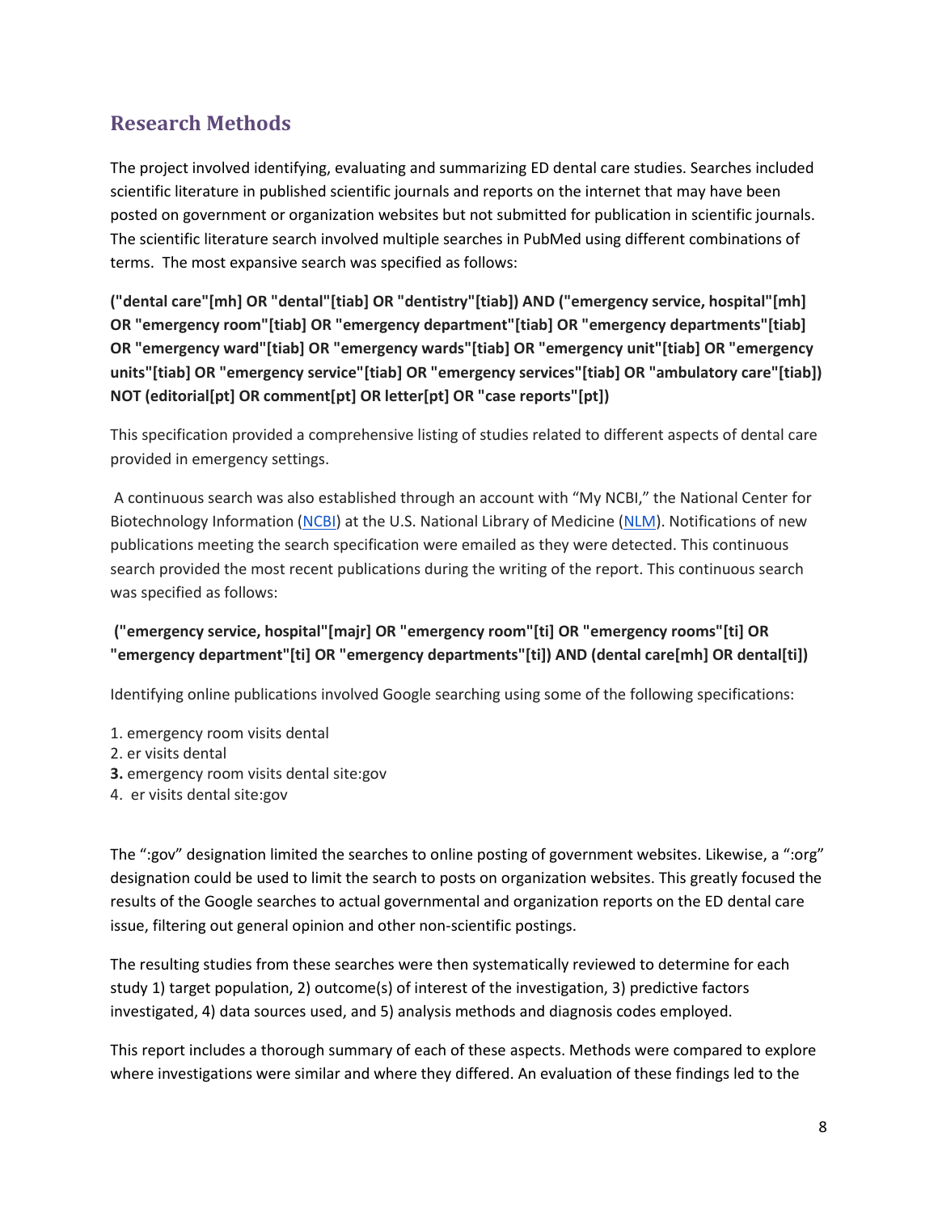## Research Methods

The project involved identifying, evaluating and summarizing ED dental care studies. Searches included scientific literature in published scientific journals and reports on the internet that may have been posted on government or organization websites but not submitted for publication in scientific journals. The scientific literature search involved multiple searches in PubMed using different combinations of terms. The most expansive search was specified as follows:

**("dental care"[mh] OR "dental"[tiab] OR "dentistry"[tiab]) AND ("emergency service, hospital"[mh] OR "emergency room"[tiab] OR "emergency department"[tiab] OR "emergency departments"[tiab] OR "emergency ward"[tiab] OR "emergency wards"[tiab] OR "emergency unit"[tiab] OR "emergency units"[tiab] OR "emergency service"[tiab] OR "emergency services"[tiab] OR "ambulatory care"[tiab]) NOT (editorial[pt] OR comment[pt] OR letter[pt] OR "case reports"[pt])**

This specification provided a comprehensive listing of studies related to different aspects of dental care provided in emergency settings.

A continuous search was also established through an account with "My NCBI," the National Center for Biotechnology Information (NCBI) at the U.S. National Library of Medicine (NLM). Notifications of new publications meeting the search specification were emailed as they were detected. This continuous search provided the most recent publications during the writing of the report. This continuous search was specified as follows:

**("emergency service, hospital"[majr] OR "emergency room"[ti] OR "emergency rooms"[ti] OR "emergency department"[ti] OR "emergency departments"[ti]) AND (dental care[mh] OR dental[ti])**

Identifying online publications involved Google searching using some of the following specifications:

1. emergency room visits dental
2. er visits dental
3. emergency room visits dental site:gov
4. er visits dental site:gov

The ":gov" designation limited the searches to online posting of government websites. Likewise, a ":org" designation could be used to limit the search to posts on organization websites. This greatly focused the results of the Google searches to actual governmental and organization reports on the ED dental care issue, filtering out general opinion and other non-scientific postings.

The resulting studies from these searches were then systematically reviewed to determine for each study 1) target population, 2) outcome(s) of interest of the investigation, 3) predictive factors investigated, 4) data sources used, and 5) analysis methods and diagnosis codes employed.

This report includes a thorough summary of each of these aspects. Methods were compared to explore where investigations were similar and where they differed. An evaluation of these findings led to the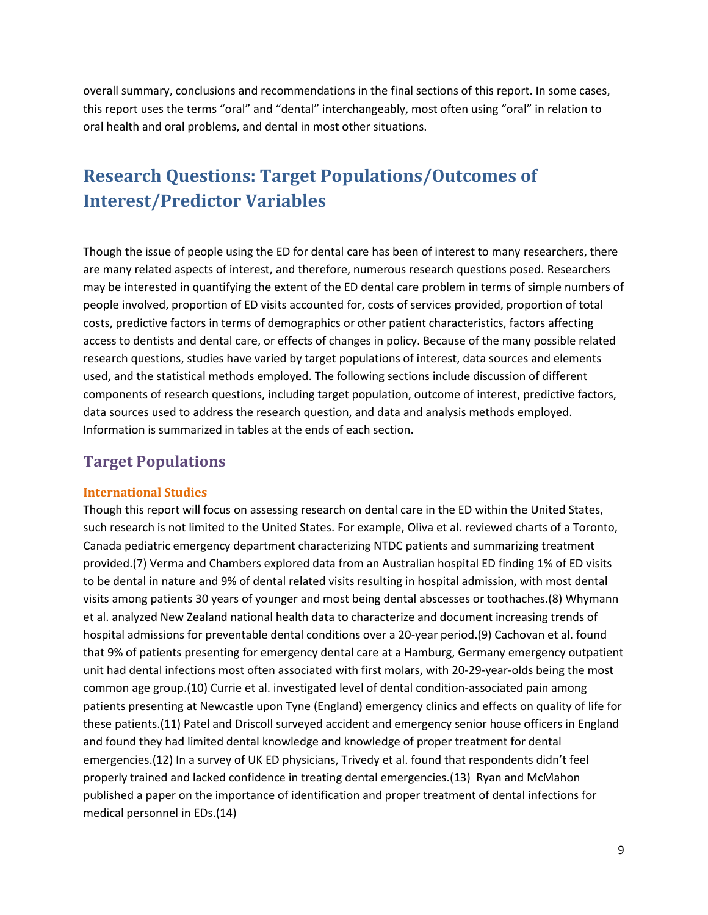overall summary, conclusions and recommendations in the final sections of this report. In some cases, this report uses the terms "oral" and "dental" interchangeably, most often using "oral" in relation to oral health and oral problems, and dental in most other situations.

# Research Questions: Target Populations/Outcomes of Interest/Predictor Variables

Though the issue of people using the ED for dental care has been of interest to many researchers, there are many related aspects of interest, and therefore, numerous research questions posed. Researchers may be interested in quantifying the extent of the ED dental care problem in terms of simple numbers of people involved, proportion of ED visits accounted for, costs of services provided, proportion of total costs, predictive factors in terms of demographics or other patient characteristics, factors affecting access to dentists and dental care, or effects of changes in policy. Because of the many possible related research questions, studies have varied by target populations of interest, data sources and elements used, and the statistical methods employed. The following sections include discussion of different components of research questions, including target population, outcome of interest, predictive factors, data sources used to address the research question, and data and analysis methods employed. Information is summarized in tables at the ends of each section.

## Target Populations

### International Studies

Though this report will focus on assessing research on dental care in the ED within the United States, such research is not limited to the United States. For example, Oliva et al. reviewed charts of a Toronto, Canada pediatric emergency department characterizing NTDC patients and summarizing treatment provided.(7) Verma and Chambers explored data from an Australian hospital ED finding 1% of ED visits to be dental in nature and 9% of dental related visits resulting in hospital admission, with most dental visits among patients 30 years of younger and most being dental abscesses or toothaches.(8) Whymann et al. analyzed New Zealand national health data to characterize and document increasing trends of hospital admissions for preventable dental conditions over a 20-year period.(9) Cachovan et al. found that 9% of patients presenting for emergency dental care at a Hamburg, Germany emergency outpatient unit had dental infections most often associated with first molars, with 20-29-year-olds being the most common age group.(10) Currie et al. investigated level of dental condition-associated pain among patients presenting at Newcastle upon Tyne (England) emergency clinics and effects on quality of life for these patients.(11) Patel and Driscoll surveyed accident and emergency senior house officers in England and found they had limited dental knowledge and knowledge of proper treatment for dental emergencies.(12) In a survey of UK ED physicians, Trivedy et al. found that respondents didn't feel properly trained and lacked confidence in treating dental emergencies.(13) Ryan and McMahon published a paper on the importance of identification and proper treatment of dental infections for medical personnel in EDs.(14)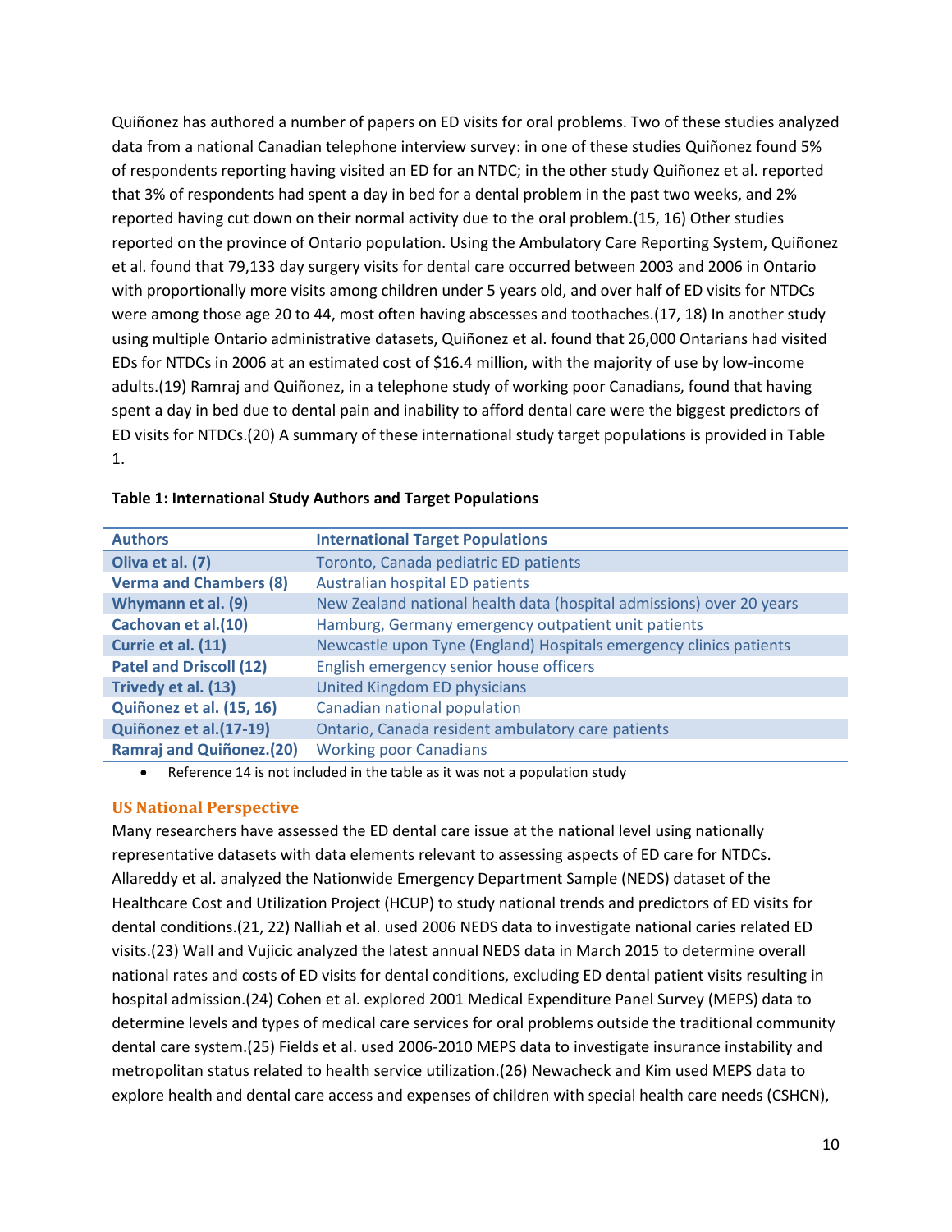Quiñonez has authored a number of papers on ED visits for oral problems. Two of these studies analyzed data from a national Canadian telephone interview survey: in one of these studies Quiñonez found 5% of respondents reporting having visited an ED for an NTDC; in the other study Quiñonez et al. reported that 3% of respondents had spent a day in bed for a dental problem in the past two weeks, and 2% reported having cut down on their normal activity due to the oral problem.(15, 16) Other studies reported on the province of Ontario population. Using the Ambulatory Care Reporting System, Quiñonez et al. found that 79,133 day surgery visits for dental care occurred between 2003 and 2006 in Ontario with proportionally more visits among children under 5 years old, and over half of ED visits for NTDCs were among those age 20 to 44, most often having abscesses and toothaches.(17, 18) In another study using multiple Ontario administrative datasets, Quiñonez et al. found that 26,000 Ontarians had visited EDs for NTDCs in 2006 at an estimated cost of $16.4 million, with the majority of use by low-income adults.(19) Ramraj and Quiñonez, in a telephone study of working poor Canadians, found that having spent a day in bed due to dental pain and inability to afford dental care were the biggest predictors of ED visits for NTDCs.(20) A summary of these international study target populations is provided in Table 1.

**Table 1: International Study Authors and Target Populations**

| Authors | International Target Populations |
|---|---|
| Oliva et al. (7) | Toronto, Canada pediatric ED patients |
| Verma and Chambers (8) | Australian hospital ED patients |
| Whymann et al. (9) | New Zealand national health data (hospital admissions) over 20 years |
| Cachovan et al.(10) | Hamburg, Germany emergency outpatient unit patients |
| Currie et al. (11) | Newcastle upon Tyne (England) Hospitals emergency clinics patients |
| Patel and Driscoll (12) | English emergency senior house officers |
| Trivedy et al. (13) | United Kingdom ED physicians |
| Quiñonez et al. (15, 16) | Canadian national population |
| Quiñonez et al.(17-19) | Ontario, Canada resident ambulatory care patients |
| Ramraj and Quiñonez.(20) | Working poor Canadians |

- Reference 14 is not included in the table as it was not a population study

## US National Perspective

Many researchers have assessed the ED dental care issue at the national level using nationally representative datasets with data elements relevant to assessing aspects of ED care for NTDCs. Allareddy et al. analyzed the Nationwide Emergency Department Sample (NEDS) dataset of the Healthcare Cost and Utilization Project (HCUP) to study national trends and predictors of ED visits for dental conditions.(21, 22) Nalliah et al. used 2006 NEDS data to investigate national caries related ED visits.(23) Wall and Vujicic analyzed the latest annual NEDS data in March 2015 to determine overall national rates and costs of ED visits for dental conditions, excluding ED dental patient visits resulting in hospital admission.(24) Cohen et al. explored 2001 Medical Expenditure Panel Survey (MEPS) data to determine levels and types of medical care services for oral problems outside the traditional community dental care system.(25) Fields et al. used 2006-2010 MEPS data to investigate insurance instability and metropolitan status related to health service utilization.(26) Newacheck and Kim used MEPS data to explore health and dental care access and expenses of children with special health care needs (CSHCN),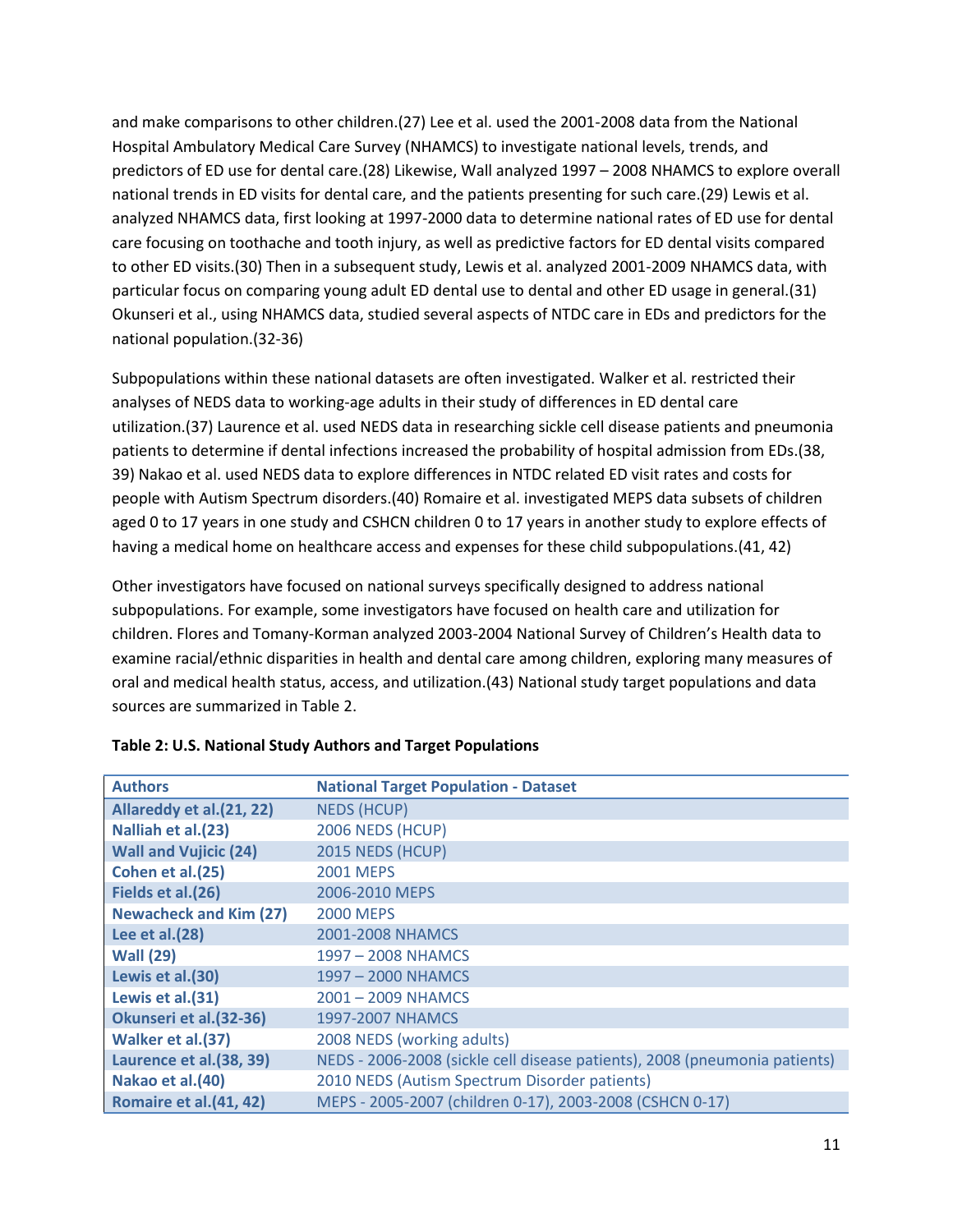and make comparisons to other children.(27) Lee et al. used the 2001-2008 data from the National Hospital Ambulatory Medical Care Survey (NHAMCS) to investigate national levels, trends, and predictors of ED use for dental care.(28) Likewise, Wall analyzed 1997 – 2008 NHAMCS to explore overall national trends in ED visits for dental care, and the patients presenting for such care.(29) Lewis et al. analyzed NHAMCS data, first looking at 1997-2000 data to determine national rates of ED use for dental care focusing on toothache and tooth injury, as well as predictive factors for ED dental visits compared to other ED visits.(30) Then in a subsequent study, Lewis et al. analyzed 2001-2009 NHAMCS data, with particular focus on comparing young adult ED dental use to dental and other ED usage in general.(31) Okunseri et al., using NHAMCS data, studied several aspects of NTDC care in EDs and predictors for the national population.(32-36)

Subpopulations within these national datasets are often investigated. Walker et al. restricted their analyses of NEDS data to working-age adults in their study of differences in ED dental care utilization.(37) Laurence et al. used NEDS data in researching sickle cell disease patients and pneumonia patients to determine if dental infections increased the probability of hospital admission from EDs.(38, 39) Nakao et al. used NEDS data to explore differences in NTDC related ED visit rates and costs for people with Autism Spectrum disorders.(40) Romaire et al. investigated MEPS data subsets of children aged 0 to 17 years in one study and CSHCN children 0 to 17 years in another study to explore effects of having a medical home on healthcare access and expenses for these child subpopulations.(41, 42)

Other investigators have focused on national surveys specifically designed to address national subpopulations. For example, some investigators have focused on health care and utilization for children. Flores and Tomany-Korman analyzed 2003-2004 National Survey of Children's Health data to examine racial/ethnic disparities in health and dental care among children, exploring many measures of oral and medical health status, access, and utilization.(43) National study target populations and data sources are summarized in Table 2.

**Table 2: U.S. National Study Authors and Target Populations**

| Authors | National Target Population - Dataset |
|---|---|
| **Allareddy et al.(21, 22)** | NEDS (HCUP) |
| **Nalliah et al.(23)** | 2006 NEDS (HCUP) |
| **Wall and Vujicic (24)** | 2015 NEDS (HCUP) |
| **Cohen et al.(25)** | 2001 MEPS |
| **Fields et al.(26)** | 2006-2010 MEPS |
| **Newacheck and Kim (27)** | 2000 MEPS |
| **Lee et al.(28)** | 2001-2008 NHAMCS |
| **Wall (29)** | 1997 – 2008 NHAMCS |
| **Lewis et al.(30)** | 1997 – 2000 NHAMCS |
| **Lewis et al.(31)** | 2001 – 2009 NHAMCS |
| **Okunseri et al.(32-36)** | 1997-2007 NHAMCS |
| **Walker et al.(37)** | 2008 NEDS (working adults) |
| **Laurence et al.(38, 39)** | NEDS - 2006-2008 (sickle cell disease patients), 2008 (pneumonia patients) |
| **Nakao et al.(40)** | 2010 NEDS (Autism Spectrum Disorder patients) |
| **Romaire et al.(41, 42)** | MEPS - 2005-2007 (children 0-17), 2003-2008 (CSHCN 0-17) |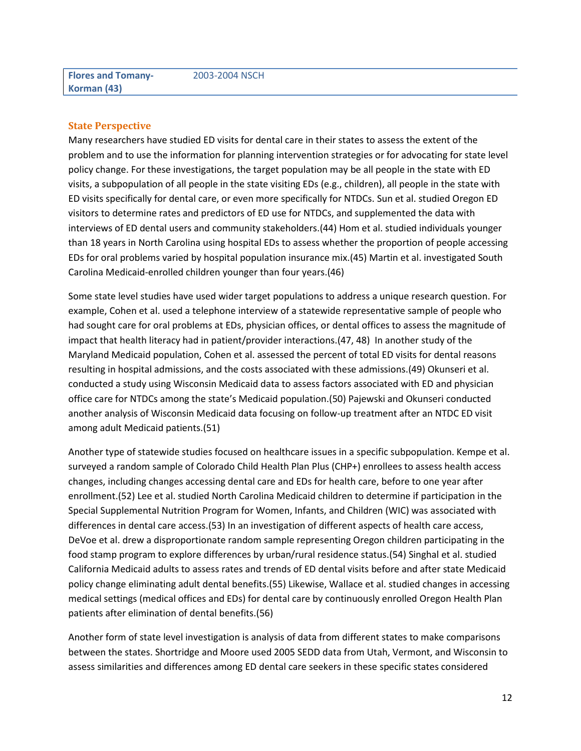| Flores and Tomany-Korman (43) | 2003-2004 NSCH |
|---|---|

### State Perspective

Many researchers have studied ED visits for dental care in their states to assess the extent of the problem and to use the information for planning intervention strategies or for advocating for state level policy change. For these investigations, the target population may be all people in the state with ED visits, a subpopulation of all people in the state visiting EDs (e.g., children), all people in the state with ED visits specifically for dental care, or even more specifically for NTDCs. Sun et al. studied Oregon ED visitors to determine rates and predictors of ED use for NTDCs, and supplemented the data with interviews of ED dental users and community stakeholders.(44) Hom et al. studied individuals younger than 18 years in North Carolina using hospital EDs to assess whether the proportion of people accessing EDs for oral problems varied by hospital population insurance mix.(45) Martin et al. investigated South Carolina Medicaid-enrolled children younger than four years.(46)

Some state level studies have used wider target populations to address a unique research question. For example, Cohen et al. used a telephone interview of a statewide representative sample of people who had sought care for oral problems at EDs, physician offices, or dental offices to assess the magnitude of impact that health literacy had in patient/provider interactions.(47, 48) In another study of the Maryland Medicaid population, Cohen et al. assessed the percent of total ED visits for dental reasons resulting in hospital admissions, and the costs associated with these admissions.(49) Okunseri et al. conducted a study using Wisconsin Medicaid data to assess factors associated with ED and physician office care for NTDCs among the state's Medicaid population.(50) Pajewski and Okunseri conducted another analysis of Wisconsin Medicaid data focusing on follow-up treatment after an NTDC ED visit among adult Medicaid patients.(51)

Another type of statewide studies focused on healthcare issues in a specific subpopulation. Kempe et al. surveyed a random sample of Colorado Child Health Plan Plus (CHP+) enrollees to assess health access changes, including changes accessing dental care and EDs for health care, before to one year after enrollment.(52) Lee et al. studied North Carolina Medicaid children to determine if participation in the Special Supplemental Nutrition Program for Women, Infants, and Children (WIC) was associated with differences in dental care access.(53) In an investigation of different aspects of health care access, DeVoe et al. drew a disproportionate random sample representing Oregon children participating in the food stamp program to explore differences by urban/rural residence status.(54) Singhal et al. studied California Medicaid adults to assess rates and trends of ED dental visits before and after state Medicaid policy change eliminating adult dental benefits.(55) Likewise, Wallace et al. studied changes in accessing medical settings (medical offices and EDs) for dental care by continuously enrolled Oregon Health Plan patients after elimination of dental benefits.(56)

Another form of state level investigation is analysis of data from different states to make comparisons between the states. Shortridge and Moore used 2005 SEDD data from Utah, Vermont, and Wisconsin to assess similarities and differences among ED dental care seekers in these specific states considered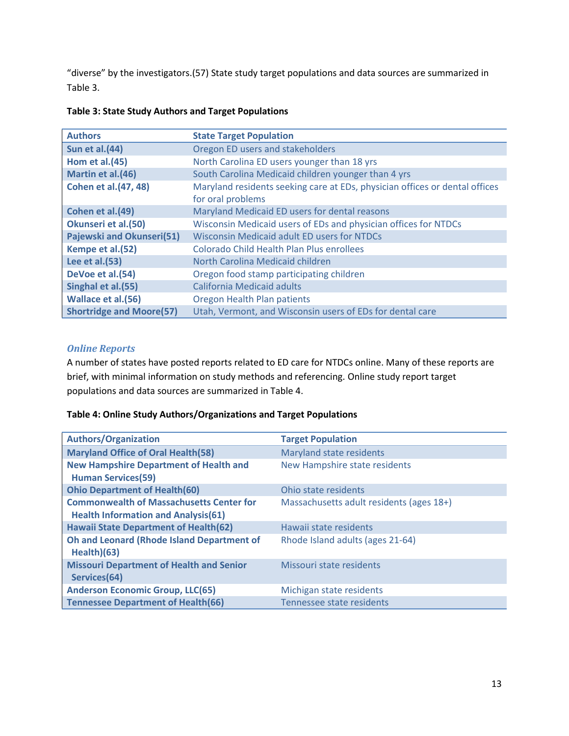"diverse" by the investigators.(57) State study target populations and data sources are summarized in Table 3.

**Table 3: State Study Authors and Target Populations**

| Authors | State Target Population |
|---|---|
| Sun et al.(44) | Oregon ED users and stakeholders |
| Hom et al.(45) | North Carolina ED users younger than 18 yrs |
| Martin et al.(46) | South Carolina Medicaid children younger than 4 yrs |
| Cohen et al.(47, 48) | Maryland residents seeking care at EDs, physician offices or dental offices for oral problems |
| Cohen et al.(49) | Maryland Medicaid ED users for dental reasons |
| Okunseri et al.(50) | Wisconsin Medicaid users of EDs and physician offices for NTDCs |
| Pajewski and Okunseri(51) | Wisconsin Medicaid adult ED users for NTDCs |
| Kempe et al.(52) | Colorado Child Health Plan Plus enrollees |
| Lee et al.(53) | North Carolina Medicaid children |
| DeVoe et al.(54) | Oregon food stamp participating children |
| Singhal et al.(55) | California Medicaid adults |
| Wallace et al.(56) | Oregon Health Plan patients |
| Shortridge and Moore(57) | Utah, Vermont, and Wisconsin users of EDs for dental care |

### *Online Reports*

A number of states have posted reports related to ED care for NTDCs online. Many of these reports are brief, with minimal information on study methods and referencing. Online study report target populations and data sources are summarized in Table 4.

**Table 4: Online Study Authors/Organizations and Target Populations**

| Authors/Organization | Target Population |
|---|---|
| Maryland Office of Oral Health(58) | Maryland state residents |
| New Hampshire Department of Health and Human Services(59) | New Hampshire state residents |
| Ohio Department of Health(60) | Ohio state residents |
| Commonwealth of Massachusetts Center for Health Information and Analysis(61) | Massachusetts adult residents (ages 18+) |
| Hawaii State Department of Health(62) | Hawaii state residents |
| Oh and Leonard (Rhode Island Department of Health)(63) | Rhode Island adults (ages 21-64) |
| Missouri Department of Health and Senior Services(64) | Missouri state residents |
| Anderson Economic Group, LLC(65) | Michigan state residents |
| Tennessee Department of Health(66) | Tennessee state residents |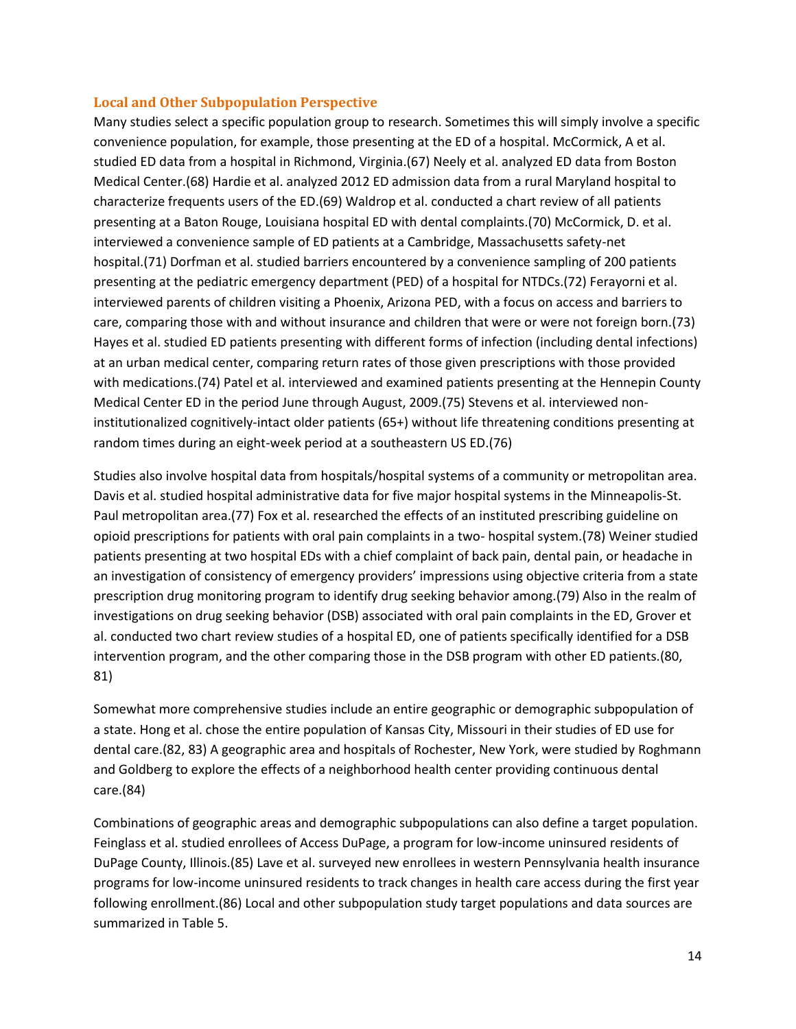### Local and Other Subpopulation Perspective

Many studies select a specific population group to research. Sometimes this will simply involve a specific convenience population, for example, those presenting at the ED of a hospital. McCormick, A et al. studied ED data from a hospital in Richmond, Virginia.(67) Neely et al. analyzed ED data from Boston Medical Center.(68) Hardie et al. analyzed 2012 ED admission data from a rural Maryland hospital to characterize frequents users of the ED.(69) Waldrop et al. conducted a chart review of all patients presenting at a Baton Rouge, Louisiana hospital ED with dental complaints.(70) McCormick, D. et al. interviewed a convenience sample of ED patients at a Cambridge, Massachusetts safety-net hospital.(71) Dorfman et al. studied barriers encountered by a convenience sampling of 200 patients presenting at the pediatric emergency department (PED) of a hospital for NTDCs.(72) Ferayorni et al. interviewed parents of children visiting a Phoenix, Arizona PED, with a focus on access and barriers to care, comparing those with and without insurance and children that were or were not foreign born.(73) Hayes et al. studied ED patients presenting with different forms of infection (including dental infections) at an urban medical center, comparing return rates of those given prescriptions with those provided with medications.(74) Patel et al. interviewed and examined patients presenting at the Hennepin County Medical Center ED in the period June through August, 2009.(75) Stevens et al. interviewed non-institutionalized cognitively-intact older patients (65+) without life threatening conditions presenting at random times during an eight-week period at a southeastern US ED.(76)

Studies also involve hospital data from hospitals/hospital systems of a community or metropolitan area. Davis et al. studied hospital administrative data for five major hospital systems in the Minneapolis-St. Paul metropolitan area.(77) Fox et al. researched the effects of an instituted prescribing guideline on opioid prescriptions for patients with oral pain complaints in a two- hospital system.(78) Weiner studied patients presenting at two hospital EDs with a chief complaint of back pain, dental pain, or headache in an investigation of consistency of emergency providers' impressions using objective criteria from a state prescription drug monitoring program to identify drug seeking behavior among.(79) Also in the realm of investigations on drug seeking behavior (DSB) associated with oral pain complaints in the ED, Grover et al. conducted two chart review studies of a hospital ED, one of patients specifically identified for a DSB intervention program, and the other comparing those in the DSB program with other ED patients.(80, 81)

Somewhat more comprehensive studies include an entire geographic or demographic subpopulation of a state. Hong et al. chose the entire population of Kansas City, Missouri in their studies of ED use for dental care.(82, 83) A geographic area and hospitals of Rochester, New York, were studied by Roghmann and Goldberg to explore the effects of a neighborhood health center providing continuous dental care.(84)

Combinations of geographic areas and demographic subpopulations can also define a target population. Feinglass et al. studied enrollees of Access DuPage, a program for low-income uninsured residents of DuPage County, Illinois.(85) Lave et al. surveyed new enrollees in western Pennsylvania health insurance programs for low-income uninsured residents to track changes in health care access during the first year following enrollment.(86) Local and other subpopulation study target populations and data sources are summarized in Table 5.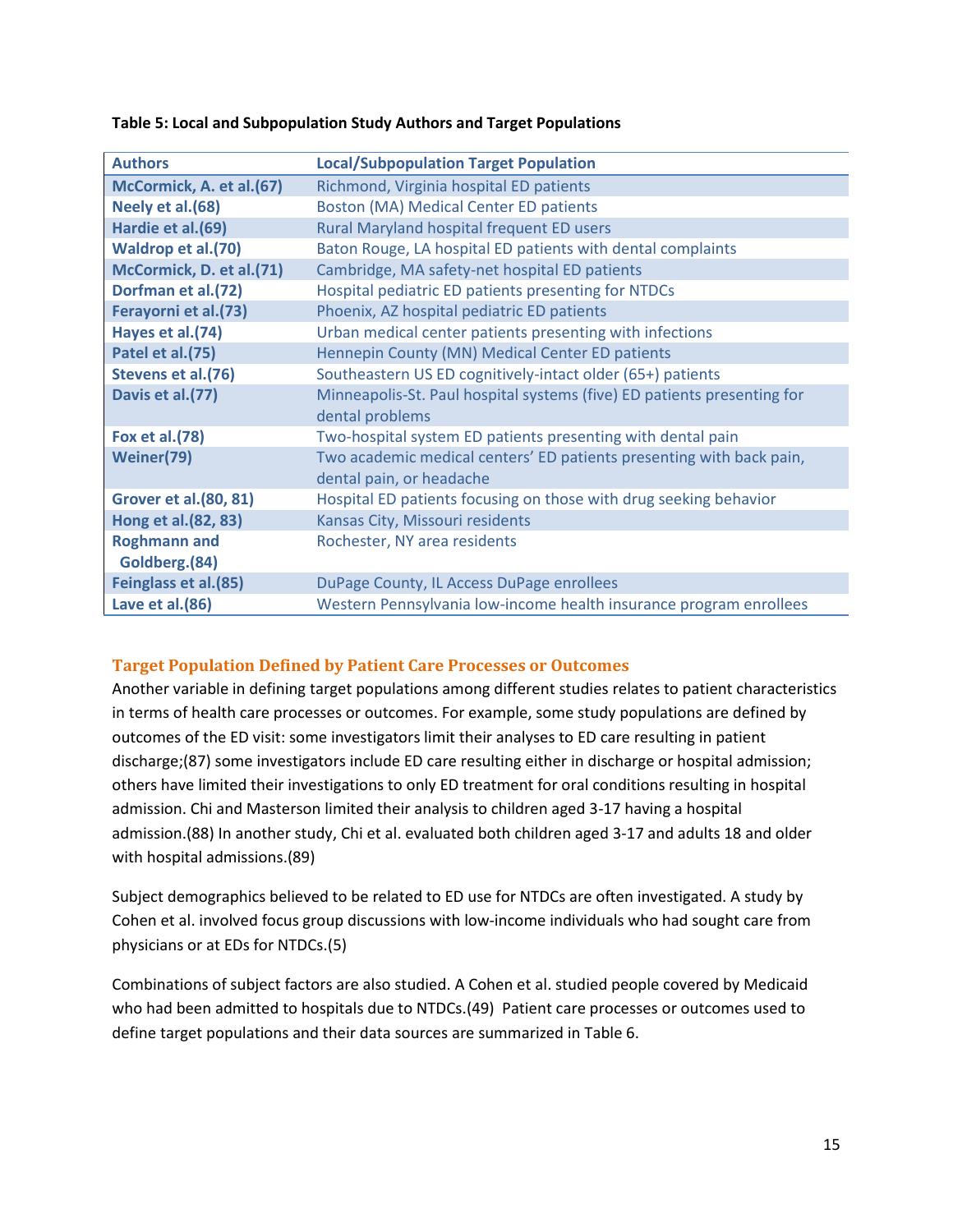**Table 5: Local and Subpopulation Study Authors and Target Populations**

| Authors | Local/Subpopulation Target Population |
|---|---|
| McCormick, A. et al.(67) | Richmond, Virginia hospital ED patients |
| Neely et al.(68) | Boston (MA) Medical Center ED patients |
| Hardie et al.(69) | Rural Maryland hospital frequent ED users |
| Waldrop et al.(70) | Baton Rouge, LA hospital ED patients with dental complaints |
| McCormick, D. et al.(71) | Cambridge, MA safety-net hospital ED patients |
| Dorfman et al.(72) | Hospital pediatric ED patients presenting for NTDCs |
| Ferayorni et al.(73) | Phoenix, AZ hospital pediatric ED patients |
| Hayes et al.(74) | Urban medical center patients presenting with infections |
| Patel et al.(75) | Hennepin County (MN) Medical Center ED patients |
| Stevens et al.(76) | Southeastern US ED cognitively-intact older (65+) patients |
| Davis et al.(77) | Minneapolis-St. Paul hospital systems (five) ED patients presenting for dental problems |
| Fox et al.(78) | Two-hospital system ED patients presenting with dental pain |
| Weiner(79) | Two academic medical centers' ED patients presenting with back pain, dental pain, or headache |
| Grover et al.(80, 81) | Hospital ED patients focusing on those with drug seeking behavior |
| Hong et al.(82, 83) | Kansas City, Missouri residents |
| Roghmann and Goldberg.(84) | Rochester, NY area residents |
| Feinglass et al.(85) | DuPage County, IL Access DuPage enrollees |
| Lave et al.(86) | Western Pennsylvania low-income health insurance program enrollees |

### Target Population Defined by Patient Care Processes or Outcomes

Another variable in defining target populations among different studies relates to patient characteristics in terms of health care processes or outcomes. For example, some study populations are defined by outcomes of the ED visit: some investigators limit their analyses to ED care resulting in patient discharge;(87) some investigators include ED care resulting either in discharge or hospital admission; others have limited their investigations to only ED treatment for oral conditions resulting in hospital admission. Chi and Masterson limited their analysis to children aged 3-17 having a hospital admission.(88) In another study, Chi et al. evaluated both children aged 3-17 and adults 18 and older with hospital admissions.(89)

Subject demographics believed to be related to ED use for NTDCs are often investigated. A study by Cohen et al. involved focus group discussions with low-income individuals who had sought care from physicians or at EDs for NTDCs.(5)

Combinations of subject factors are also studied. A Cohen et al. studied people covered by Medicaid who had been admitted to hospitals due to NTDCs.(49) Patient care processes or outcomes used to define target populations and their data sources are summarized in Table 6.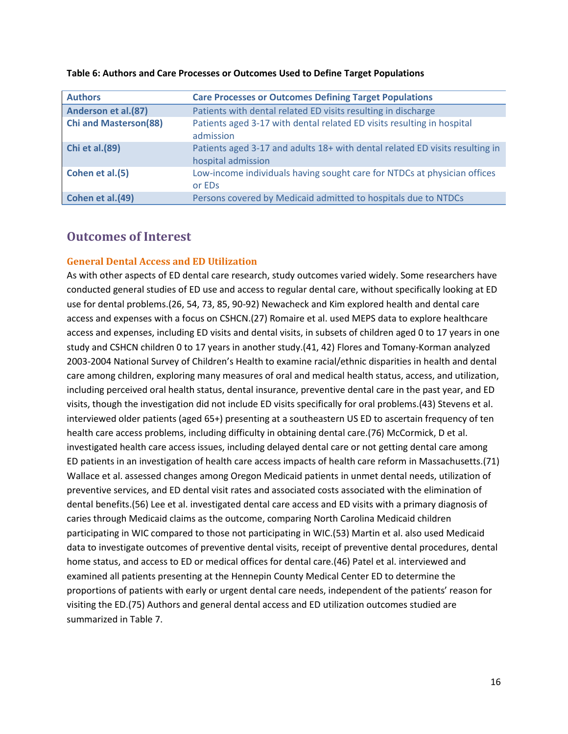**Table 6: Authors and Care Processes or Outcomes Used to Define Target Populations**

| Authors | Care Processes or Outcomes Defining Target Populations |
| --- | --- |
| **Anderson et al.(87)** | Patients with dental related ED visits resulting in discharge |
| **Chi and Masterson(88)** | Patients aged 3-17 with dental related ED visits resulting in hospital admission |
| **Chi et al.(89)** | Patients aged 3-17 and adults 18+ with dental related ED visits resulting in hospital admission |
| **Cohen et al.(5)** | Low-income individuals having sought care for NTDCs at physician offices or EDs |
| **Cohen et al.(49)** | Persons covered by Medicaid admitted to hospitals due to NTDCs |

## Outcomes of Interest

### General Dental Access and ED Utilization

As with other aspects of ED dental care research, study outcomes varied widely. Some researchers have conducted general studies of ED use and access to regular dental care, without specifically looking at ED use for dental problems.(26, 54, 73, 85, 90-92) Newacheck and Kim explored health and dental care access and expenses with a focus on CSHCN.(27) Romaire et al. used MEPS data to explore healthcare access and expenses, including ED visits and dental visits, in subsets of children aged 0 to 17 years in one study and CSHCN children 0 to 17 years in another study.(41, 42) Flores and Tomany-Korman analyzed 2003-2004 National Survey of Children's Health to examine racial/ethnic disparities in health and dental care among children, exploring many measures of oral and medical health status, access, and utilization, including perceived oral health status, dental insurance, preventive dental care in the past year, and ED visits, though the investigation did not include ED visits specifically for oral problems.(43) Stevens et al. interviewed older patients (aged 65+) presenting at a southeastern US ED to ascertain frequency of ten health care access problems, including difficulty in obtaining dental care.(76) McCormick, D et al. investigated health care access issues, including delayed dental care or not getting dental care among ED patients in an investigation of health care access impacts of health care reform in Massachusetts.(71) Wallace et al. assessed changes among Oregon Medicaid patients in unmet dental needs, utilization of preventive services, and ED dental visit rates and associated costs associated with the elimination of dental benefits.(56) Lee et al. investigated dental care access and ED visits with a primary diagnosis of caries through Medicaid claims as the outcome, comparing North Carolina Medicaid children participating in WIC compared to those not participating in WIC.(53) Martin et al. also used Medicaid data to investigate outcomes of preventive dental visits, receipt of preventive dental procedures, dental home status, and access to ED or medical offices for dental care.(46) Patel et al. interviewed and examined all patients presenting at the Hennepin County Medical Center ED to determine the proportions of patients with early or urgent dental care needs, independent of the patients' reason for visiting the ED.(75) Authors and general dental access and ED utilization outcomes studied are summarized in Table 7.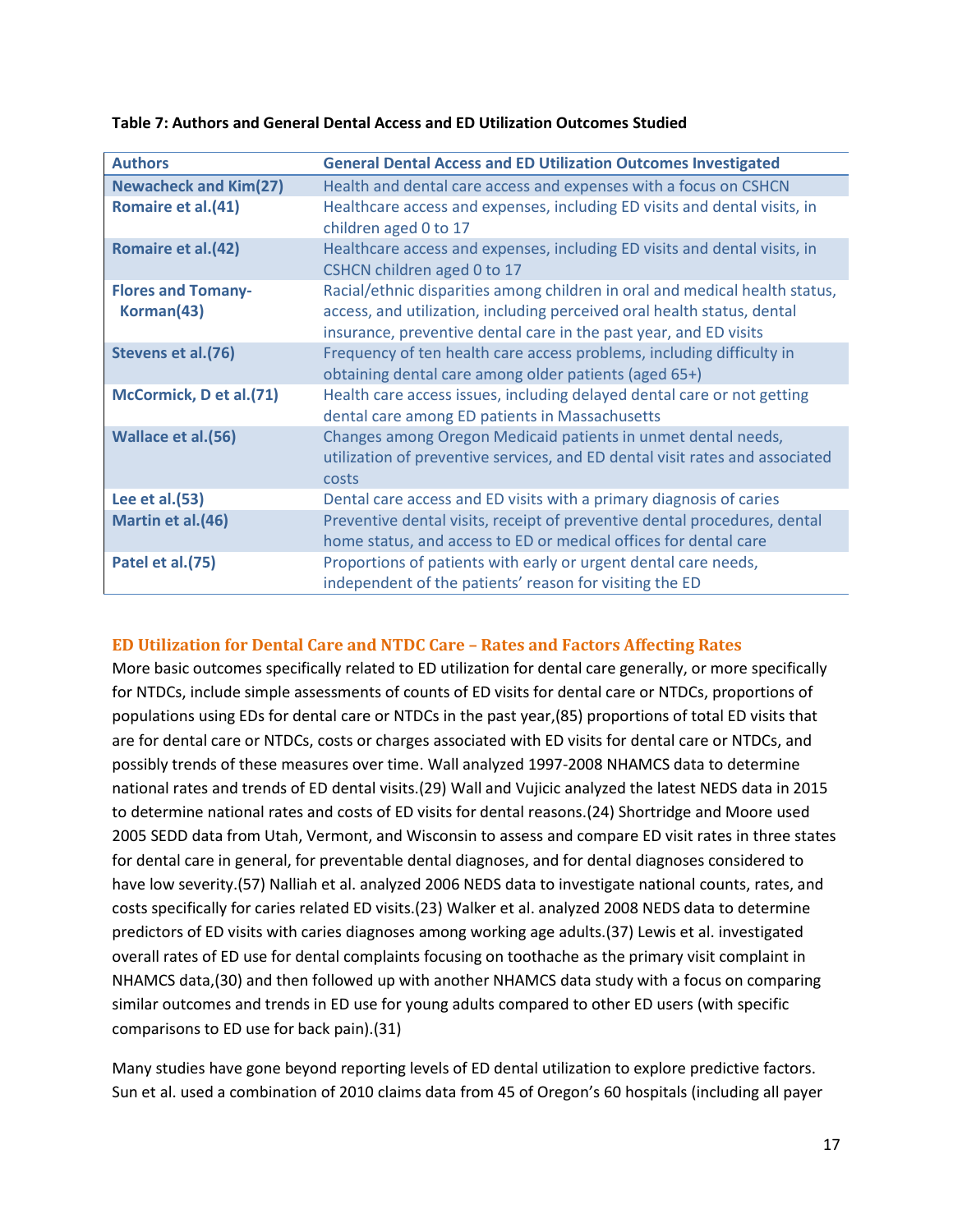**Table 7: Authors and General Dental Access and ED Utilization Outcomes Studied**

| Authors | General Dental Access and ED Utilization Outcomes Investigated |
|---|---|
| Newacheck and Kim(27) | Health and dental care access and expenses with a focus on CSHCN |
| Romaire et al.(41) | Healthcare access and expenses, including ED visits and dental visits, in children aged 0 to 17 |
| Romaire et al.(42) | Healthcare access and expenses, including ED visits and dental visits, in CSHCN children aged 0 to 17 |
| Flores and Tomany-Korman(43) | Racial/ethnic disparities among children in oral and medical health status, access, and utilization, including perceived oral health status, dental insurance, preventive dental care in the past year, and ED visits |
| Stevens et al.(76) | Frequency of ten health care access problems, including difficulty in obtaining dental care among older patients (aged 65+) |
| McCormick, D et al.(71) | Health care access issues, including delayed dental care or not getting dental care among ED patients in Massachusetts |
| Wallace et al.(56) | Changes among Oregon Medicaid patients in unmet dental needs, utilization of preventive services, and ED dental visit rates and associated costs |
| Lee et al.(53) | Dental care access and ED visits with a primary diagnosis of caries |
| Martin et al.(46) | Preventive dental visits, receipt of preventive dental procedures, dental home status, and access to ED or medical offices for dental care |
| Patel et al.(75) | Proportions of patients with early or urgent dental care needs, independent of the patients' reason for visiting the ED |

### ED Utilization for Dental Care and NTDC Care – Rates and Factors Affecting Rates

More basic outcomes specifically related to ED utilization for dental care generally, or more specifically for NTDCs, include simple assessments of counts of ED visits for dental care or NTDCs, proportions of populations using EDs for dental care or NTDCs in the past year,(85) proportions of total ED visits that are for dental care or NTDCs, costs or charges associated with ED visits for dental care or NTDCs, and possibly trends of these measures over time. Wall analyzed 1997-2008 NHAMCS data to determine national rates and trends of ED dental visits.(29) Wall and Vujicic analyzed the latest NEDS data in 2015 to determine national rates and costs of ED visits for dental reasons.(24) Shortridge and Moore used 2005 SEDD data from Utah, Vermont, and Wisconsin to assess and compare ED visit rates in three states for dental care in general, for preventable dental diagnoses, and for dental diagnoses considered to have low severity.(57) Nalliah et al. analyzed 2006 NEDS data to investigate national counts, rates, and costs specifically for caries related ED visits.(23) Walker et al. analyzed 2008 NEDS data to determine predictors of ED visits with caries diagnoses among working age adults.(37) Lewis et al. investigated overall rates of ED use for dental complaints focusing on toothache as the primary visit complaint in NHAMCS data,(30) and then followed up with another NHAMCS data study with a focus on comparing similar outcomes and trends in ED use for young adults compared to other ED users (with specific comparisons to ED use for back pain).(31)

Many studies have gone beyond reporting levels of ED dental utilization to explore predictive factors. Sun et al. used a combination of 2010 claims data from 45 of Oregon's 60 hospitals (including all payer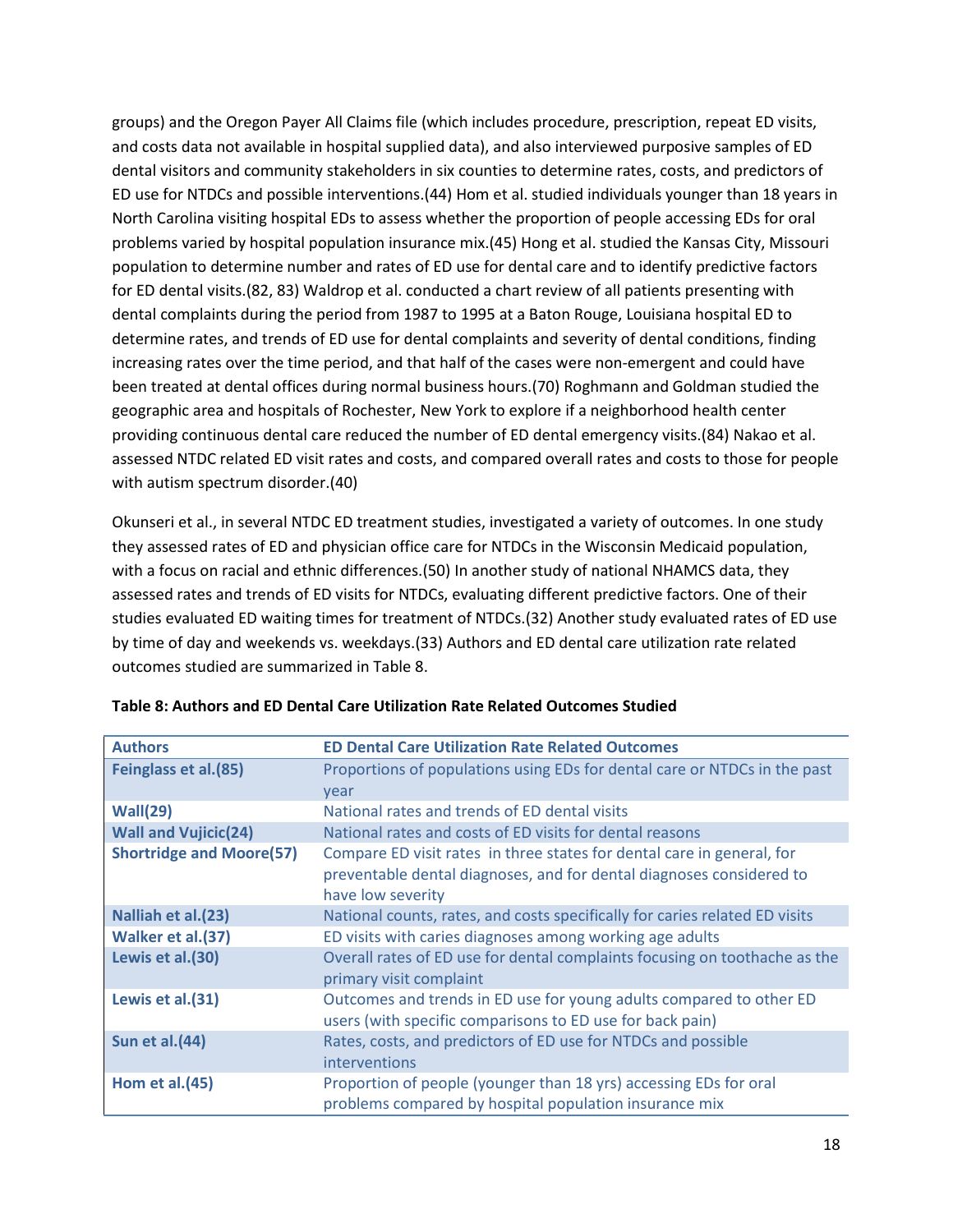groups) and the Oregon Payer All Claims file (which includes procedure, prescription, repeat ED visits, and costs data not available in hospital supplied data), and also interviewed purposive samples of ED dental visitors and community stakeholders in six counties to determine rates, costs, and predictors of ED use for NTDCs and possible interventions.(44) Hom et al. studied individuals younger than 18 years in North Carolina visiting hospital EDs to assess whether the proportion of people accessing EDs for oral problems varied by hospital population insurance mix.(45) Hong et al. studied the Kansas City, Missouri population to determine number and rates of ED use for dental care and to identify predictive factors for ED dental visits.(82, 83) Waldrop et al. conducted a chart review of all patients presenting with dental complaints during the period from 1987 to 1995 at a Baton Rouge, Louisiana hospital ED to determine rates, and trends of ED use for dental complaints and severity of dental conditions, finding increasing rates over the time period, and that half of the cases were non-emergent and could have been treated at dental offices during normal business hours.(70) Roghmann and Goldman studied the geographic area and hospitals of Rochester, New York to explore if a neighborhood health center providing continuous dental care reduced the number of ED dental emergency visits.(84) Nakao et al. assessed NTDC related ED visit rates and costs, and compared overall rates and costs to those for people with autism spectrum disorder.(40)

Okunseri et al., in several NTDC ED treatment studies, investigated a variety of outcomes. In one study they assessed rates of ED and physician office care for NTDCs in the Wisconsin Medicaid population, with a focus on racial and ethnic differences.(50) In another study of national NHAMCS data, they assessed rates and trends of ED visits for NTDCs, evaluating different predictive factors. One of their studies evaluated ED waiting times for treatment of NTDCs.(32) Another study evaluated rates of ED use by time of day and weekends vs. weekdays.(33) Authors and ED dental care utilization rate related outcomes studied are summarized in Table 8.

**Table 8: Authors and ED Dental Care Utilization Rate Related Outcomes Studied**

| Authors | ED Dental Care Utilization Rate Related Outcomes |
|---|---|
| **Feinglass et al.(85)** | Proportions of populations using EDs for dental care or NTDCs in the past year |
| **Wall(29)** | National rates and trends of ED dental visits |
| **Wall and Vujicic(24)** | National rates and costs of ED visits for dental reasons |
| **Shortridge and Moore(57)** | Compare ED visit rates in three states for dental care in general, for preventable dental diagnoses, and for dental diagnoses considered to have low severity |
| **Nalliah et al.(23)** | National counts, rates, and costs specifically for caries related ED visits |
| **Walker et al.(37)** | ED visits with caries diagnoses among working age adults |
| **Lewis et al.(30)** | Overall rates of ED use for dental complaints focusing on toothache as the primary visit complaint |
| **Lewis et al.(31)** | Outcomes and trends in ED use for young adults compared to other ED users (with specific comparisons to ED use for back pain) |
| **Sun et al.(44)** | Rates, costs, and predictors of ED use for NTDCs and possible interventions |
| **Hom et al.(45)** | Proportion of people (younger than 18 yrs) accessing EDs for oral problems compared by hospital population insurance mix |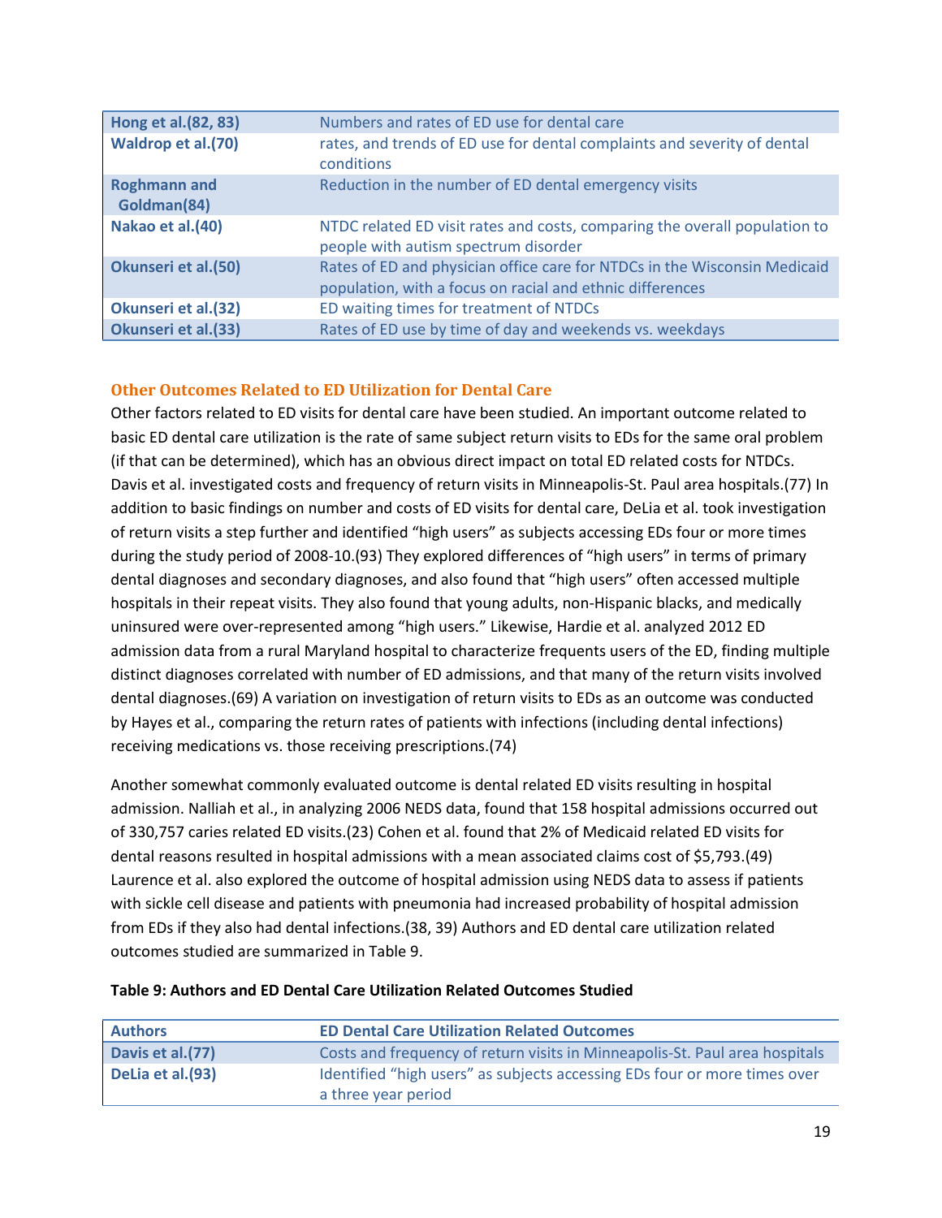| | |
|---|---|
| **Hong et al.(82, 83)** | Numbers and rates of ED use for dental care |
| **Waldrop et al.(70)** | rates, and trends of ED use for dental complaints and severity of dental conditions |
| **Roghmann and Goldman(84)** | Reduction in the number of ED dental emergency visits |
| **Nakao et al.(40)** | NTDC related ED visit rates and costs, comparing the overall population to people with autism spectrum disorder |
| **Okunseri et al.(50)** | Rates of ED and physician office care for NTDCs in the Wisconsin Medicaid population, with a focus on racial and ethnic differences |
| **Okunseri et al.(32)** | ED waiting times for treatment of NTDCs |
| **Okunseri et al.(33)** | Rates of ED use by time of day and weekends vs. weekdays |

### Other Outcomes Related to ED Utilization for Dental Care

Other factors related to ED visits for dental care have been studied. An important outcome related to basic ED dental care utilization is the rate of same subject return visits to EDs for the same oral problem (if that can be determined), which has an obvious direct impact on total ED related costs for NTDCs. Davis et al. investigated costs and frequency of return visits in Minneapolis-St. Paul area hospitals.(77) In addition to basic findings on number and costs of ED visits for dental care, DeLia et al. took investigation of return visits a step further and identified "high users" as subjects accessing EDs four or more times during the study period of 2008-10.(93) They explored differences of "high users" in terms of primary dental diagnoses and secondary diagnoses, and also found that "high users" often accessed multiple hospitals in their repeat visits. They also found that young adults, non-Hispanic blacks, and medically uninsured were over-represented among "high users." Likewise, Hardie et al. analyzed 2012 ED admission data from a rural Maryland hospital to characterize frequents users of the ED, finding multiple distinct diagnoses correlated with number of ED admissions, and that many of the return visits involved dental diagnoses.(69) A variation on investigation of return visits to EDs as an outcome was conducted by Hayes et al., comparing the return rates of patients with infections (including dental infections) receiving medications vs. those receiving prescriptions.(74)

Another somewhat commonly evaluated outcome is dental related ED visits resulting in hospital admission. Nalliah et al., in analyzing 2006 NEDS data, found that 158 hospital admissions occurred out of 330,757 caries related ED visits.(23) Cohen et al. found that 2% of Medicaid related ED visits for dental reasons resulted in hospital admissions with a mean associated claims cost of $5,793.(49) Laurence et al. also explored the outcome of hospital admission using NEDS data to assess if patients with sickle cell disease and patients with pneumonia had increased probability of hospital admission from EDs if they also had dental infections.(38, 39) Authors and ED dental care utilization related outcomes studied are summarized in Table 9.

**Table 9: Authors and ED Dental Care Utilization Related Outcomes Studied**

| Authors | ED Dental Care Utilization Related Outcomes |
|---|---|
| **Davis et al.(77)** | Costs and frequency of return visits in Minneapolis-St. Paul area hospitals |
| **DeLia et al.(93)** | Identified "high users" as subjects accessing EDs four or more times over a three year period |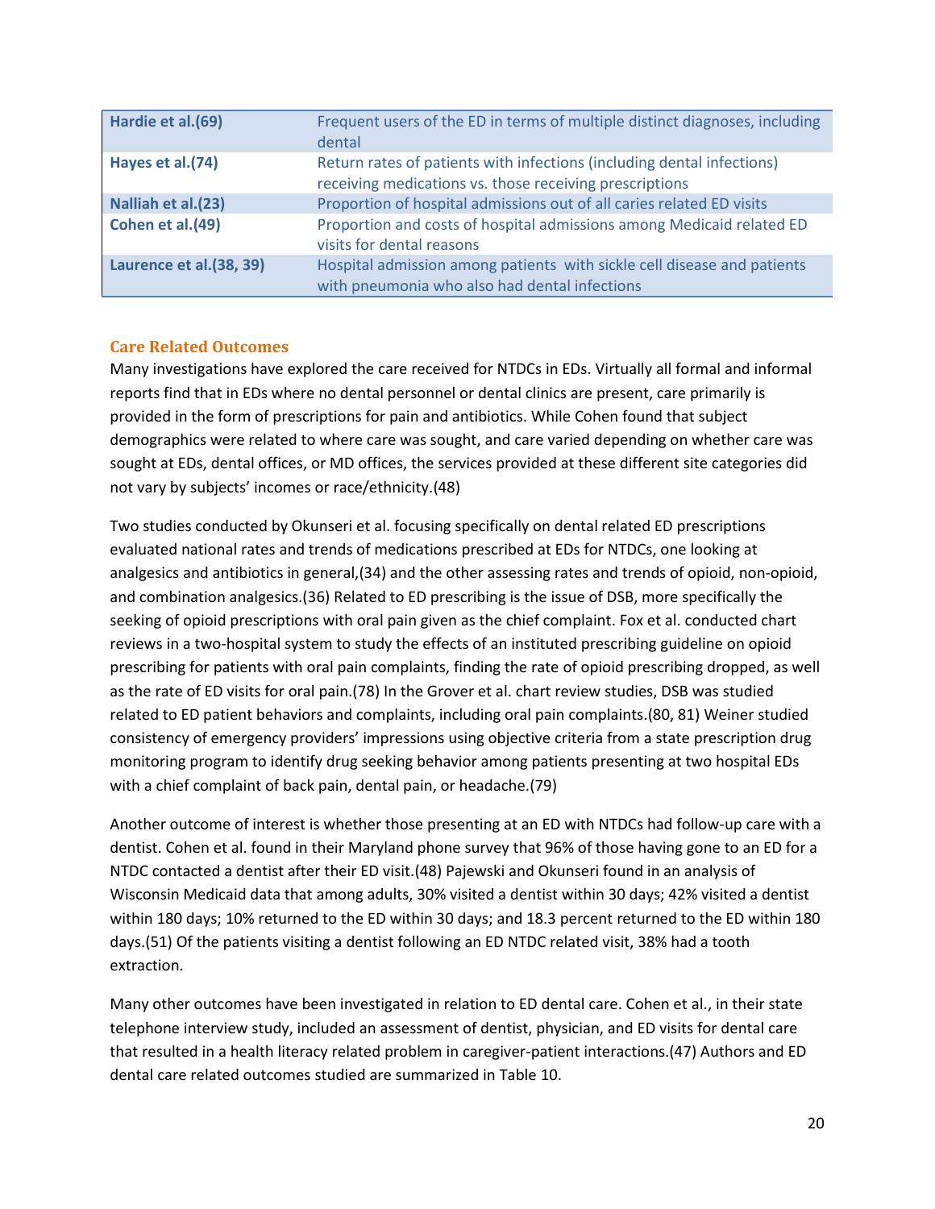| | |
|---|---|
| **Hardie et al.(69)** | Frequent users of the ED in terms of multiple distinct diagnoses, including dental |
| **Hayes et al.(74)** | Return rates of patients with infections (including dental infections) receiving medications vs. those receiving prescriptions |
| **Nalliah et al.(23)** | Proportion of hospital admissions out of all caries related ED visits |
| **Cohen et al.(49)** | Proportion and costs of hospital admissions among Medicaid related ED visits for dental reasons |
| **Laurence et al.(38, 39)** | Hospital admission among patients with sickle cell disease and patients with pneumonia who also had dental infections |

### Care Related Outcomes

Many investigations have explored the care received for NTDCs in EDs. Virtually all formal and informal reports find that in EDs where no dental personnel or dental clinics are present, care primarily is provided in the form of prescriptions for pain and antibiotics. While Cohen found that subject demographics were related to where care was sought, and care varied depending on whether care was sought at EDs, dental offices, or MD offices, the services provided at these different site categories did not vary by subjects' incomes or race/ethnicity.(48)

Two studies conducted by Okunseri et al. focusing specifically on dental related ED prescriptions evaluated national rates and trends of medications prescribed at EDs for NTDCs, one looking at analgesics and antibiotics in general,(34) and the other assessing rates and trends of opioid, non-opioid, and combination analgesics.(36) Related to ED prescribing is the issue of DSB, more specifically the seeking of opioid prescriptions with oral pain given as the chief complaint. Fox et al. conducted chart reviews in a two-hospital system to study the effects of an instituted prescribing guideline on opioid prescribing for patients with oral pain complaints, finding the rate of opioid prescribing dropped, as well as the rate of ED visits for oral pain.(78) In the Grover et al. chart review studies, DSB was studied related to ED patient behaviors and complaints, including oral pain complaints.(80, 81) Weiner studied consistency of emergency providers' impressions using objective criteria from a state prescription drug monitoring program to identify drug seeking behavior among patients presenting at two hospital EDs with a chief complaint of back pain, dental pain, or headache.(79)

Another outcome of interest is whether those presenting at an ED with NTDCs had follow-up care with a dentist. Cohen et al. found in their Maryland phone survey that 96% of those having gone to an ED for a NTDC contacted a dentist after their ED visit.(48) Pajewski and Okunseri found in an analysis of Wisconsin Medicaid data that among adults, 30% visited a dentist within 30 days; 42% visited a dentist within 180 days; 10% returned to the ED within 30 days; and 18.3 percent returned to the ED within 180 days.(51) Of the patients visiting a dentist following an ED NTDC related visit, 38% had a tooth extraction.

Many other outcomes have been investigated in relation to ED dental care. Cohen et al., in their state telephone interview study, included an assessment of dentist, physician, and ED visits for dental care that resulted in a health literacy related problem in caregiver-patient interactions.(47) Authors and ED dental care related outcomes studied are summarized in Table 10.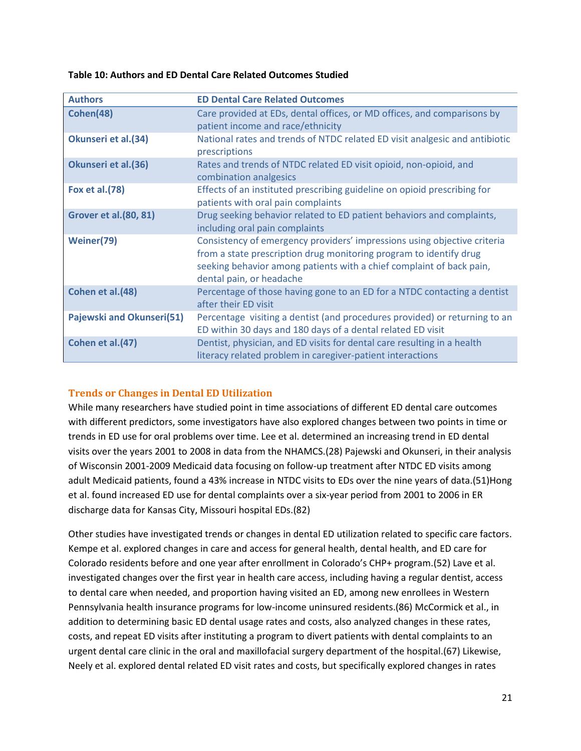**Table 10: Authors and ED Dental Care Related Outcomes Studied**

| Authors | ED Dental Care Related Outcomes |
| --- | --- |
| **Cohen(48)** | Care provided at EDs, dental offices, or MD offices, and comparisons by patient income and race/ethnicity |
| **Okunseri et al.(34)** | National rates and trends of NTDC related ED visit analgesic and antibiotic prescriptions |
| **Okunseri et al.(36)** | Rates and trends of NTDC related ED visit opioid, non-opioid, and combination analgesics |
| **Fox et al.(78)** | Effects of an instituted prescribing guideline on opioid prescribing for patients with oral pain complaints |
| **Grover et al.(80, 81)** | Drug seeking behavior related to ED patient behaviors and complaints, including oral pain complaints |
| **Weiner(79)** | Consistency of emergency providers' impressions using objective criteria from a state prescription drug monitoring program to identify drug seeking behavior among patients with a chief complaint of back pain, dental pain, or headache |
| **Cohen et al.(48)** | Percentage of those having gone to an ED for a NTDC contacting a dentist after their ED visit |
| **Pajewski and Okunseri(51)** | Percentage visiting a dentist (and procedures provided) or returning to an ED within 30 days and 180 days of a dental related ED visit |
| **Cohen et al.(47)** | Dentist, physician, and ED visits for dental care resulting in a health literacy related problem in caregiver-patient interactions |

### Trends or Changes in Dental ED Utilization

While many researchers have studied point in time associations of different ED dental care outcomes with different predictors, some investigators have also explored changes between two points in time or trends in ED use for oral problems over time. Lee et al. determined an increasing trend in ED dental visits over the years 2001 to 2008 in data from the NHAMCS.(28) Pajewski and Okunseri, in their analysis of Wisconsin 2001-2009 Medicaid data focusing on follow-up treatment after NTDC ED visits among adult Medicaid patients, found a 43% increase in NTDC visits to EDs over the nine years of data.(51)Hong et al. found increased ED use for dental complaints over a six-year period from 2001 to 2006 in ER discharge data for Kansas City, Missouri hospital EDs.(82)

Other studies have investigated trends or changes in dental ED utilization related to specific care factors. Kempe et al. explored changes in care and access for general health, dental health, and ED care for Colorado residents before and one year after enrollment in Colorado's CHP+ program.(52) Lave et al. investigated changes over the first year in health care access, including having a regular dentist, access to dental care when needed, and proportion having visited an ED, among new enrollees in Western Pennsylvania health insurance programs for low-income uninsured residents.(86) McCormick et al., in addition to determining basic ED dental usage rates and costs, also analyzed changes in these rates, costs, and repeat ED visits after instituting a program to divert patients with dental complaints to an urgent dental care clinic in the oral and maxillofacial surgery department of the hospital.(67) Likewise, Neely et al. explored dental related ED visit rates and costs, but specifically explored changes in rates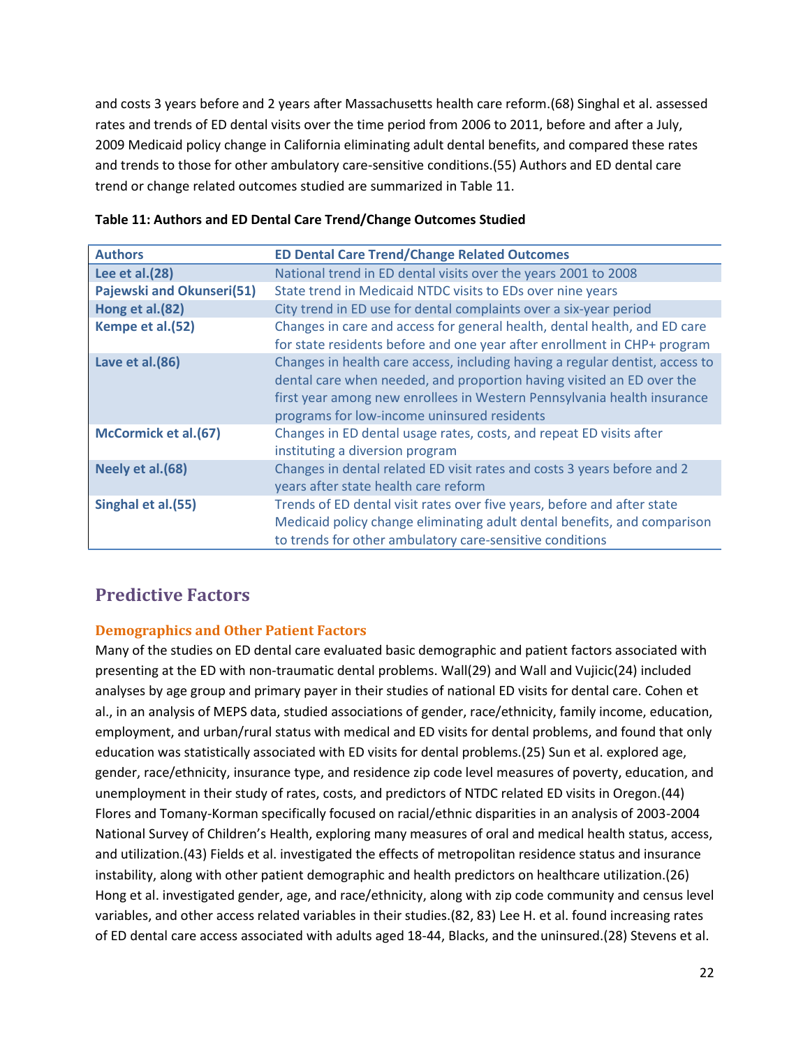and costs 3 years before and 2 years after Massachusetts health care reform.(68) Singhal et al. assessed rates and trends of ED dental visits over the time period from 2006 to 2011, before and after a July, 2009 Medicaid policy change in California eliminating adult dental benefits, and compared these rates and trends to those for other ambulatory care-sensitive conditions.(55) Authors and ED dental care trend or change related outcomes studied are summarized in Table 11.

**Table 11: Authors and ED Dental Care Trend/Change Outcomes Studied**

| Authors | ED Dental Care Trend/Change Related Outcomes |
|---|---|
| **Lee et al.(28)** | National trend in ED dental visits over the years 2001 to 2008 |
| **Pajewski and Okunseri(51)** | State trend in Medicaid NTDC visits to EDs over nine years |
| **Hong et al.(82)** | City trend in ED use for dental complaints over a six-year period |
| **Kempe et al.(52)** | Changes in care and access for general health, dental health, and ED care for state residents before and one year after enrollment in CHP+ program |
| **Lave et al.(86)** | Changes in health care access, including having a regular dentist, access to dental care when needed, and proportion having visited an ED over the first year among new enrollees in Western Pennsylvania health insurance programs for low-income uninsured residents |
| **McCormick et al.(67)** | Changes in ED dental usage rates, costs, and repeat ED visits after instituting a diversion program |
| **Neely et al.(68)** | Changes in dental related ED visit rates and costs 3 years before and 2 years after state health care reform |
| **Singhal et al.(55)** | Trends of ED dental visit rates over five years, before and after state Medicaid policy change eliminating adult dental benefits, and comparison to trends for other ambulatory care-sensitive conditions |

## Predictive Factors

### Demographics and Other Patient Factors

Many of the studies on ED dental care evaluated basic demographic and patient factors associated with presenting at the ED with non-traumatic dental problems. Wall(29) and Wall and Vujicic(24) included analyses by age group and primary payer in their studies of national ED visits for dental care. Cohen et al., in an analysis of MEPS data, studied associations of gender, race/ethnicity, family income, education, employment, and urban/rural status with medical and ED visits for dental problems, and found that only education was statistically associated with ED visits for dental problems.(25) Sun et al. explored age, gender, race/ethnicity, insurance type, and residence zip code level measures of poverty, education, and unemployment in their study of rates, costs, and predictors of NTDC related ED visits in Oregon.(44) Flores and Tomany-Korman specifically focused on racial/ethnic disparities in an analysis of 2003-2004 National Survey of Children's Health, exploring many measures of oral and medical health status, access, and utilization.(43) Fields et al. investigated the effects of metropolitan residence status and insurance instability, along with other patient demographic and health predictors on healthcare utilization.(26) Hong et al. investigated gender, age, and race/ethnicity, along with zip code community and census level variables, and other access related variables in their studies.(82, 83) Lee H. et al. found increasing rates of ED dental care access associated with adults aged 18-44, Blacks, and the uninsured.(28) Stevens et al.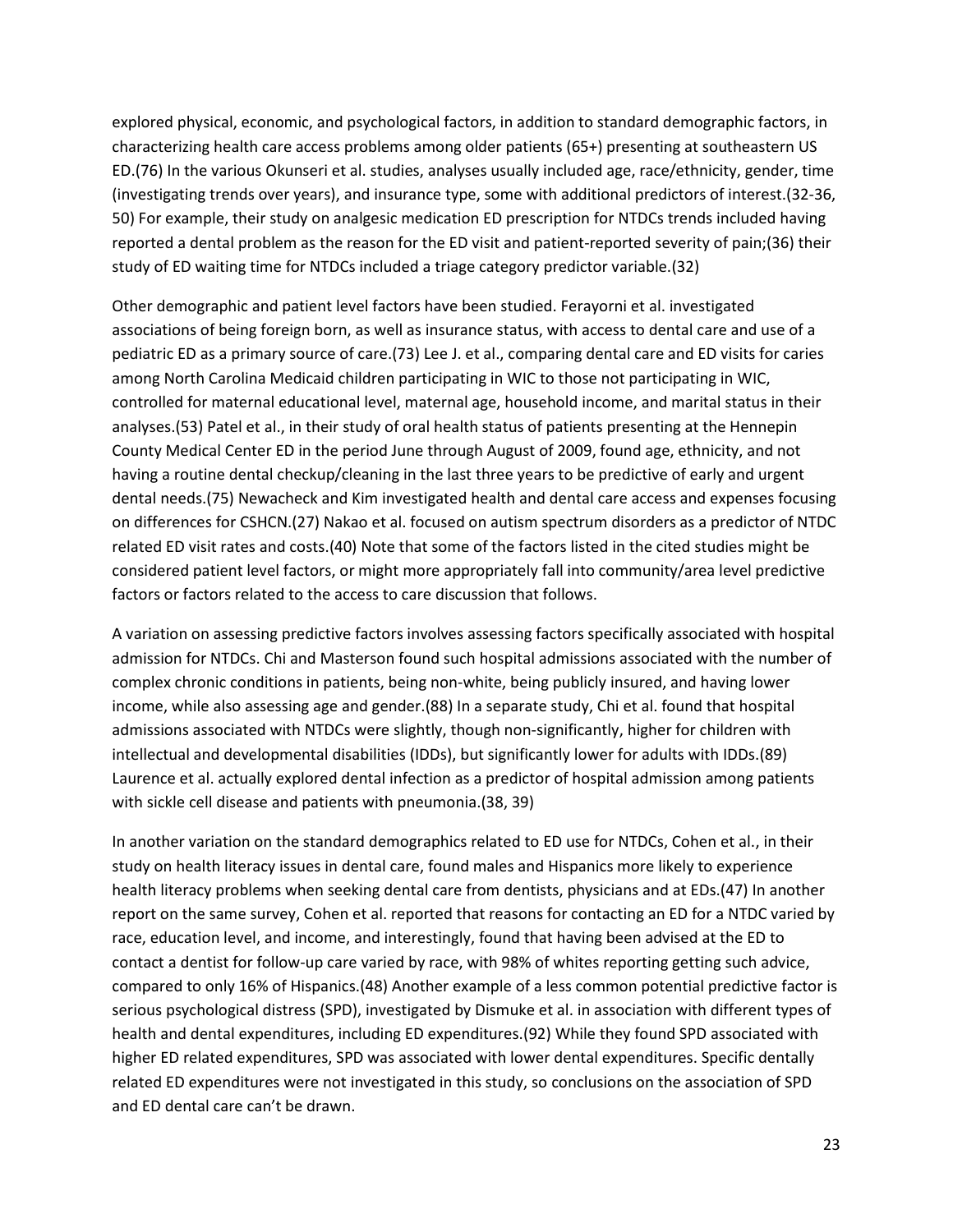explored physical, economic, and psychological factors, in addition to standard demographic factors, in characterizing health care access problems among older patients (65+) presenting at southeastern US ED.(76) In the various Okunseri et al. studies, analyses usually included age, race/ethnicity, gender, time (investigating trends over years), and insurance type, some with additional predictors of interest.(32-36, 50) For example, their study on analgesic medication ED prescription for NTDCs trends included having reported a dental problem as the reason for the ED visit and patient-reported severity of pain;(36) their study of ED waiting time for NTDCs included a triage category predictor variable.(32)

Other demographic and patient level factors have been studied. Ferayorni et al. investigated associations of being foreign born, as well as insurance status, with access to dental care and use of a pediatric ED as a primary source of care.(73) Lee J. et al., comparing dental care and ED visits for caries among North Carolina Medicaid children participating in WIC to those not participating in WIC, controlled for maternal educational level, maternal age, household income, and marital status in their analyses.(53) Patel et al., in their study of oral health status of patients presenting at the Hennepin County Medical Center ED in the period June through August of 2009, found age, ethnicity, and not having a routine dental checkup/cleaning in the last three years to be predictive of early and urgent dental needs.(75) Newacheck and Kim investigated health and dental care access and expenses focusing on differences for CSHCN.(27) Nakao et al. focused on autism spectrum disorders as a predictor of NTDC related ED visit rates and costs.(40) Note that some of the factors listed in the cited studies might be considered patient level factors, or might more appropriately fall into community/area level predictive factors or factors related to the access to care discussion that follows.

A variation on assessing predictive factors involves assessing factors specifically associated with hospital admission for NTDCs. Chi and Masterson found such hospital admissions associated with the number of complex chronic conditions in patients, being non-white, being publicly insured, and having lower income, while also assessing age and gender.(88) In a separate study, Chi et al. found that hospital admissions associated with NTDCs were slightly, though non-significantly, higher for children with intellectual and developmental disabilities (IDDs), but significantly lower for adults with IDDs.(89) Laurence et al. actually explored dental infection as a predictor of hospital admission among patients with sickle cell disease and patients with pneumonia.(38, 39)

In another variation on the standard demographics related to ED use for NTDCs, Cohen et al., in their study on health literacy issues in dental care, found males and Hispanics more likely to experience health literacy problems when seeking dental care from dentists, physicians and at EDs.(47) In another report on the same survey, Cohen et al. reported that reasons for contacting an ED for a NTDC varied by race, education level, and income, and interestingly, found that having been advised at the ED to contact a dentist for follow-up care varied by race, with 98% of whites reporting getting such advice, compared to only 16% of Hispanics.(48) Another example of a less common potential predictive factor is serious psychological distress (SPD), investigated by Dismuke et al. in association with different types of health and dental expenditures, including ED expenditures.(92) While they found SPD associated with higher ED related expenditures, SPD was associated with lower dental expenditures. Specific dentally related ED expenditures were not investigated in this study, so conclusions on the association of SPD and ED dental care can't be drawn.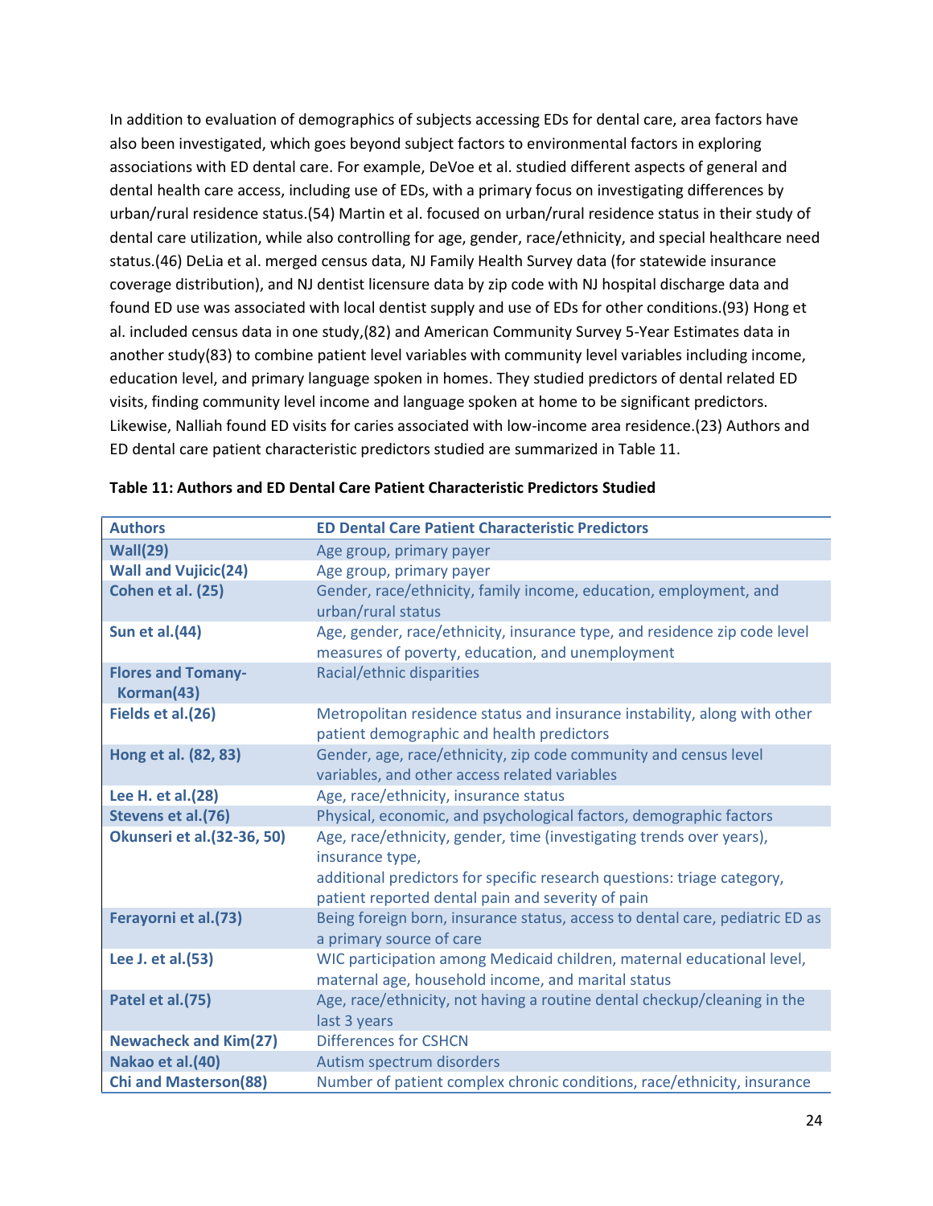In addition to evaluation of demographics of subjects accessing EDs for dental care, area factors have also been investigated, which goes beyond subject factors to environmental factors in exploring associations with ED dental care. For example, DeVoe et al. studied different aspects of general and dental health care access, including use of EDs, with a primary focus on investigating differences by urban/rural residence status.(54) Martin et al. focused on urban/rural residence status in their study of dental care utilization, while also controlling for age, gender, race/ethnicity, and special healthcare need status.(46) DeLia et al. merged census data, NJ Family Health Survey data (for statewide insurance coverage distribution), and NJ dentist licensure data by zip code with NJ hospital discharge data and found ED use was associated with local dentist supply and use of EDs for other conditions.(93) Hong et al. included census data in one study,(82) and American Community Survey 5-Year Estimates data in another study(83) to combine patient level variables with community level variables including income, education level, and primary language spoken in homes. They studied predictors of dental related ED visits, finding community level income and language spoken at home to be significant predictors. Likewise, Nalliah found ED visits for caries associated with low-income area residence.(23) Authors and ED dental care patient characteristic predictors studied are summarized in Table 11.

**Table 11: Authors and ED Dental Care Patient Characteristic Predictors Studied**

| Authors | ED Dental Care Patient Characteristic Predictors |
|---|---|
| **Wall(29)** | Age group, primary payer |
| **Wall and Vujicic(24)** | Age group, primary payer |
| **Cohen et al. (25)** | Gender, race/ethnicity, family income, education, employment, and urban/rural status |
| **Sun et al.(44)** | Age, gender, race/ethnicity, insurance type, and residence zip code level measures of poverty, education, and unemployment |
| **Flores and Tomany-Korman(43)** | Racial/ethnic disparities |
| **Fields et al.(26)** | Metropolitan residence status and insurance instability, along with other patient demographic and health predictors |
| **Hong et al. (82, 83)** | Gender, age, race/ethnicity, zip code community and census level variables, and other access related variables |
| **Lee H. et al.(28)** | Age, race/ethnicity, insurance status |
| **Stevens et al.(76)** | Physical, economic, and psychological factors, demographic factors |
| **Okunseri et al.(32-36, 50)** | Age, race/ethnicity, gender, time (investigating trends over years), insurance type, additional predictors for specific research questions: triage category, patient reported dental pain and severity of pain |
| **Ferayorni et al.(73)** | Being foreign born, insurance status, access to dental care, pediatric ED as a primary source of care |
| **Lee J. et al.(53)** | WIC participation among Medicaid children, maternal educational level, maternal age, household income, and marital status |
| **Patel et al.(75)** | Age, race/ethnicity, not having a routine dental checkup/cleaning in the last 3 years |
| **Newacheck and Kim(27)** | Differences for CSHCN |
| **Nakao et al.(40)** | Autism spectrum disorders |
| **Chi and Masterson(88)** | Number of patient complex chronic conditions, race/ethnicity, insurance |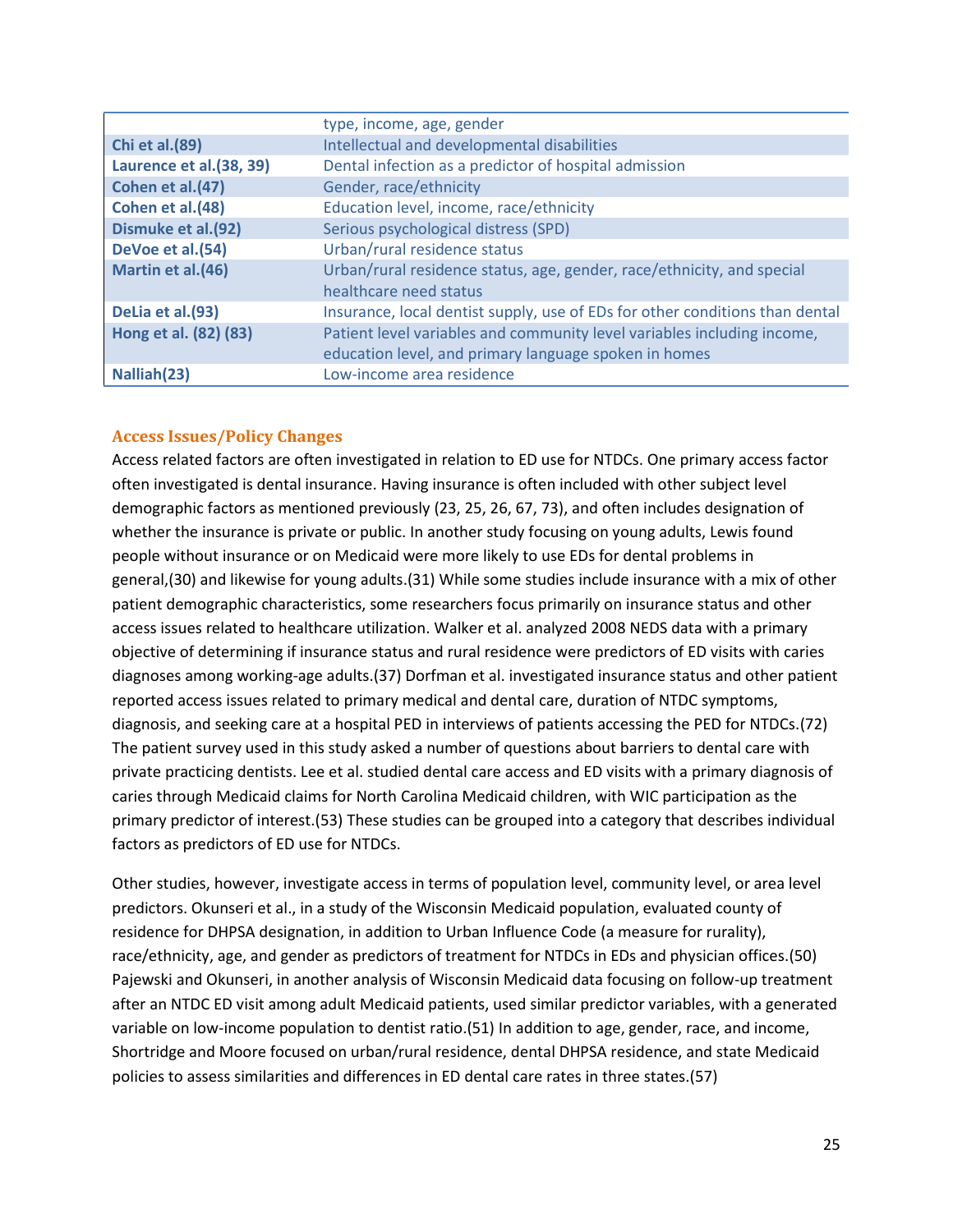| | |
|---|---|
| | type, income, age, gender |
| **Chi et al.(89)** | Intellectual and developmental disabilities |
| **Laurence et al.(38, 39)** | Dental infection as a predictor of hospital admission |
| **Cohen et al.(47)** | Gender, race/ethnicity |
| **Cohen et al.(48)** | Education level, income, race/ethnicity |
| **Dismuke et al.(92)** | Serious psychological distress (SPD) |
| **DeVoe et al.(54)** | Urban/rural residence status |
| **Martin et al.(46)** | Urban/rural residence status, age, gender, race/ethnicity, and special healthcare need status |
| **DeLia et al.(93)** | Insurance, local dentist supply, use of EDs for other conditions than dental |
| **Hong et al. (82) (83)** | Patient level variables and community level variables including income, education level, and primary language spoken in homes |
| **Nalliah(23)** | Low-income area residence |

### Access Issues/Policy Changes

Access related factors are often investigated in relation to ED use for NTDCs. One primary access factor often investigated is dental insurance. Having insurance is often included with other subject level demographic factors as mentioned previously (23, 25, 26, 67, 73), and often includes designation of whether the insurance is private or public. In another study focusing on young adults, Lewis found people without insurance or on Medicaid were more likely to use EDs for dental problems in general,(30) and likewise for young adults.(31) While some studies include insurance with a mix of other patient demographic characteristics, some researchers focus primarily on insurance status and other access issues related to healthcare utilization. Walker et al. analyzed 2008 NEDS data with a primary objective of determining if insurance status and rural residence were predictors of ED visits with caries diagnoses among working-age adults.(37) Dorfman et al. investigated insurance status and other patient reported access issues related to primary medical and dental care, duration of NTDC symptoms, diagnosis, and seeking care at a hospital PED in interviews of patients accessing the PED for NTDCs.(72) The patient survey used in this study asked a number of questions about barriers to dental care with private practicing dentists. Lee et al. studied dental care access and ED visits with a primary diagnosis of caries through Medicaid claims for North Carolina Medicaid children, with WIC participation as the primary predictor of interest.(53) These studies can be grouped into a category that describes individual factors as predictors of ED use for NTDCs.

Other studies, however, investigate access in terms of population level, community level, or area level predictors. Okunseri et al., in a study of the Wisconsin Medicaid population, evaluated county of residence for DHPSA designation, in addition to Urban Influence Code (a measure for rurality), race/ethnicity, age, and gender as predictors of treatment for NTDCs in EDs and physician offices.(50) Pajewski and Okunseri, in another analysis of Wisconsin Medicaid data focusing on follow-up treatment after an NTDC ED visit among adult Medicaid patients, used similar predictor variables, with a generated variable on low-income population to dentist ratio.(51) In addition to age, gender, race, and income, Shortridge and Moore focused on urban/rural residence, dental DHPSA residence, and state Medicaid policies to assess similarities and differences in ED dental care rates in three states.(57)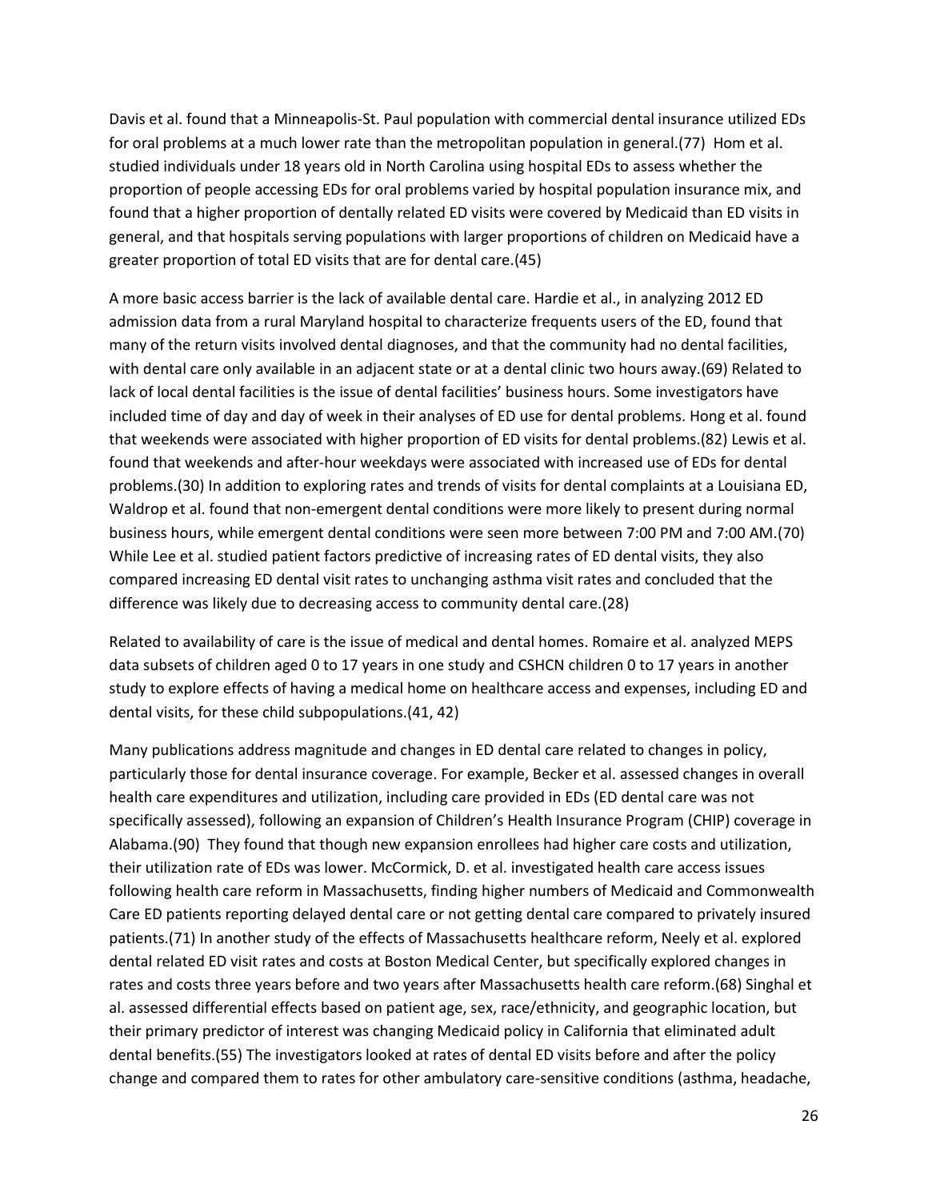Davis et al. found that a Minneapolis-St. Paul population with commercial dental insurance utilized EDs for oral problems at a much lower rate than the metropolitan population in general.(77) Hom et al. studied individuals under 18 years old in North Carolina using hospital EDs to assess whether the proportion of people accessing EDs for oral problems varied by hospital population insurance mix, and found that a higher proportion of dentally related ED visits were covered by Medicaid than ED visits in general, and that hospitals serving populations with larger proportions of children on Medicaid have a greater proportion of total ED visits that are for dental care.(45)

A more basic access barrier is the lack of available dental care. Hardie et al., in analyzing 2012 ED admission data from a rural Maryland hospital to characterize frequents users of the ED, found that many of the return visits involved dental diagnoses, and that the community had no dental facilities, with dental care only available in an adjacent state or at a dental clinic two hours away.(69) Related to lack of local dental facilities is the issue of dental facilities' business hours. Some investigators have included time of day and day of week in their analyses of ED use for dental problems. Hong et al. found that weekends were associated with higher proportion of ED visits for dental problems.(82) Lewis et al. found that weekends and after-hour weekdays were associated with increased use of EDs for dental problems.(30) In addition to exploring rates and trends of visits for dental complaints at a Louisiana ED, Waldrop et al. found that non-emergent dental conditions were more likely to present during normal business hours, while emergent dental conditions were seen more between 7:00 PM and 7:00 AM.(70) While Lee et al. studied patient factors predictive of increasing rates of ED dental visits, they also compared increasing ED dental visit rates to unchanging asthma visit rates and concluded that the difference was likely due to decreasing access to community dental care.(28)

Related to availability of care is the issue of medical and dental homes. Romaire et al. analyzed MEPS data subsets of children aged 0 to 17 years in one study and CSHCN children 0 to 17 years in another study to explore effects of having a medical home on healthcare access and expenses, including ED and dental visits, for these child subpopulations.(41, 42)

Many publications address magnitude and changes in ED dental care related to changes in policy, particularly those for dental insurance coverage. For example, Becker et al. assessed changes in overall health care expenditures and utilization, including care provided in EDs (ED dental care was not specifically assessed), following an expansion of Children's Health Insurance Program (CHIP) coverage in Alabama.(90) They found that though new expansion enrollees had higher care costs and utilization, their utilization rate of EDs was lower. McCormick, D. et al. investigated health care access issues following health care reform in Massachusetts, finding higher numbers of Medicaid and Commonwealth Care ED patients reporting delayed dental care or not getting dental care compared to privately insured patients.(71) In another study of the effects of Massachusetts healthcare reform, Neely et al. explored dental related ED visit rates and costs at Boston Medical Center, but specifically explored changes in rates and costs three years before and two years after Massachusetts health care reform.(68) Singhal et al. assessed differential effects based on patient age, sex, race/ethnicity, and geographic location, but their primary predictor of interest was changing Medicaid policy in California that eliminated adult dental benefits.(55) The investigators looked at rates of dental ED visits before and after the policy change and compared them to rates for other ambulatory care-sensitive conditions (asthma, headache,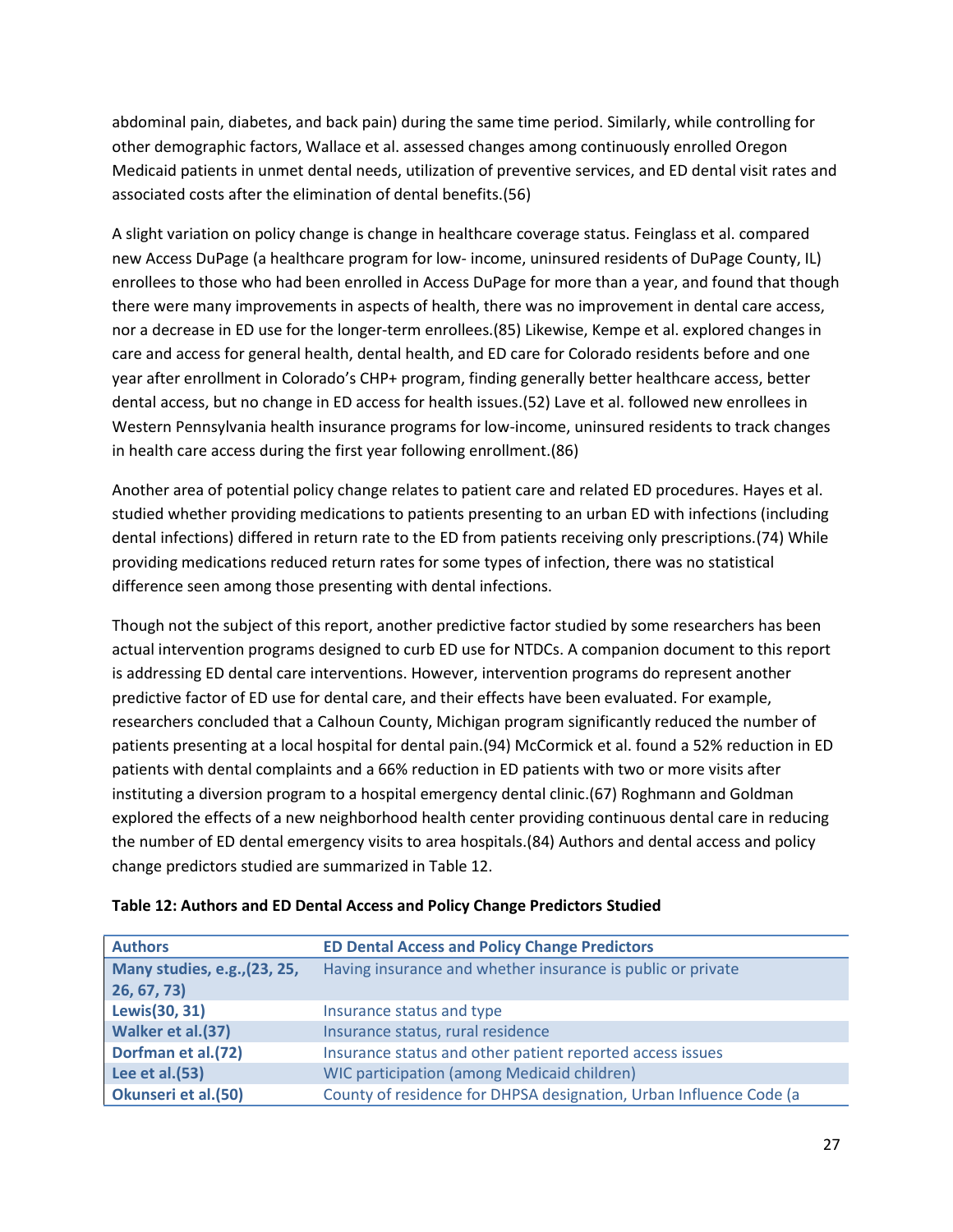abdominal pain, diabetes, and back pain) during the same time period. Similarly, while controlling for other demographic factors, Wallace et al. assessed changes among continuously enrolled Oregon Medicaid patients in unmet dental needs, utilization of preventive services, and ED dental visit rates and associated costs after the elimination of dental benefits.(56)

A slight variation on policy change is change in healthcare coverage status. Feinglass et al. compared new Access DuPage (a healthcare program for low- income, uninsured residents of DuPage County, IL) enrollees to those who had been enrolled in Access DuPage for more than a year, and found that though there were many improvements in aspects of health, there was no improvement in dental care access, nor a decrease in ED use for the longer-term enrollees.(85) Likewise, Kempe et al. explored changes in care and access for general health, dental health, and ED care for Colorado residents before and one year after enrollment in Colorado's CHP+ program, finding generally better healthcare access, better dental access, but no change in ED access for health issues.(52) Lave et al. followed new enrollees in Western Pennsylvania health insurance programs for low-income, uninsured residents to track changes in health care access during the first year following enrollment.(86)

Another area of potential policy change relates to patient care and related ED procedures. Hayes et al. studied whether providing medications to patients presenting to an urban ED with infections (including dental infections) differed in return rate to the ED from patients receiving only prescriptions.(74) While providing medications reduced return rates for some types of infection, there was no statistical difference seen among those presenting with dental infections.

Though not the subject of this report, another predictive factor studied by some researchers has been actual intervention programs designed to curb ED use for NTDCs. A companion document to this report is addressing ED dental care interventions. However, intervention programs do represent another predictive factor of ED use for dental care, and their effects have been evaluated. For example, researchers concluded that a Calhoun County, Michigan program significantly reduced the number of patients presenting at a local hospital for dental pain.(94) McCormick et al. found a 52% reduction in ED patients with dental complaints and a 66% reduction in ED patients with two or more visits after instituting a diversion program to a hospital emergency dental clinic.(67) Roghmann and Goldman explored the effects of a new neighborhood health center providing continuous dental care in reducing the number of ED dental emergency visits to area hospitals.(84) Authors and dental access and policy change predictors studied are summarized in Table 12.

**Table 12: Authors and ED Dental Access and Policy Change Predictors Studied**

| Authors | ED Dental Access and Policy Change Predictors |
|---|---|
| **Many studies, e.g.,(23, 25, 26, 67, 73)** | Having insurance and whether insurance is public or private |
| **Lewis(30, 31)** | Insurance status and type |
| **Walker et al.(37)** | Insurance status, rural residence |
| **Dorfman et al.(72)** | Insurance status and other patient reported access issues |
| **Lee et al.(53)** | WIC participation (among Medicaid children) |
| **Okunseri et al.(50)** | County of residence for DHPSA designation, Urban Influence Code (a |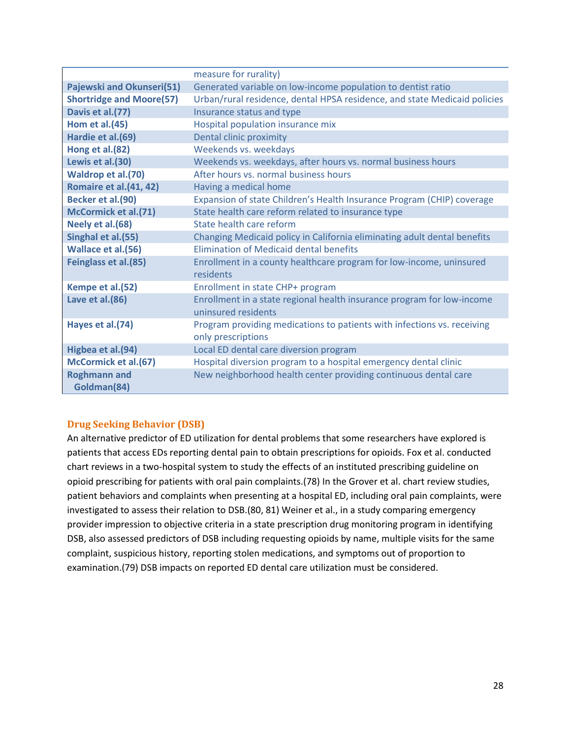| | |
|---|---|
| | measure for rurality) |
| **Pajewski and Okunseri(51)** | Generated variable on low-income population to dentist ratio |
| **Shortridge and Moore(57)** | Urban/rural residence, dental HPSA residence, and state Medicaid policies |
| **Davis et al.(77)** | Insurance status and type |
| **Hom et al.(45)** | Hospital population insurance mix |
| **Hardie et al.(69)** | Dental clinic proximity |
| **Hong et al.(82)** | Weekends vs. weekdays |
| **Lewis et al.(30)** | Weekends vs. weekdays, after hours vs. normal business hours |
| **Waldrop et al.(70)** | After hours vs. normal business hours |
| **Romaire et al.(41, 42)** | Having a medical home |
| **Becker et al.(90)** | Expansion of state Children's Health Insurance Program (CHIP) coverage |
| **McCormick et al.(71)** | State health care reform related to insurance type |
| **Neely et al.(68)** | State health care reform |
| **Singhal et al.(55)** | Changing Medicaid policy in California eliminating adult dental benefits |
| **Wallace et al.(56)** | Elimination of Medicaid dental benefits |
| **Feinglass et al.(85)** | Enrollment in a county healthcare program for low-income, uninsured residents |
| **Kempe et al.(52)** | Enrollment in state CHP+ program |
| **Lave et al.(86)** | Enrollment in a state regional health insurance program for low-income uninsured residents |
| **Hayes et al.(74)** | Program providing medications to patients with infections vs. receiving only prescriptions |
| **Higbea et al.(94)** | Local ED dental care diversion program |
| **McCormick et al.(67)** | Hospital diversion program to a hospital emergency dental clinic |
| **Roghmann and Goldman(84)** | New neighborhood health center providing continuous dental care |

### Drug Seeking Behavior (DSB)

An alternative predictor of ED utilization for dental problems that some researchers have explored is patients that access EDs reporting dental pain to obtain prescriptions for opioids. Fox et al. conducted chart reviews in a two-hospital system to study the effects of an instituted prescribing guideline on opioid prescribing for patients with oral pain complaints.(78) In the Grover et al. chart review studies, patient behaviors and complaints when presenting at a hospital ED, including oral pain complaints, were investigated to assess their relation to DSB.(80, 81) Weiner et al., in a study comparing emergency provider impression to objective criteria in a state prescription drug monitoring program in identifying DSB, also assessed predictors of DSB including requesting opioids by name, multiple visits for the same complaint, suspicious history, reporting stolen medications, and symptoms out of proportion to examination.(79) DSB impacts on reported ED dental care utilization must be considered.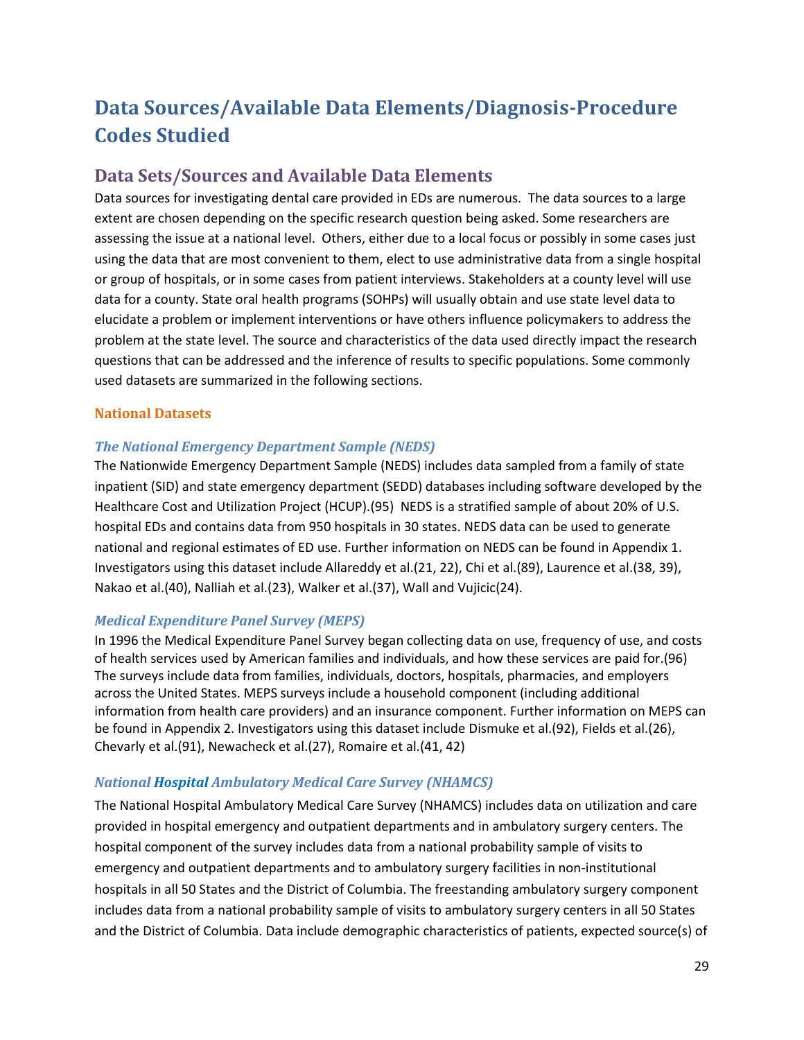# Data Sources/Available Data Elements/Diagnosis-Procedure Codes Studied

## Data Sets/Sources and Available Data Elements

Data sources for investigating dental care provided in EDs are numerous. The data sources to a large extent are chosen depending on the specific research question being asked. Some researchers are assessing the issue at a national level. Others, either due to a local focus or possibly in some cases just using the data that are most convenient to them, elect to use administrative data from a single hospital or group of hospitals, or in some cases from patient interviews. Stakeholders at a county level will use data for a county. State oral health programs (SOHPs) will usually obtain and use state level data to elucidate a problem or implement interventions or have others influence policymakers to address the problem at the state level. The source and characteristics of the data used directly impact the research questions that can be addressed and the inference of results to specific populations. Some commonly used datasets are summarized in the following sections.

### National Datasets

#### *The National Emergency Department Sample (NEDS)*

The Nationwide Emergency Department Sample (NEDS) includes data sampled from a family of state inpatient (SID) and state emergency department (SEDD) databases including software developed by the Healthcare Cost and Utilization Project (HCUP).(95) NEDS is a stratified sample of about 20% of U.S. hospital EDs and contains data from 950 hospitals in 30 states. NEDS data can be used to generate national and regional estimates of ED use. Further information on NEDS can be found in Appendix 1. Investigators using this dataset include Allareddy et al.(21, 22), Chi et al.(89), Laurence et al.(38, 39), Nakao et al.(40), Nalliah et al.(23), Walker et al.(37), Wall and Vujicic(24).

#### *Medical Expenditure Panel Survey (MEPS)*

In 1996 the Medical Expenditure Panel Survey began collecting data on use, frequency of use, and costs of health services used by American families and individuals, and how these services are paid for.(96) The surveys include data from families, individuals, doctors, hospitals, pharmacies, and employers across the United States. MEPS surveys include a household component (including additional information from health care providers) and an insurance component. Further information on MEPS can be found in Appendix 2. Investigators using this dataset include Dismuke et al.(92), Fields et al.(26), Chevarly et al.(91), Newacheck et al.(27), Romaire et al.(41, 42)

#### *National Hospital Ambulatory Medical Care Survey (NHAMCS)*

The National Hospital Ambulatory Medical Care Survey (NHAMCS) includes data on utilization and care provided in hospital emergency and outpatient departments and in ambulatory surgery centers. The hospital component of the survey includes data from a national probability sample of visits to emergency and outpatient departments and to ambulatory surgery facilities in non-institutional hospitals in all 50 States and the District of Columbia. The freestanding ambulatory surgery component includes data from a national probability sample of visits to ambulatory surgery centers in all 50 States and the District of Columbia. Data include demographic characteristics of patients, expected source(s) of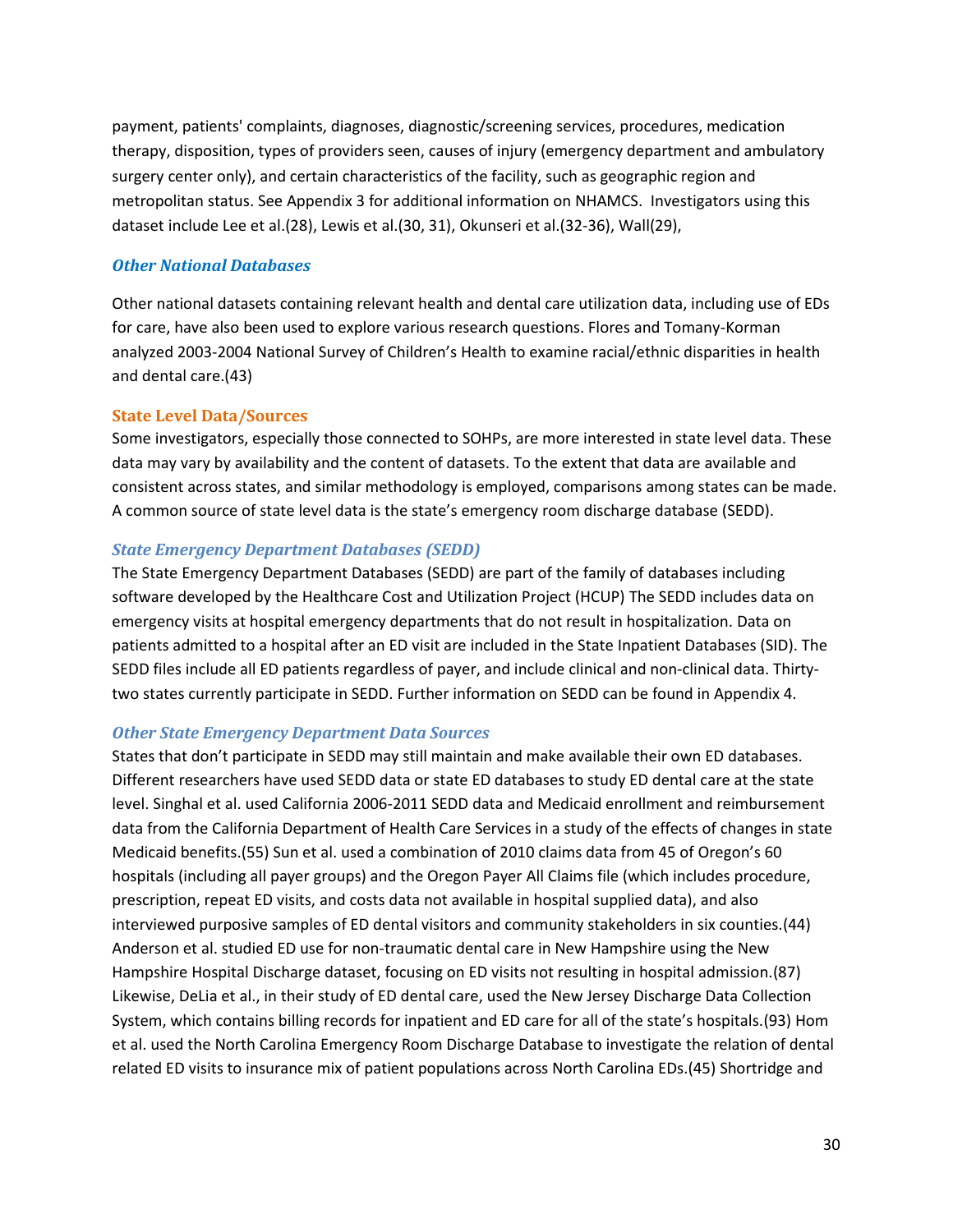payment, patients' complaints, diagnoses, diagnostic/screening services, procedures, medication therapy, disposition, types of providers seen, causes of injury (emergency department and ambulatory surgery center only), and certain characteristics of the facility, such as geographic region and metropolitan status. See Appendix 3 for additional information on NHAMCS. Investigators using this dataset include Lee et al.(28), Lewis et al.(30, 31), Okunseri et al.(32-36), Wall(29),

### *Other National Databases*

Other national datasets containing relevant health and dental care utilization data, including use of EDs for care, have also been used to explore various research questions. Flores and Tomany-Korman analyzed 2003-2004 National Survey of Children's Health to examine racial/ethnic disparities in health and dental care.(43)

## State Level Data/Sources

Some investigators, especially those connected to SOHPs, are more interested in state level data. These data may vary by availability and the content of datasets. To the extent that data are available and consistent across states, and similar methodology is employed, comparisons among states can be made. A common source of state level data is the state's emergency room discharge database (SEDD).

### *State Emergency Department Databases (SEDD)*

The State Emergency Department Databases (SEDD) are part of the family of databases including software developed by the Healthcare Cost and Utilization Project (HCUP) The SEDD includes data on emergency visits at hospital emergency departments that do not result in hospitalization. Data on patients admitted to a hospital after an ED visit are included in the State Inpatient Databases (SID). The SEDD files include all ED patients regardless of payer, and include clinical and non-clinical data. Thirty-two states currently participate in SEDD. Further information on SEDD can be found in Appendix 4.

### *Other State Emergency Department Data Sources*

States that don't participate in SEDD may still maintain and make available their own ED databases. Different researchers have used SEDD data or state ED databases to study ED dental care at the state level. Singhal et al. used California 2006-2011 SEDD data and Medicaid enrollment and reimbursement data from the California Department of Health Care Services in a study of the effects of changes in state Medicaid benefits.(55) Sun et al. used a combination of 2010 claims data from 45 of Oregon's 60 hospitals (including all payer groups) and the Oregon Payer All Claims file (which includes procedure, prescription, repeat ED visits, and costs data not available in hospital supplied data), and also interviewed purposive samples of ED dental visitors and community stakeholders in six counties.(44) Anderson et al. studied ED use for non-traumatic dental care in New Hampshire using the New Hampshire Hospital Discharge dataset, focusing on ED visits not resulting in hospital admission.(87) Likewise, DeLia et al., in their study of ED dental care, used the New Jersey Discharge Data Collection System, which contains billing records for inpatient and ED care for all of the state's hospitals.(93) Hom et al. used the North Carolina Emergency Room Discharge Database to investigate the relation of dental related ED visits to insurance mix of patient populations across North Carolina EDs.(45) Shortridge and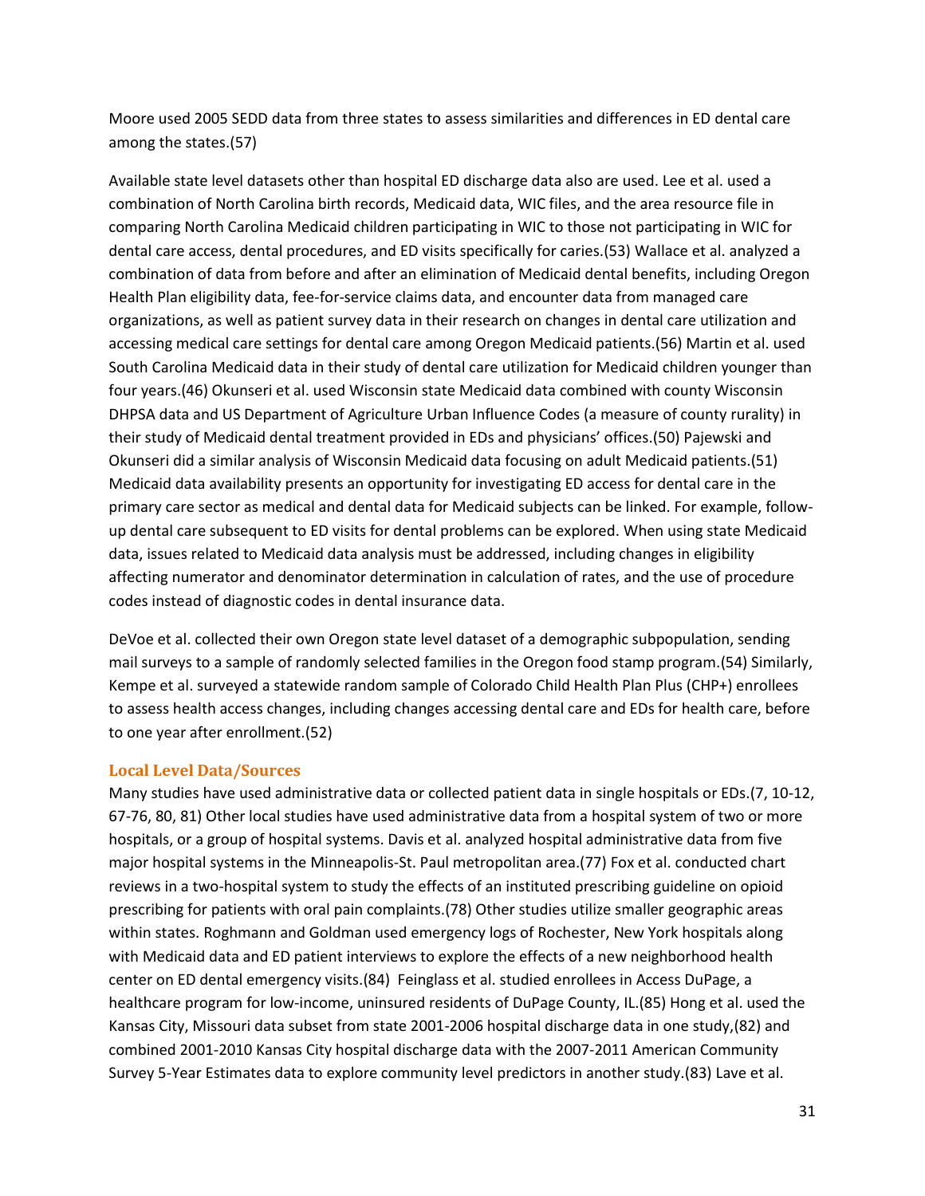Moore used 2005 SEDD data from three states to assess similarities and differences in ED dental care among the states.(57)

Available state level datasets other than hospital ED discharge data also are used. Lee et al. used a combination of North Carolina birth records, Medicaid data, WIC files, and the area resource file in comparing North Carolina Medicaid children participating in WIC to those not participating in WIC for dental care access, dental procedures, and ED visits specifically for caries.(53) Wallace et al. analyzed a combination of data from before and after an elimination of Medicaid dental benefits, including Oregon Health Plan eligibility data, fee-for-service claims data, and encounter data from managed care organizations, as well as patient survey data in their research on changes in dental care utilization and accessing medical care settings for dental care among Oregon Medicaid patients.(56) Martin et al. used South Carolina Medicaid data in their study of dental care utilization for Medicaid children younger than four years.(46) Okunseri et al. used Wisconsin state Medicaid data combined with county Wisconsin DHPSA data and US Department of Agriculture Urban Influence Codes (a measure of county rurality) in their study of Medicaid dental treatment provided in EDs and physicians' offices.(50) Pajewski and Okunseri did a similar analysis of Wisconsin Medicaid data focusing on adult Medicaid patients.(51) Medicaid data availability presents an opportunity for investigating ED access for dental care in the primary care sector as medical and dental data for Medicaid subjects can be linked. For example, follow-up dental care subsequent to ED visits for dental problems can be explored. When using state Medicaid data, issues related to Medicaid data analysis must be addressed, including changes in eligibility affecting numerator and denominator determination in calculation of rates, and the use of procedure codes instead of diagnostic codes in dental insurance data.

DeVoe et al. collected their own Oregon state level dataset of a demographic subpopulation, sending mail surveys to a sample of randomly selected families in the Oregon food stamp program.(54) Similarly, Kempe et al. surveyed a statewide random sample of Colorado Child Health Plan Plus (CHP+) enrollees to assess health access changes, including changes accessing dental care and EDs for health care, before to one year after enrollment.(52)

### Local Level Data/Sources

Many studies have used administrative data or collected patient data in single hospitals or EDs.(7, 10-12, 67-76, 80, 81) Other local studies have used administrative data from a hospital system of two or more hospitals, or a group of hospital systems. Davis et al. analyzed hospital administrative data from five major hospital systems in the Minneapolis-St. Paul metropolitan area.(77) Fox et al. conducted chart reviews in a two-hospital system to study the effects of an instituted prescribing guideline on opioid prescribing for patients with oral pain complaints.(78) Other studies utilize smaller geographic areas within states. Roghmann and Goldman used emergency logs of Rochester, New York hospitals along with Medicaid data and ED patient interviews to explore the effects of a new neighborhood health center on ED dental emergency visits.(84) Feinglass et al. studied enrollees in Access DuPage, a healthcare program for low-income, uninsured residents of DuPage County, IL.(85) Hong et al. used the Kansas City, Missouri data subset from state 2001-2006 hospital discharge data in one study,(82) and combined 2001-2010 Kansas City hospital discharge data with the 2007-2011 American Community Survey 5-Year Estimates data to explore community level predictors in another study.(83) Lave et al.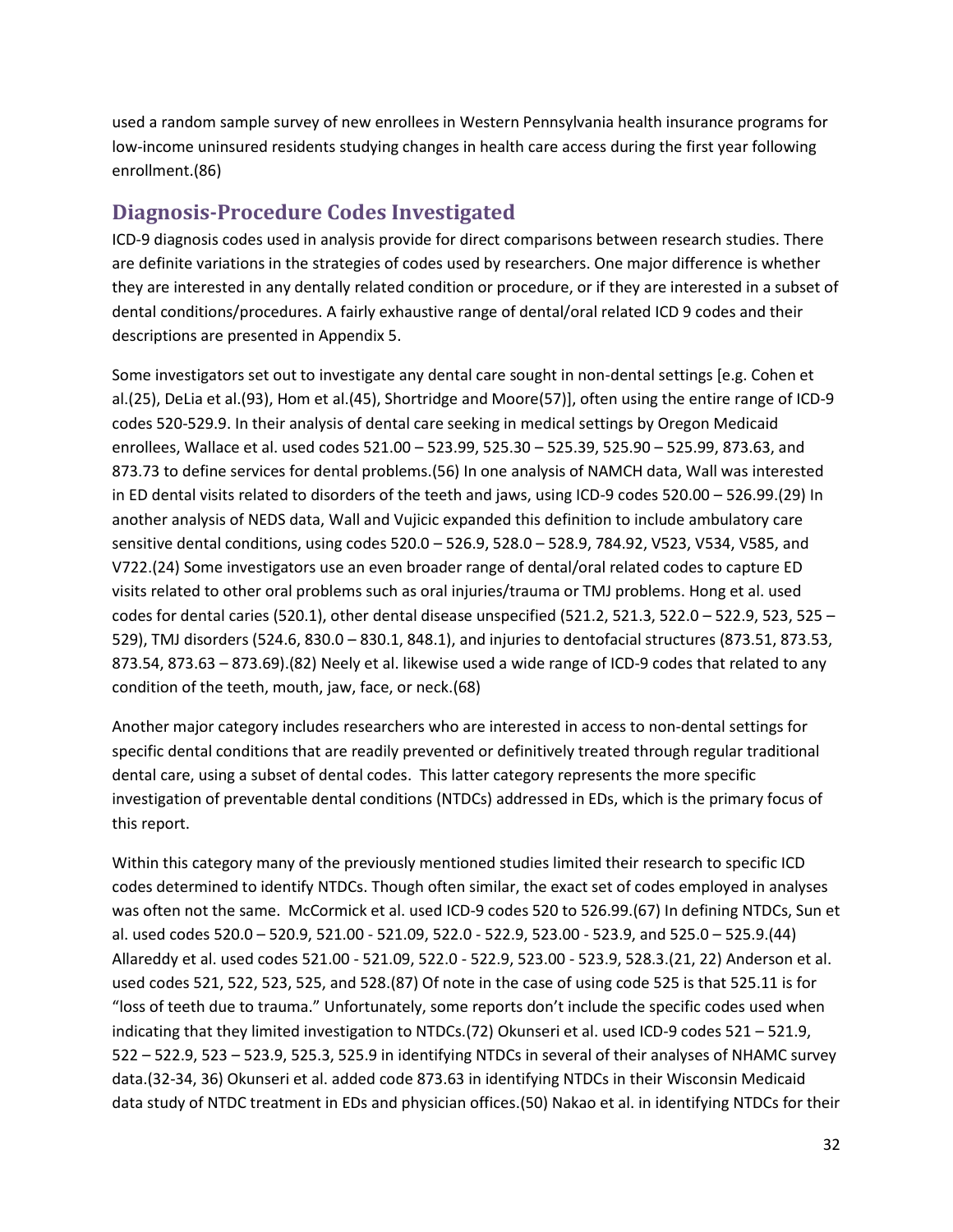used a random sample survey of new enrollees in Western Pennsylvania health insurance programs for low-income uninsured residents studying changes in health care access during the first year following enrollment.(86)

## Diagnosis-Procedure Codes Investigated

ICD-9 diagnosis codes used in analysis provide for direct comparisons between research studies. There are definite variations in the strategies of codes used by researchers. One major difference is whether they are interested in any dentally related condition or procedure, or if they are interested in a subset of dental conditions/procedures. A fairly exhaustive range of dental/oral related ICD 9 codes and their descriptions are presented in Appendix 5.

Some investigators set out to investigate any dental care sought in non-dental settings [e.g. Cohen et al.(25), DeLia et al.(93), Hom et al.(45), Shortridge and Moore(57)], often using the entire range of ICD-9 codes 520-529.9. In their analysis of dental care seeking in medical settings by Oregon Medicaid enrollees, Wallace et al. used codes 521.00 – 523.99, 525.30 – 525.39, 525.90 – 525.99, 873.63, and 873.73 to define services for dental problems.(56) In one analysis of NAMCH data, Wall was interested in ED dental visits related to disorders of the teeth and jaws, using ICD-9 codes 520.00 – 526.99.(29) In another analysis of NEDS data, Wall and Vujicic expanded this definition to include ambulatory care sensitive dental conditions, using codes 520.0 – 526.9, 528.0 – 528.9, 784.92, V523, V534, V585, and V722.(24) Some investigators use an even broader range of dental/oral related codes to capture ED visits related to other oral problems such as oral injuries/trauma or TMJ problems. Hong et al. used codes for dental caries (520.1), other dental disease unspecified (521.2, 521.3, 522.0 – 522.9, 523, 525 – 529), TMJ disorders (524.6, 830.0 – 830.1, 848.1), and injuries to dentofacial structures (873.51, 873.53, 873.54, 873.63 – 873.69).(82) Neely et al. likewise used a wide range of ICD-9 codes that related to any condition of the teeth, mouth, jaw, face, or neck.(68)

Another major category includes researchers who are interested in access to non-dental settings for specific dental conditions that are readily prevented or definitively treated through regular traditional dental care, using a subset of dental codes. This latter category represents the more specific investigation of preventable dental conditions (NTDCs) addressed in EDs, which is the primary focus of this report.

Within this category many of the previously mentioned studies limited their research to specific ICD codes determined to identify NTDCs. Though often similar, the exact set of codes employed in analyses was often not the same. McCormick et al. used ICD-9 codes 520 to 526.99.(67) In defining NTDCs, Sun et al. used codes 520.0 – 520.9, 521.00 - 521.09, 522.0 - 522.9, 523.00 - 523.9, and 525.0 – 525.9.(44) Allareddy et al. used codes 521.00 - 521.09, 522.0 - 522.9, 523.00 - 523.9, 528.3.(21, 22) Anderson et al. used codes 521, 522, 523, 525, and 528.(87) Of note in the case of using code 525 is that 525.11 is for "loss of teeth due to trauma." Unfortunately, some reports don't include the specific codes used when indicating that they limited investigation to NTDCs.(72) Okunseri et al. used ICD-9 codes 521 – 521.9, 522 – 522.9, 523 – 523.9, 525.3, 525.9 in identifying NTDCs in several of their analyses of NHAMC survey data.(32-34, 36) Okunseri et al. added code 873.63 in identifying NTDCs in their Wisconsin Medicaid data study of NTDC treatment in EDs and physician offices.(50) Nakao et al. in identifying NTDCs for their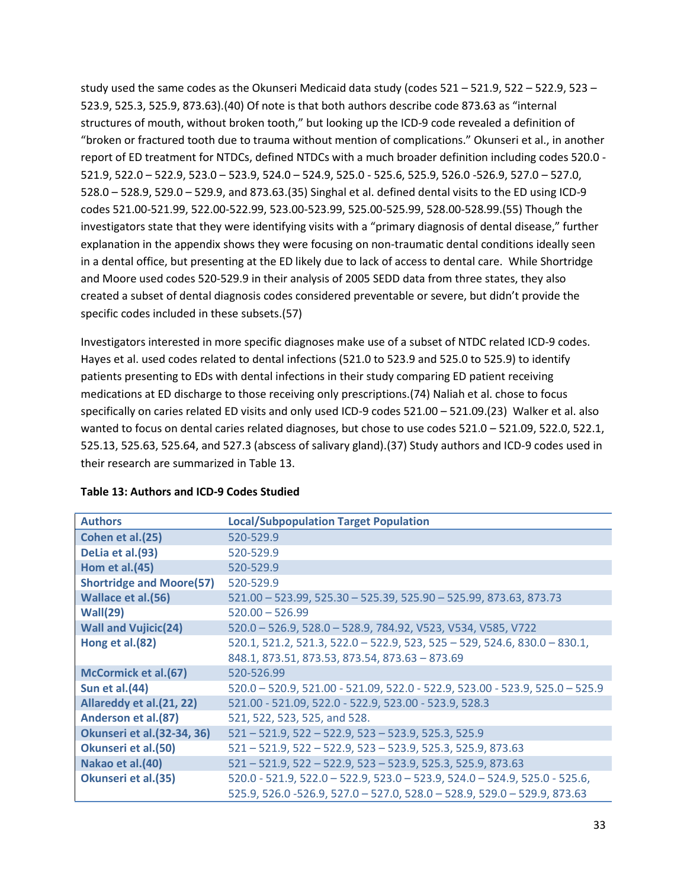study used the same codes as the Okunseri Medicaid data study (codes 521 – 521.9, 522 – 522.9, 523 – 523.9, 525.3, 525.9, 873.63).(40) Of note is that both authors describe code 873.63 as "internal structures of mouth, without broken tooth," but looking up the ICD-9 code revealed a definition of "broken or fractured tooth due to trauma without mention of complications." Okunseri et al., in another report of ED treatment for NTDCs, defined NTDCs with a much broader definition including codes 520.0 - 521.9, 522.0 – 522.9, 523.0 – 523.9, 524.0 – 524.9, 525.0 - 525.6, 525.9, 526.0 -526.9, 527.0 – 527.0, 528.0 – 528.9, 529.0 – 529.9, and 873.63.(35) Singhal et al. defined dental visits to the ED using ICD-9 codes 521.00-521.99, 522.00-522.99, 523.00-523.99, 525.00-525.99, 528.00-528.99.(55) Though the investigators state that they were identifying visits with a "primary diagnosis of dental disease," further explanation in the appendix shows they were focusing on non-traumatic dental conditions ideally seen in a dental office, but presenting at the ED likely due to lack of access to dental care. While Shortridge and Moore used codes 520-529.9 in their analysis of 2005 SEDD data from three states, they also created a subset of dental diagnosis codes considered preventable or severe, but didn't provide the specific codes included in these subsets.(57)

Investigators interested in more specific diagnoses make use of a subset of NTDC related ICD-9 codes. Hayes et al. used codes related to dental infections (521.0 to 523.9 and 525.0 to 525.9) to identify patients presenting to EDs with dental infections in their study comparing ED patient receiving medications at ED discharge to those receiving only prescriptions.(74) Naliah et al. chose to focus specifically on caries related ED visits and only used ICD-9 codes 521.00 – 521.09.(23) Walker et al. also wanted to focus on dental caries related diagnoses, but chose to use codes 521.0 – 521.09, 522.0, 522.1, 525.13, 525.63, 525.64, and 527.3 (abscess of salivary gland).(37) Study authors and ICD-9 codes used in their research are summarized in Table 13.

**Table 13: Authors and ICD-9 Codes Studied**

| Authors | Local/Subpopulation Target Population |
|---|---|
| Cohen et al.(25) | 520-529.9 |
| DeLia et al.(93) | 520-529.9 |
| Hom et al.(45) | 520-529.9 |
| Shortridge and Moore(57) | 520-529.9 |
| Wallace et al.(56) | 521.00 – 523.99, 525.30 – 525.39, 525.90 – 525.99, 873.63, 873.73 |
| Wall(29) | 520.00 – 526.99 |
| Wall and Vujicic(24) | 520.0 – 526.9, 528.0 – 528.9, 784.92, V523, V534, V585, V722 |
| Hong et al.(82) | 520.1, 521.2, 521.3, 522.0 – 522.9, 523, 525 – 529, 524.6, 830.0 – 830.1, 848.1, 873.51, 873.53, 873.54, 873.63 – 873.69 |
| McCormick et al.(67) | 520-526.99 |
| Sun et al.(44) | 520.0 – 520.9, 521.00 - 521.09, 522.0 - 522.9, 523.00 - 523.9, 525.0 – 525.9 |
| Allareddy et al.(21, 22) | 521.00 - 521.09, 522.0 - 522.9, 523.00 - 523.9, 528.3 |
| Anderson et al.(87) | 521, 522, 523, 525, and 528. |
| Okunseri et al.(32-34, 36) | 521 – 521.9, 522 – 522.9, 523 – 523.9, 525.3, 525.9 |
| Okunseri et al.(50) | 521 – 521.9, 522 – 522.9, 523 – 523.9, 525.3, 525.9, 873.63 |
| Nakao et al.(40) | 521 – 521.9, 522 – 522.9, 523 – 523.9, 525.3, 525.9, 873.63 |
| Okunseri et al.(35) | 520.0 - 521.9, 522.0 – 522.9, 523.0 – 523.9, 524.0 – 524.9, 525.0 - 525.6, 525.9, 526.0 -526.9, 527.0 – 527.0, 528.0 – 528.9, 529.0 – 529.9, 873.63 |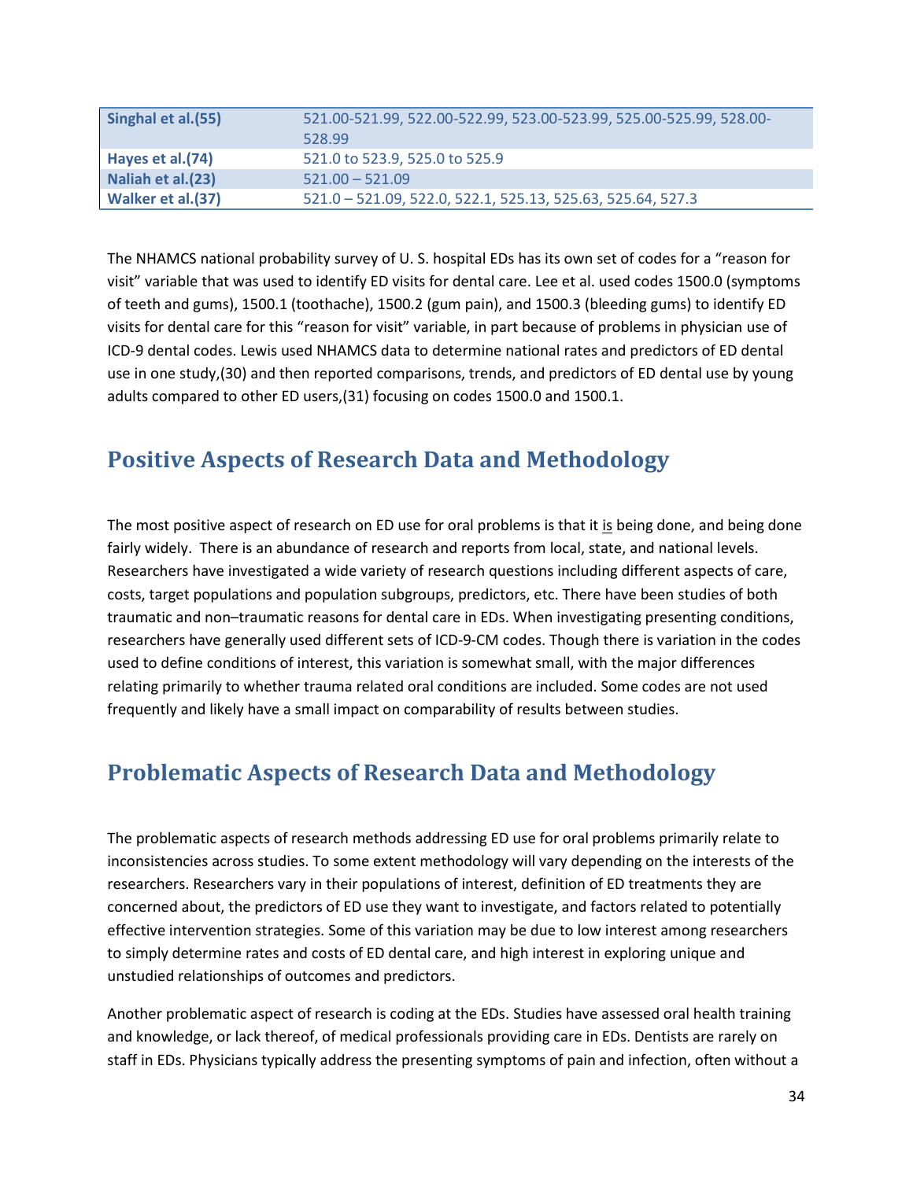| | |
|---|---|
| **Singhal et al.(55)** | 521.00-521.99, 522.00-522.99, 523.00-523.99, 525.00-525.99, 528.00-528.99 |
| **Hayes et al.(74)** | 521.0 to 523.9, 525.0 to 525.9 |
| **Naliah et al.(23)** | 521.00 – 521.09 |
| **Walker et al.(37)** | 521.0 – 521.09, 522.0, 522.1, 525.13, 525.63, 525.64, 527.3 |

The NHAMCS national probability survey of U. S. hospital EDs has its own set of codes for a "reason for visit" variable that was used to identify ED visits for dental care. Lee et al. used codes 1500.0 (symptoms of teeth and gums), 1500.1 (toothache), 1500.2 (gum pain), and 1500.3 (bleeding gums) to identify ED visits for dental care for this "reason for visit" variable, in part because of problems in physician use of ICD-9 dental codes. Lewis used NHAMCS data to determine national rates and predictors of ED dental use in one study,(30) and then reported comparisons, trends, and predictors of ED dental use by young adults compared to other ED users,(31) focusing on codes 1500.0 and 1500.1.

## Positive Aspects of Research Data and Methodology

The most positive aspect of research on ED use for oral problems is that it is being done, and being done fairly widely. There is an abundance of research and reports from local, state, and national levels. Researchers have investigated a wide variety of research questions including different aspects of care, costs, target populations and population subgroups, predictors, etc. There have been studies of both traumatic and non–traumatic reasons for dental care in EDs. When investigating presenting conditions, researchers have generally used different sets of ICD-9-CM codes. Though there is variation in the codes used to define conditions of interest, this variation is somewhat small, with the major differences relating primarily to whether trauma related oral conditions are included. Some codes are not used frequently and likely have a small impact on comparability of results between studies.

## Problematic Aspects of Research Data and Methodology

The problematic aspects of research methods addressing ED use for oral problems primarily relate to inconsistencies across studies. To some extent methodology will vary depending on the interests of the researchers. Researchers vary in their populations of interest, definition of ED treatments they are concerned about, the predictors of ED use they want to investigate, and factors related to potentially effective intervention strategies. Some of this variation may be due to low interest among researchers to simply determine rates and costs of ED dental care, and high interest in exploring unique and unstudied relationships of outcomes and predictors.

Another problematic aspect of research is coding at the EDs. Studies have assessed oral health training and knowledge, or lack thereof, of medical professionals providing care in EDs. Dentists are rarely on staff in EDs. Physicians typically address the presenting symptoms of pain and infection, often without a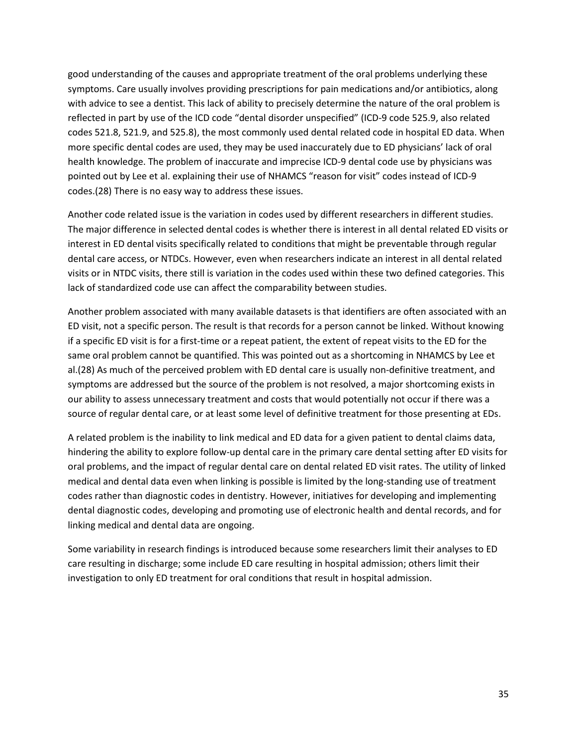good understanding of the causes and appropriate treatment of the oral problems underlying these symptoms. Care usually involves providing prescriptions for pain medications and/or antibiotics, along with advice to see a dentist. This lack of ability to precisely determine the nature of the oral problem is reflected in part by use of the ICD code "dental disorder unspecified" (ICD-9 code 525.9, also related codes 521.8, 521.9, and 525.8), the most commonly used dental related code in hospital ED data. When more specific dental codes are used, they may be used inaccurately due to ED physicians' lack of oral health knowledge. The problem of inaccurate and imprecise ICD-9 dental code use by physicians was pointed out by Lee et al. explaining their use of NHAMCS "reason for visit" codes instead of ICD-9 codes.(28) There is no easy way to address these issues.

Another code related issue is the variation in codes used by different researchers in different studies. The major difference in selected dental codes is whether there is interest in all dental related ED visits or interest in ED dental visits specifically related to conditions that might be preventable through regular dental care access, or NTDCs. However, even when researchers indicate an interest in all dental related visits or in NTDC visits, there still is variation in the codes used within these two defined categories. This lack of standardized code use can affect the comparability between studies.

Another problem associated with many available datasets is that identifiers are often associated with an ED visit, not a specific person. The result is that records for a person cannot be linked. Without knowing if a specific ED visit is for a first-time or a repeat patient, the extent of repeat visits to the ED for the same oral problem cannot be quantified. This was pointed out as a shortcoming in NHAMCS by Lee et al.(28) As much of the perceived problem with ED dental care is usually non-definitive treatment, and symptoms are addressed but the source of the problem is not resolved, a major shortcoming exists in our ability to assess unnecessary treatment and costs that would potentially not occur if there was a source of regular dental care, or at least some level of definitive treatment for those presenting at EDs.

A related problem is the inability to link medical and ED data for a given patient to dental claims data, hindering the ability to explore follow-up dental care in the primary care dental setting after ED visits for oral problems, and the impact of regular dental care on dental related ED visit rates. The utility of linked medical and dental data even when linking is possible is limited by the long-standing use of treatment codes rather than diagnostic codes in dentistry. However, initiatives for developing and implementing dental diagnostic codes, developing and promoting use of electronic health and dental records, and for linking medical and dental data are ongoing.

Some variability in research findings is introduced because some researchers limit their analyses to ED care resulting in discharge; some include ED care resulting in hospital admission; others limit their investigation to only ED treatment for oral conditions that result in hospital admission.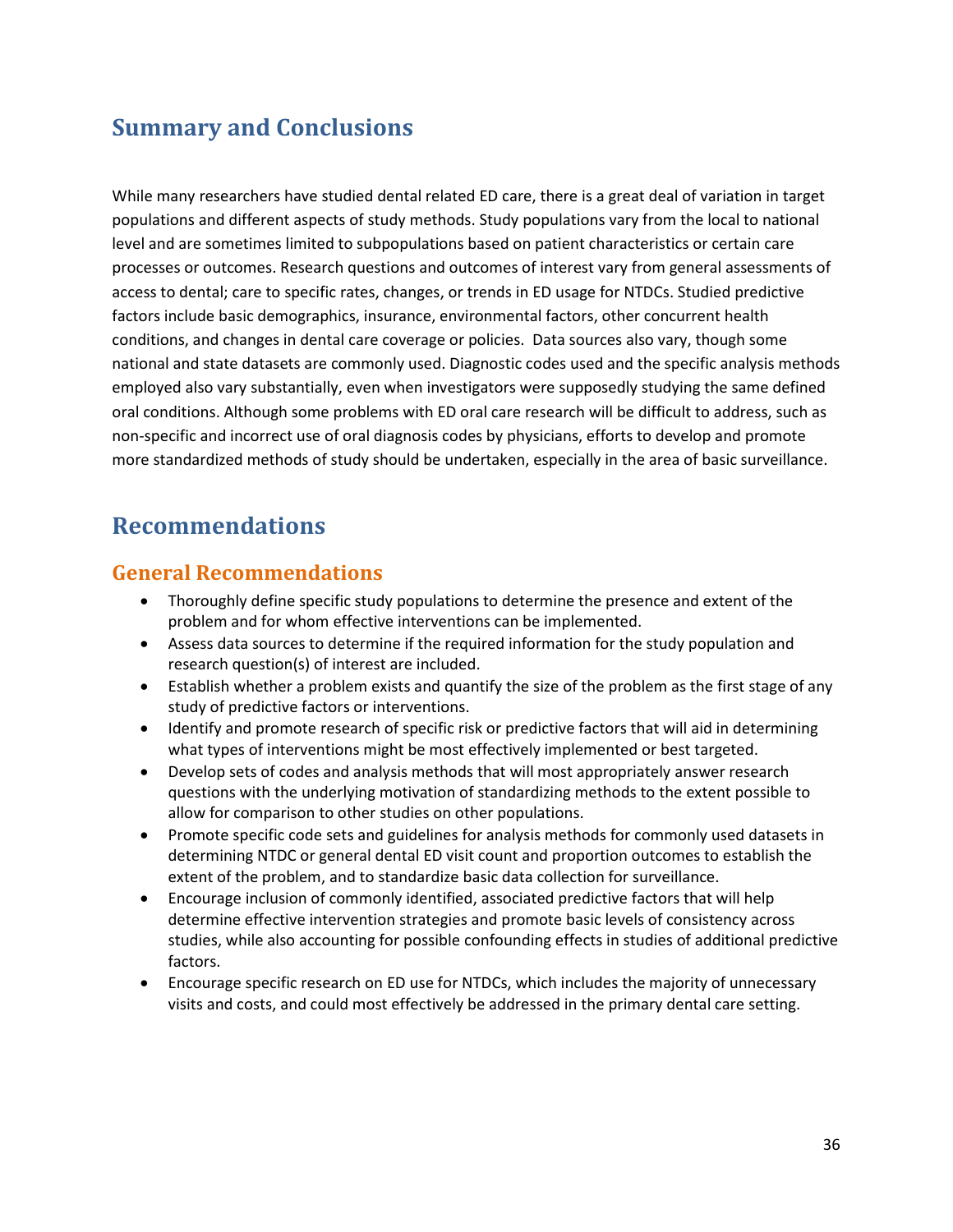## Summary and Conclusions

While many researchers have studied dental related ED care, there is a great deal of variation in target populations and different aspects of study methods. Study populations vary from the local to national level and are sometimes limited to subpopulations based on patient characteristics or certain care processes or outcomes. Research questions and outcomes of interest vary from general assessments of access to dental; care to specific rates, changes, or trends in ED usage for NTDCs. Studied predictive factors include basic demographics, insurance, environmental factors, other concurrent health conditions, and changes in dental care coverage or policies. Data sources also vary, though some national and state datasets are commonly used. Diagnostic codes used and the specific analysis methods employed also vary substantially, even when investigators were supposedly studying the same defined oral conditions. Although some problems with ED oral care research will be difficult to address, such as non-specific and incorrect use of oral diagnosis codes by physicians, efforts to develop and promote more standardized methods of study should be undertaken, especially in the area of basic surveillance.

## Recommendations

### General Recommendations

- Thoroughly define specific study populations to determine the presence and extent of the problem and for whom effective interventions can be implemented.
- Assess data sources to determine if the required information for the study population and research question(s) of interest are included.
- Establish whether a problem exists and quantify the size of the problem as the first stage of any study of predictive factors or interventions.
- Identify and promote research of specific risk or predictive factors that will aid in determining what types of interventions might be most effectively implemented or best targeted.
- Develop sets of codes and analysis methods that will most appropriately answer research questions with the underlying motivation of standardizing methods to the extent possible to allow for comparison to other studies on other populations.
- Promote specific code sets and guidelines for analysis methods for commonly used datasets in determining NTDC or general dental ED visit count and proportion outcomes to establish the extent of the problem, and to standardize basic data collection for surveillance.
- Encourage inclusion of commonly identified, associated predictive factors that will help determine effective intervention strategies and promote basic levels of consistency across studies, while also accounting for possible confounding effects in studies of additional predictive factors.
- Encourage specific research on ED use for NTDCs, which includes the majority of unnecessary visits and costs, and could most effectively be addressed in the primary dental care setting.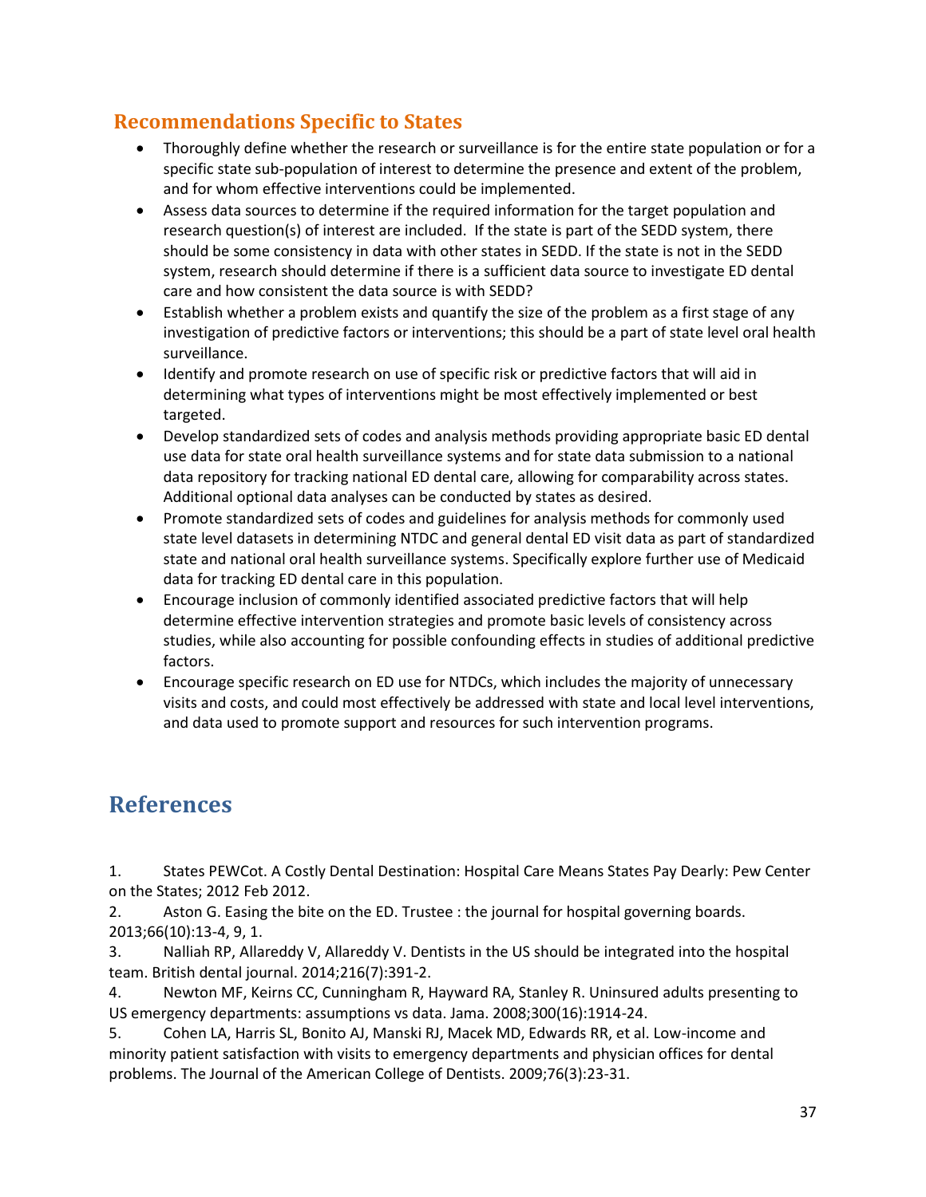## Recommendations Specific to States

- Thoroughly define whether the research or surveillance is for the entire state population or for a specific state sub-population of interest to determine the presence and extent of the problem, and for whom effective interventions could be implemented.
- Assess data sources to determine if the required information for the target population and research question(s) of interest are included. If the state is part of the SEDD system, there should be some consistency in data with other states in SEDD. If the state is not in the SEDD system, research should determine if there is a sufficient data source to investigate ED dental care and how consistent the data source is with SEDD?
- Establish whether a problem exists and quantify the size of the problem as a first stage of any investigation of predictive factors or interventions; this should be a part of state level oral health surveillance.
- Identify and promote research on use of specific risk or predictive factors that will aid in determining what types of interventions might be most effectively implemented or best targeted.
- Develop standardized sets of codes and analysis methods providing appropriate basic ED dental use data for state oral health surveillance systems and for state data submission to a national data repository for tracking national ED dental care, allowing for comparability across states. Additional optional data analyses can be conducted by states as desired.
- Promote standardized sets of codes and guidelines for analysis methods for commonly used state level datasets in determining NTDC and general dental ED visit data as part of standardized state and national oral health surveillance systems. Specifically explore further use of Medicaid data for tracking ED dental care in this population.
- Encourage inclusion of commonly identified associated predictive factors that will help determine effective intervention strategies and promote basic levels of consistency across studies, while also accounting for possible confounding effects in studies of additional predictive factors.
- Encourage specific research on ED use for NTDCs, which includes the majority of unnecessary visits and costs, and could most effectively be addressed with state and local level interventions, and data used to promote support and resources for such intervention programs.

# References

1. States PEWCot. A Costly Dental Destination: Hospital Care Means States Pay Dearly: Pew Center on the States; 2012 Feb 2012.
2. Aston G. Easing the bite on the ED. Trustee : the journal for hospital governing boards. 2013;66(10):13-4, 9, 1.
3. Nalliah RP, Allareddy V, Allareddy V. Dentists in the US should be integrated into the hospital team. British dental journal. 2014;216(7):391-2.
4. Newton MF, Keirns CC, Cunningham R, Hayward RA, Stanley R. Uninsured adults presenting to US emergency departments: assumptions vs data. Jama. 2008;300(16):1914-24.
5. Cohen LA, Harris SL, Bonito AJ, Manski RJ, Macek MD, Edwards RR, et al. Low-income and minority patient satisfaction with visits to emergency departments and physician offices for dental problems. The Journal of the American College of Dentists. 2009;76(3):23-31.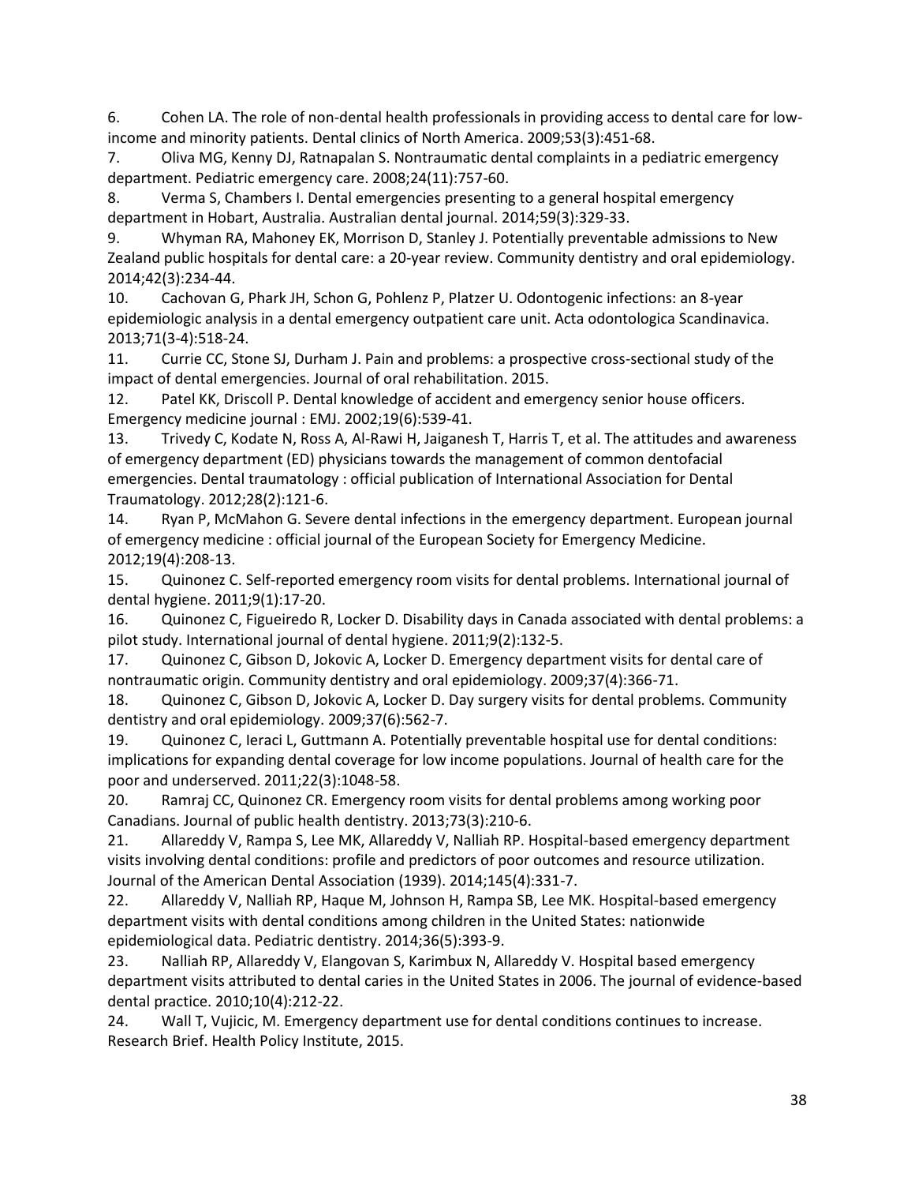6. Cohen LA. The role of non-dental health professionals in providing access to dental care for low-income and minority patients. Dental clinics of North America. 2009;53(3):451-68.
7. Oliva MG, Kenny DJ, Ratnapalan S. Nontraumatic dental complaints in a pediatric emergency department. Pediatric emergency care. 2008;24(11):757-60.
8. Verma S, Chambers I. Dental emergencies presenting to a general hospital emergency department in Hobart, Australia. Australian dental journal. 2014;59(3):329-33.
9. Whyman RA, Mahoney EK, Morrison D, Stanley J. Potentially preventable admissions to New Zealand public hospitals for dental care: a 20-year review. Community dentistry and oral epidemiology. 2014;42(3):234-44.
10. Cachovan G, Phark JH, Schon G, Pohlenz P, Platzer U. Odontogenic infections: an 8-year epidemiologic analysis in a dental emergency outpatient care unit. Acta odontologica Scandinavica. 2013;71(3-4):518-24.
11. Currie CC, Stone SJ, Durham J. Pain and problems: a prospective cross-sectional study of the impact of dental emergencies. Journal of oral rehabilitation. 2015.
12. Patel KK, Driscoll P. Dental knowledge of accident and emergency senior house officers. Emergency medicine journal : EMJ. 2002;19(6):539-41.
13. Trivedy C, Kodate N, Ross A, Al-Rawi H, Jaiganesh T, Harris T, et al. The attitudes and awareness of emergency department (ED) physicians towards the management of common dentofacial emergencies. Dental traumatology : official publication of International Association for Dental Traumatology. 2012;28(2):121-6.
14. Ryan P, McMahon G. Severe dental infections in the emergency department. European journal of emergency medicine : official journal of the European Society for Emergency Medicine. 2012;19(4):208-13.
15. Quinonez C. Self-reported emergency room visits for dental problems. International journal of dental hygiene. 2011;9(1):17-20.
16. Quinonez C, Figueiredo R, Locker D. Disability days in Canada associated with dental problems: a pilot study. International journal of dental hygiene. 2011;9(2):132-5.
17. Quinonez C, Gibson D, Jokovic A, Locker D. Emergency department visits for dental care of nontraumatic origin. Community dentistry and oral epidemiology. 2009;37(4):366-71.
18. Quinonez C, Gibson D, Jokovic A, Locker D. Day surgery visits for dental problems. Community dentistry and oral epidemiology. 2009;37(6):562-7.
19. Quinonez C, Ieraci L, Guttmann A. Potentially preventable hospital use for dental conditions: implications for expanding dental coverage for low income populations. Journal of health care for the poor and underserved. 2011;22(3):1048-58.
20. Ramraj CC, Quinonez CR. Emergency room visits for dental problems among working poor Canadians. Journal of public health dentistry. 2013;73(3):210-6.
21. Allareddy V, Rampa S, Lee MK, Allareddy V, Nalliah RP. Hospital-based emergency department visits involving dental conditions: profile and predictors of poor outcomes and resource utilization. Journal of the American Dental Association (1939). 2014;145(4):331-7.
22. Allareddy V, Nalliah RP, Haque M, Johnson H, Rampa SB, Lee MK. Hospital-based emergency department visits with dental conditions among children in the United States: nationwide epidemiological data. Pediatric dentistry. 2014;36(5):393-9.
23. Nalliah RP, Allareddy V, Elangovan S, Karimbux N, Allareddy V. Hospital based emergency department visits attributed to dental caries in the United States in 2006. The journal of evidence-based dental practice. 2010;10(4):212-22.
24. Wall T, Vujicic, M. Emergency department use for dental conditions continues to increase. Research Brief. Health Policy Institute, 2015.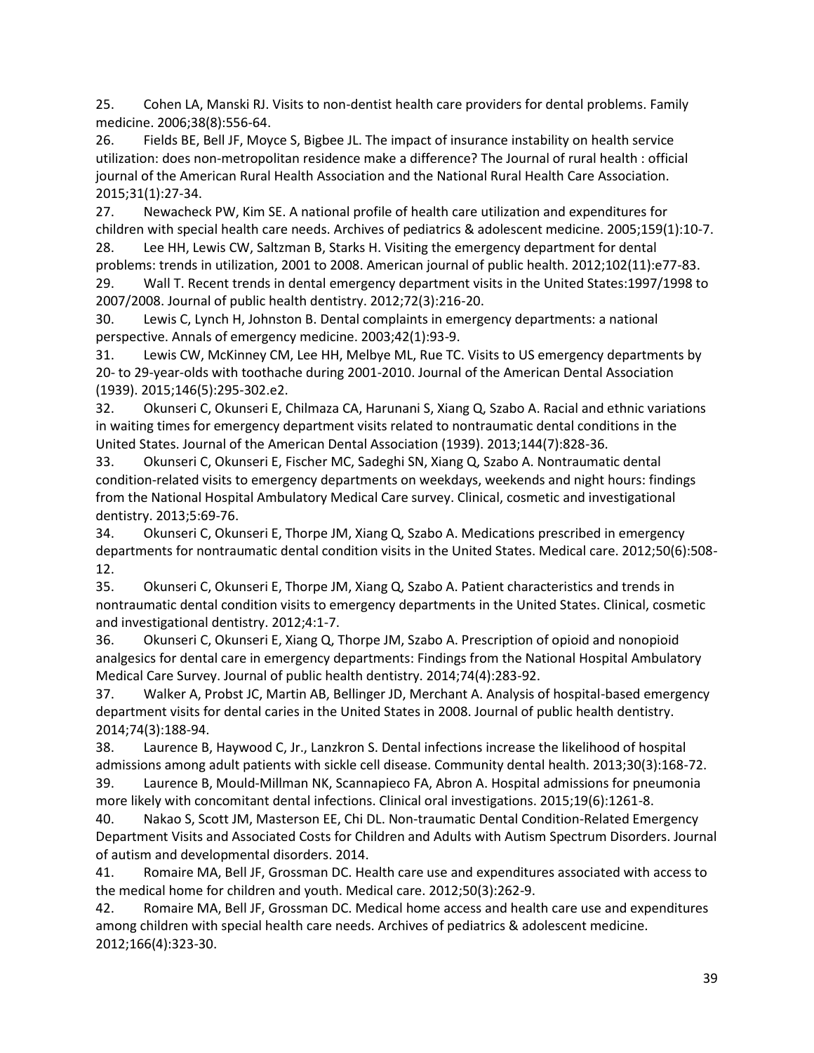25. Cohen LA, Manski RJ. Visits to non-dentist health care providers for dental problems. Family medicine. 2006;38(8):556-64.

26. Fields BE, Bell JF, Moyce S, Bigbee JL. The impact of insurance instability on health service utilization: does non-metropolitan residence make a difference? The Journal of rural health : official journal of the American Rural Health Association and the National Rural Health Care Association. 2015;31(1):27-34.

27. Newacheck PW, Kim SE. A national profile of health care utilization and expenditures for children with special health care needs. Archives of pediatrics & adolescent medicine. 2005;159(1):10-7.

28. Lee HH, Lewis CW, Saltzman B, Starks H. Visiting the emergency department for dental problems: trends in utilization, 2001 to 2008. American journal of public health. 2012;102(11):e77-83.

29. Wall T. Recent trends in dental emergency department visits in the United States:1997/1998 to 2007/2008. Journal of public health dentistry. 2012;72(3):216-20.

30. Lewis C, Lynch H, Johnston B. Dental complaints in emergency departments: a national perspective. Annals of emergency medicine. 2003;42(1):93-9.

31. Lewis CW, McKinney CM, Lee HH, Melbye ML, Rue TC. Visits to US emergency departments by 20- to 29-year-olds with toothache during 2001-2010. Journal of the American Dental Association (1939). 2015;146(5):295-302.e2.

32. Okunseri C, Okunseri E, Chilmaza CA, Harunani S, Xiang Q, Szabo A. Racial and ethnic variations in waiting times for emergency department visits related to nontraumatic dental conditions in the United States. Journal of the American Dental Association (1939). 2013;144(7):828-36.

33. Okunseri C, Okunseri E, Fischer MC, Sadeghi SN, Xiang Q, Szabo A. Nontraumatic dental condition-related visits to emergency departments on weekdays, weekends and night hours: findings from the National Hospital Ambulatory Medical Care survey. Clinical, cosmetic and investigational dentistry. 2013;5:69-76.

34. Okunseri C, Okunseri E, Thorpe JM, Xiang Q, Szabo A. Medications prescribed in emergency departments for nontraumatic dental condition visits in the United States. Medical care. 2012;50(6):508-12.

35. Okunseri C, Okunseri E, Thorpe JM, Xiang Q, Szabo A. Patient characteristics and trends in nontraumatic dental condition visits to emergency departments in the United States. Clinical, cosmetic and investigational dentistry. 2012;4:1-7.

36. Okunseri C, Okunseri E, Xiang Q, Thorpe JM, Szabo A. Prescription of opioid and nonopioid analgesics for dental care in emergency departments: Findings from the National Hospital Ambulatory Medical Care Survey. Journal of public health dentistry. 2014;74(4):283-92.

37. Walker A, Probst JC, Martin AB, Bellinger JD, Merchant A. Analysis of hospital-based emergency department visits for dental caries in the United States in 2008. Journal of public health dentistry. 2014;74(3):188-94.

38. Laurence B, Haywood C, Jr., Lanzkron S. Dental infections increase the likelihood of hospital admissions among adult patients with sickle cell disease. Community dental health. 2013;30(3):168-72.

39. Laurence B, Mould-Millman NK, Scannapieco FA, Abron A. Hospital admissions for pneumonia more likely with concomitant dental infections. Clinical oral investigations. 2015;19(6):1261-8.

40. Nakao S, Scott JM, Masterson EE, Chi DL. Non-traumatic Dental Condition-Related Emergency Department Visits and Associated Costs for Children and Adults with Autism Spectrum Disorders. Journal of autism and developmental disorders. 2014.

41. Romaire MA, Bell JF, Grossman DC. Health care use and expenditures associated with access to the medical home for children and youth. Medical care. 2012;50(3):262-9.

42. Romaire MA, Bell JF, Grossman DC. Medical home access and health care use and expenditures among children with special health care needs. Archives of pediatrics & adolescent medicine. 2012;166(4):323-30.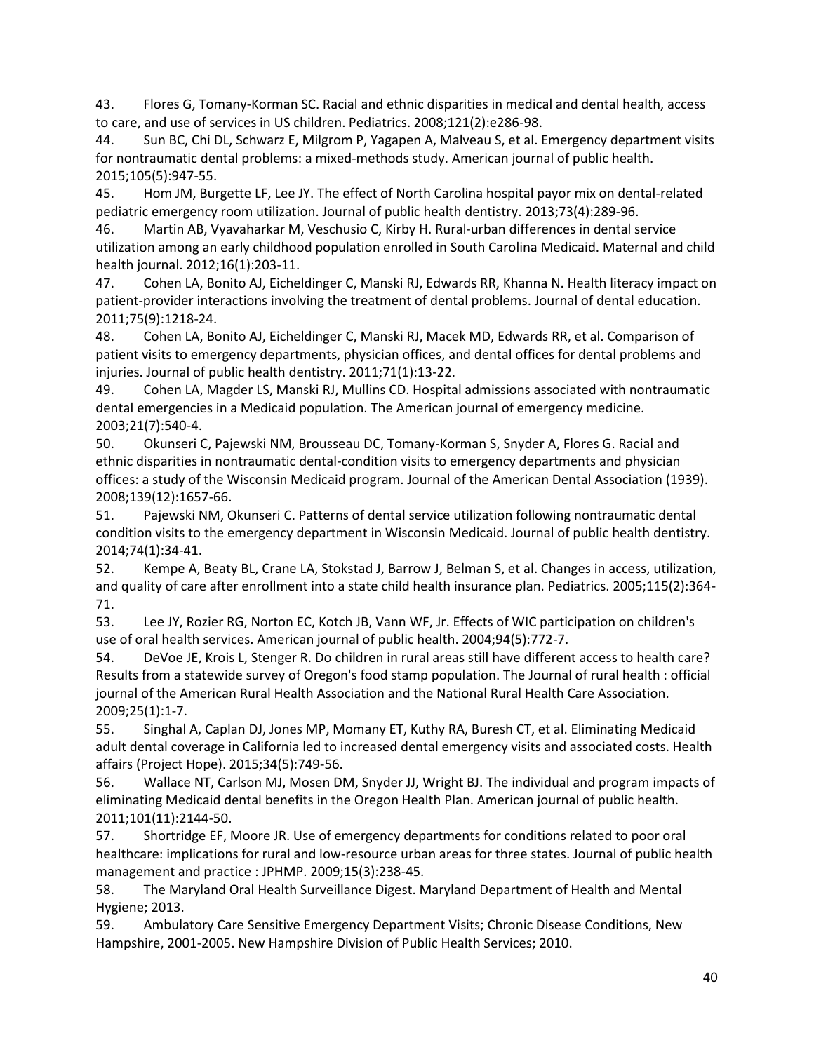43. Flores G, Tomany-Korman SC. Racial and ethnic disparities in medical and dental health, access to care, and use of services in US children. Pediatrics. 2008;121(2):e286-98.

44. Sun BC, Chi DL, Schwarz E, Milgrom P, Yagapen A, Malveau S, et al. Emergency department visits for nontraumatic dental problems: a mixed-methods study. American journal of public health. 2015;105(5):947-55.

45. Hom JM, Burgette LF, Lee JY. The effect of North Carolina hospital payor mix on dental-related pediatric emergency room utilization. Journal of public health dentistry. 2013;73(4):289-96.

46. Martin AB, Vyavaharkar M, Veschusio C, Kirby H. Rural-urban differences in dental service utilization among an early childhood population enrolled in South Carolina Medicaid. Maternal and child health journal. 2012;16(1):203-11.

47. Cohen LA, Bonito AJ, Eicheldinger C, Manski RJ, Edwards RR, Khanna N. Health literacy impact on patient-provider interactions involving the treatment of dental problems. Journal of dental education. 2011;75(9):1218-24.

48. Cohen LA, Bonito AJ, Eicheldinger C, Manski RJ, Macek MD, Edwards RR, et al. Comparison of patient visits to emergency departments, physician offices, and dental offices for dental problems and injuries. Journal of public health dentistry. 2011;71(1):13-22.

49. Cohen LA, Magder LS, Manski RJ, Mullins CD. Hospital admissions associated with nontraumatic dental emergencies in a Medicaid population. The American journal of emergency medicine. 2003;21(7):540-4.

50. Okunseri C, Pajewski NM, Brousseau DC, Tomany-Korman S, Snyder A, Flores G. Racial and ethnic disparities in nontraumatic dental-condition visits to emergency departments and physician offices: a study of the Wisconsin Medicaid program. Journal of the American Dental Association (1939). 2008;139(12):1657-66.

51. Pajewski NM, Okunseri C. Patterns of dental service utilization following nontraumatic dental condition visits to the emergency department in Wisconsin Medicaid. Journal of public health dentistry. 2014;74(1):34-41.

52. Kempe A, Beaty BL, Crane LA, Stokstad J, Barrow J, Belman S, et al. Changes in access, utilization, and quality of care after enrollment into a state child health insurance plan. Pediatrics. 2005;115(2):364-71.

53. Lee JY, Rozier RG, Norton EC, Kotch JB, Vann WF, Jr. Effects of WIC participation on children's use of oral health services. American journal of public health. 2004;94(5):772-7.

54. DeVoe JE, Krois L, Stenger R. Do children in rural areas still have different access to health care? Results from a statewide survey of Oregon's food stamp population. The Journal of rural health : official journal of the American Rural Health Association and the National Rural Health Care Association. 2009;25(1):1-7.

55. Singhal A, Caplan DJ, Jones MP, Momany ET, Kuthy RA, Buresh CT, et al. Eliminating Medicaid adult dental coverage in California led to increased dental emergency visits and associated costs. Health affairs (Project Hope). 2015;34(5):749-56.

56. Wallace NT, Carlson MJ, Mosen DM, Snyder JJ, Wright BJ. The individual and program impacts of eliminating Medicaid dental benefits in the Oregon Health Plan. American journal of public health. 2011;101(11):2144-50.

57. Shortridge EF, Moore JR. Use of emergency departments for conditions related to poor oral healthcare: implications for rural and low-resource urban areas for three states. Journal of public health management and practice : JPHMP. 2009;15(3):238-45.

58. The Maryland Oral Health Surveillance Digest. Maryland Department of Health and Mental Hygiene; 2013.

59. Ambulatory Care Sensitive Emergency Department Visits; Chronic Disease Conditions, New Hampshire, 2001-2005. New Hampshire Division of Public Health Services; 2010.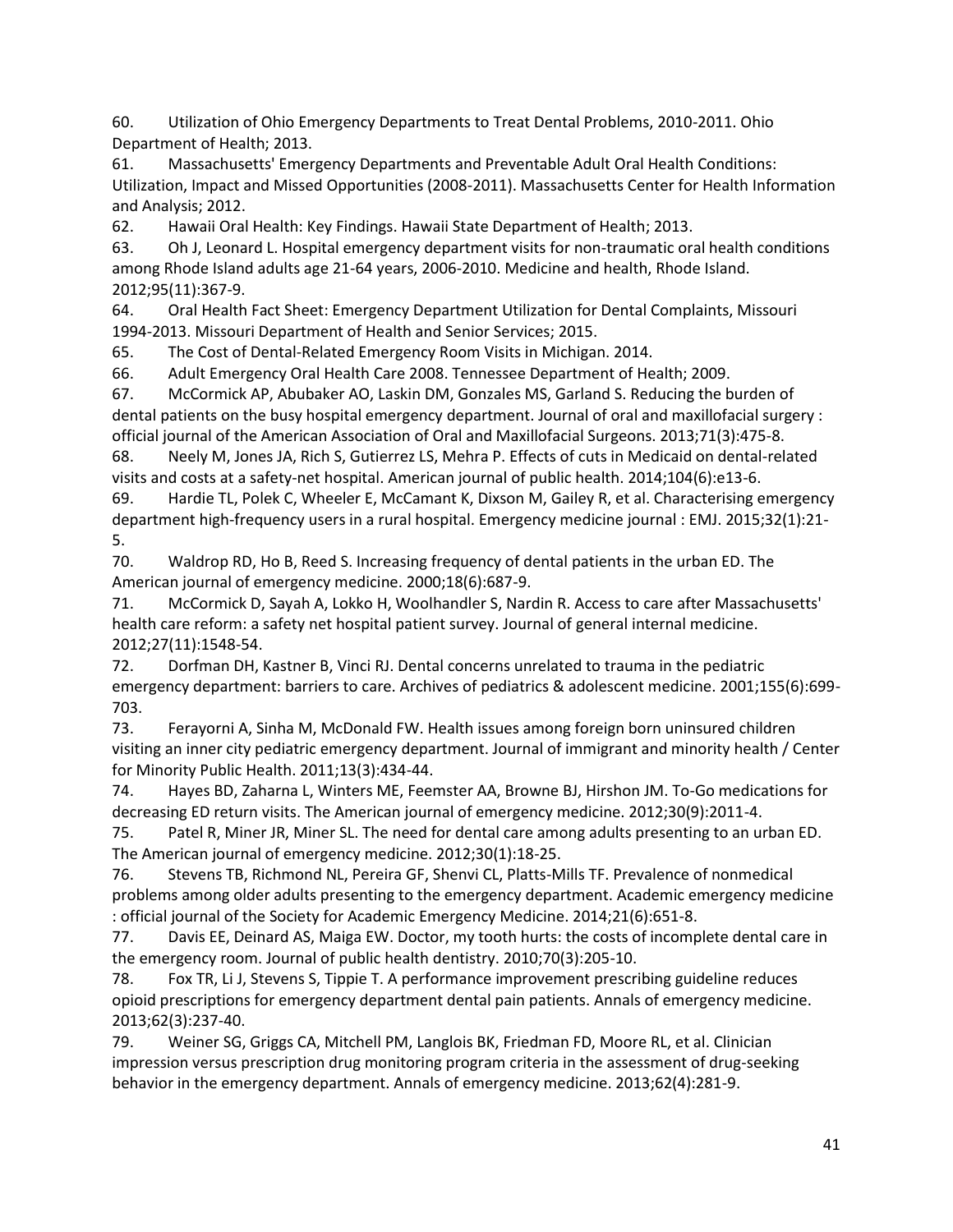60. Utilization of Ohio Emergency Departments to Treat Dental Problems, 2010-2011. Ohio Department of Health; 2013.

61. Massachusetts' Emergency Departments and Preventable Adult Oral Health Conditions: Utilization, Impact and Missed Opportunities (2008-2011). Massachusetts Center for Health Information and Analysis; 2012.

62. Hawaii Oral Health: Key Findings. Hawaii State Department of Health; 2013.

63. Oh J, Leonard L. Hospital emergency department visits for non-traumatic oral health conditions among Rhode Island adults age 21-64 years, 2006-2010. Medicine and health, Rhode Island. 2012;95(11):367-9.

64. Oral Health Fact Sheet: Emergency Department Utilization for Dental Complaints, Missouri 1994-2013. Missouri Department of Health and Senior Services; 2015.

65. The Cost of Dental-Related Emergency Room Visits in Michigan. 2014.

66. Adult Emergency Oral Health Care 2008. Tennessee Department of Health; 2009.

67. McCormick AP, Abubaker AO, Laskin DM, Gonzales MS, Garland S. Reducing the burden of dental patients on the busy hospital emergency department. Journal of oral and maxillofacial surgery : official journal of the American Association of Oral and Maxillofacial Surgeons. 2013;71(3):475-8.

68. Neely M, Jones JA, Rich S, Gutierrez LS, Mehra P. Effects of cuts in Medicaid on dental-related visits and costs at a safety-net hospital. American journal of public health. 2014;104(6):e13-6.

69. Hardie TL, Polek C, Wheeler E, McCamant K, Dixson M, Gailey R, et al. Characterising emergency department high-frequency users in a rural hospital. Emergency medicine journal : EMJ. 2015;32(1):21-5.

70. Waldrop RD, Ho B, Reed S. Increasing frequency of dental patients in the urban ED. The American journal of emergency medicine. 2000;18(6):687-9.

71. McCormick D, Sayah A, Lokko H, Woolhandler S, Nardin R. Access to care after Massachusetts' health care reform: a safety net hospital patient survey. Journal of general internal medicine. 2012;27(11):1548-54.

72. Dorfman DH, Kastner B, Vinci RJ. Dental concerns unrelated to trauma in the pediatric emergency department: barriers to care. Archives of pediatrics & adolescent medicine. 2001;155(6):699-703.

73. Ferayorni A, Sinha M, McDonald FW. Health issues among foreign born uninsured children visiting an inner city pediatric emergency department. Journal of immigrant and minority health / Center for Minority Public Health. 2011;13(3):434-44.

74. Hayes BD, Zaharna L, Winters ME, Feemster AA, Browne BJ, Hirshon JM. To-Go medications for decreasing ED return visits. The American journal of emergency medicine. 2012;30(9):2011-4.

75. Patel R, Miner JR, Miner SL. The need for dental care among adults presenting to an urban ED. The American journal of emergency medicine. 2012;30(1):18-25.

76. Stevens TB, Richmond NL, Pereira GF, Shenvi CL, Platts-Mills TF. Prevalence of nonmedical problems among older adults presenting to the emergency department. Academic emergency medicine : official journal of the Society for Academic Emergency Medicine. 2014;21(6):651-8.

77. Davis EE, Deinard AS, Maiga EW. Doctor, my tooth hurts: the costs of incomplete dental care in the emergency room. Journal of public health dentistry. 2010;70(3):205-10.

78. Fox TR, Li J, Stevens S, Tippie T. A performance improvement prescribing guideline reduces opioid prescriptions for emergency department dental pain patients. Annals of emergency medicine. 2013;62(3):237-40.

79. Weiner SG, Griggs CA, Mitchell PM, Langlois BK, Friedman FD, Moore RL, et al. Clinician impression versus prescription drug monitoring program criteria in the assessment of drug-seeking behavior in the emergency department. Annals of emergency medicine. 2013;62(4):281-9.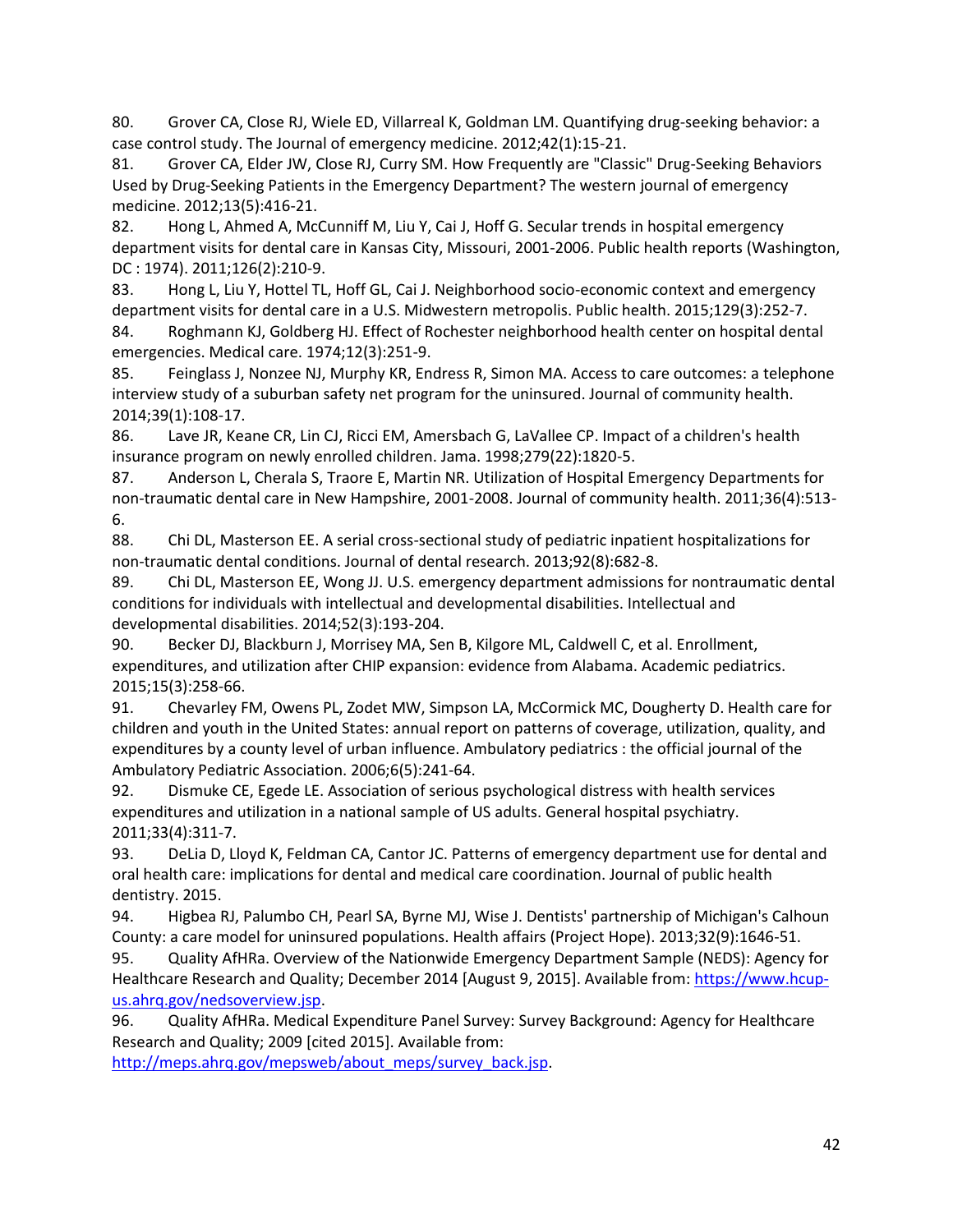80. Grover CA, Close RJ, Wiele ED, Villarreal K, Goldman LM. Quantifying drug-seeking behavior: a case control study. The Journal of emergency medicine. 2012;42(1):15-21.

81. Grover CA, Elder JW, Close RJ, Curry SM. How Frequently are "Classic" Drug-Seeking Behaviors Used by Drug-Seeking Patients in the Emergency Department? The western journal of emergency medicine. 2012;13(5):416-21.

82. Hong L, Ahmed A, McCunniff M, Liu Y, Cai J, Hoff G. Secular trends in hospital emergency department visits for dental care in Kansas City, Missouri, 2001-2006. Public health reports (Washington, DC : 1974). 2011;126(2):210-9.

83. Hong L, Liu Y, Hottel TL, Hoff GL, Cai J. Neighborhood socio-economic context and emergency department visits for dental care in a U.S. Midwestern metropolis. Public health. 2015;129(3):252-7.

84. Roghmann KJ, Goldberg HJ. Effect of Rochester neighborhood health center on hospital dental emergencies. Medical care. 1974;12(3):251-9.

85. Feinglass J, Nonzee NJ, Murphy KR, Endress R, Simon MA. Access to care outcomes: a telephone interview study of a suburban safety net program for the uninsured. Journal of community health. 2014;39(1):108-17.

86. Lave JR, Keane CR, Lin CJ, Ricci EM, Amersbach G, LaVallee CP. Impact of a children's health insurance program on newly enrolled children. Jama. 1998;279(22):1820-5.

87. Anderson L, Cherala S, Traore E, Martin NR. Utilization of Hospital Emergency Departments for non-traumatic dental care in New Hampshire, 2001-2008. Journal of community health. 2011;36(4):513-6.

88. Chi DL, Masterson EE. A serial cross-sectional study of pediatric inpatient hospitalizations for non-traumatic dental conditions. Journal of dental research. 2013;92(8):682-8.

89. Chi DL, Masterson EE, Wong JJ. U.S. emergency department admissions for nontraumatic dental conditions for individuals with intellectual and developmental disabilities. Intellectual and developmental disabilities. 2014;52(3):193-204.

90. Becker DJ, Blackburn J, Morrisey MA, Sen B, Kilgore ML, Caldwell C, et al. Enrollment, expenditures, and utilization after CHIP expansion: evidence from Alabama. Academic pediatrics. 2015;15(3):258-66.

91. Chevarley FM, Owens PL, Zodet MW, Simpson LA, McCormick MC, Dougherty D. Health care for children and youth in the United States: annual report on patterns of coverage, utilization, quality, and expenditures by a county level of urban influence. Ambulatory pediatrics : the official journal of the Ambulatory Pediatric Association. 2006;6(5):241-64.

92. Dismuke CE, Egede LE. Association of serious psychological distress with health services expenditures and utilization in a national sample of US adults. General hospital psychiatry. 2011;33(4):311-7.

93. DeLia D, Lloyd K, Feldman CA, Cantor JC. Patterns of emergency department use for dental and oral health care: implications for dental and medical care coordination. Journal of public health dentistry. 2015.

94. Higbea RJ, Palumbo CH, Pearl SA, Byrne MJ, Wise J. Dentists' partnership of Michigan's Calhoun County: a care model for uninsured populations. Health affairs (Project Hope). 2013;32(9):1646-51.

95. Quality AfHRa. Overview of the Nationwide Emergency Department Sample (NEDS): Agency for Healthcare Research and Quality; December 2014 [August 9, 2015]. Available from: https://www.hcup-us.ahrq.gov/nedsoverview.jsp.

96. Quality AfHRa. Medical Expenditure Panel Survey: Survey Background: Agency for Healthcare Research and Quality; 2009 [cited 2015]. Available from: http://meps.ahrq.gov/mepsweb/about_meps/survey_back.jsp.